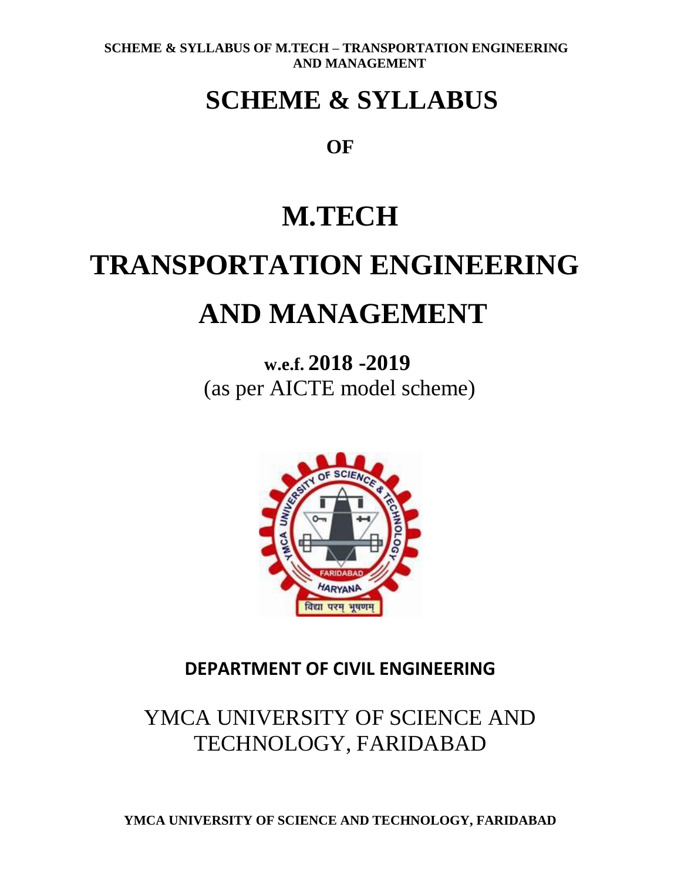# SCHEME & SYLLABUS

**OF**

# M.TECH

# TRANSPORTATION ENGINEERING

# AND MANAGEMENT

**w.e.f. 2018 -2019**
(as per AICTE model scheme)

**DEPARTMENT OF CIVIL ENGINEERING**

YMCA UNIVERSITY OF SCIENCE AND TECHNOLOGY, FARIDABAD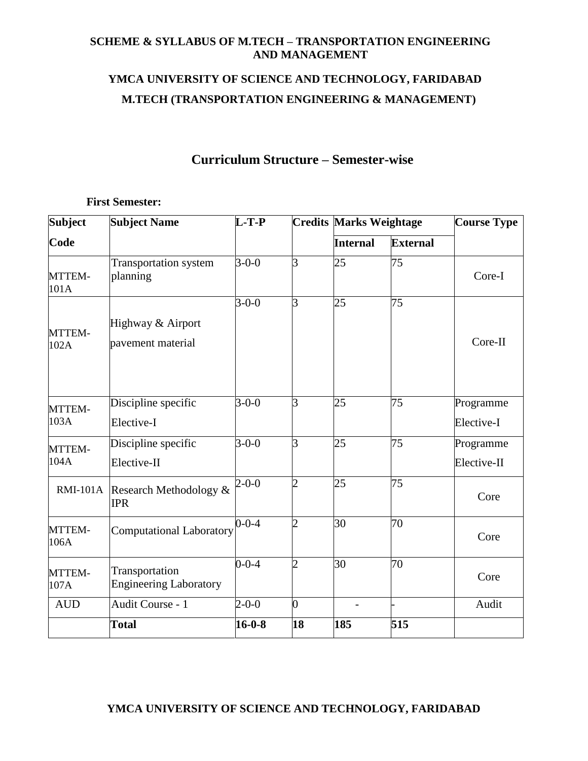**SCHEME & SYLLABUS OF M.TECH – TRANSPORTATION ENGINEERING AND MANAGEMENT**

**YMCA UNIVERSITY OF SCIENCE AND TECHNOLOGY, FARIDABAD**

**M.TECH (TRANSPORTATION ENGINEERING & MANAGEMENT)**

## Curriculum Structure – Semester-wise

**First Semester:**

| Subject Code | Subject Name | L-T-P | Credits | Marks Weightage | | Course Type |
|---|---|---|---|---|---|---|
| | | | | Internal | External | |
| MTTEM-101A | Transportation system planning | 3-0-0 | 3 | 25 | 75 | Core-I |
| MTTEM-102A | Highway & Airport pavement material | 3-0-0 | 3 | 25 | 75 | Core-II |
| MTTEM-103A | Discipline specific Elective-I | 3-0-0 | 3 | 25 | 75 | Programme Elective-I |
| MTTEM-104A | Discipline specific Elective-II | 3-0-0 | 3 | 25 | 75 | Programme Elective-II |
| RMI-101A | Research Methodology & IPR | 2-0-0 | 2 | 25 | 75 | Core |
| MTTEM-106A | Computational Laboratory | 0-0-4 | 2 | 30 | 70 | Core |
| MTTEM-107A | Transportation Engineering Laboratory | 0-0-4 | 2 | 30 | 70 | Core |
| AUD | Audit Course - 1 | 2-0-0 | 0 | - | - | Audit |
| | **Total** | **16-0-8** | **18** | **185** | **515** | |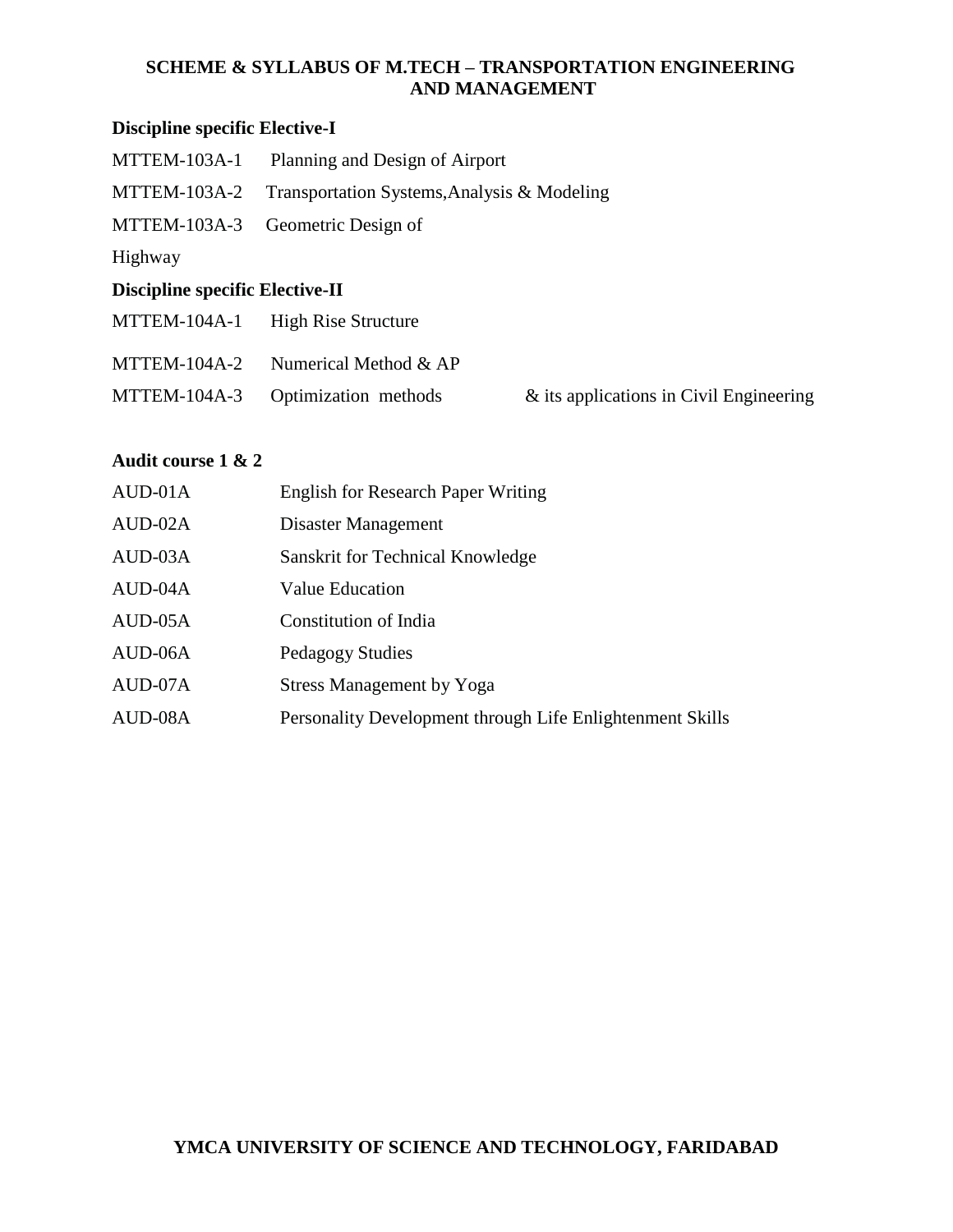**Discipline specific Elective-I**

MTTEM-103A-1 Planning and Design of Airport

MTTEM-103A-2 Transportation Systems,Analysis & Modeling

MTTEM-103A-3 Geometric Design of Highway

**Discipline specific Elective-II**

MTTEM-104A-1 High Rise Structure

MTTEM-104A-2 Numerical Method & AP

MTTEM-104A-3 Optimization methods & its applications in Civil Engineering

**Audit course 1 & 2**

| | |
|---|---|
| AUD-01A | English for Research Paper Writing |
| AUD-02A | Disaster Management |
| AUD-03A | Sanskrit for Technical Knowledge |
| AUD-04A | Value Education |
| AUD-05A | Constitution of India |
| AUD-06A | Pedagogy Studies |
| AUD-07A | Stress Management by Yoga |
| AUD-08A | Personality Development through Life Enlightenment Skills |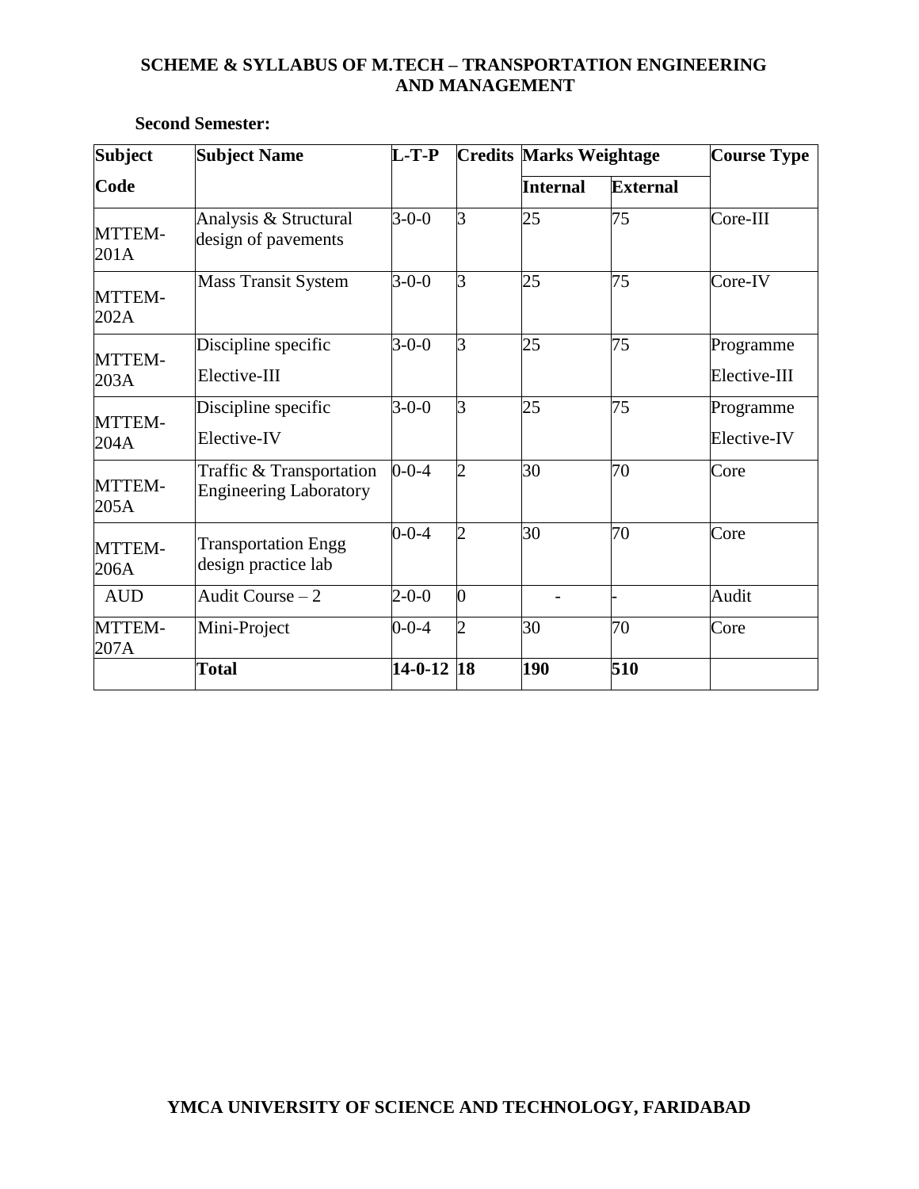**SCHEME & SYLLABUS OF M.TECH – TRANSPORTATION ENGINEERING AND MANAGEMENT**

**Second Semester:**

| Subject Code | Subject Name | L-T-P | Credits | Marks Weightage | | Course Type |
|---|---|---|---|---|---|---|
| | | | | Internal | External | |
| MTTEM-201A | Analysis & Structural design of pavements | 3-0-0 | 3 | 25 | 75 | Core-III |
| MTTEM-202A | Mass Transit System | 3-0-0 | 3 | 25 | 75 | Core-IV |
| MTTEM-203A | Discipline specific Elective-III | 3-0-0 | 3 | 25 | 75 | Programme Elective-III |
| MTTEM-204A | Discipline specific Elective-IV | 3-0-0 | 3 | 25 | 75 | Programme Elective-IV |
| MTTEM-205A | Traffic & Transportation Engineering Laboratory | 0-0-4 | 2 | 30 | 70 | Core |
| MTTEM-206A | Transportation Engg design practice lab | 0-0-4 | 2 | 30 | 70 | Core |
| AUD | Audit Course – 2 | 2-0-0 | 0 | - | - | Audit |
| MTTEM-207A | Mini-Project | 0-0-4 | 2 | 30 | 70 | Core |
| | **Total** | **14-0-12** | **18** | **190** | **510** | |

**YMCA UNIVERSITY OF SCIENCE AND TECHNOLOGY, FARIDABAD**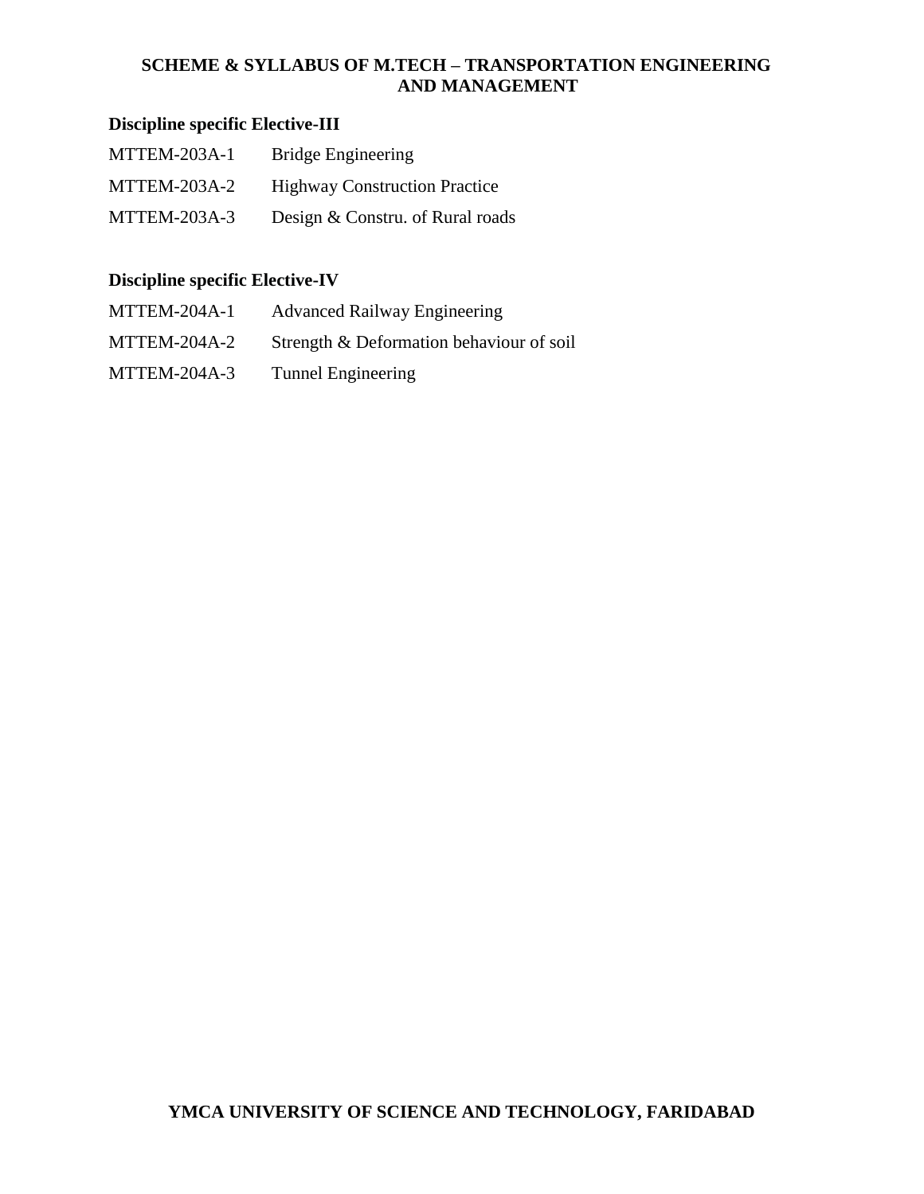**Discipline specific Elective-III**

| | |
|---|---|
| MTTEM-203A-1 | Bridge Engineering |
| MTTEM-203A-2 | Highway Construction Practice |
| MTTEM-203A-3 | Design & Constru. of Rural roads |

**Discipline specific Elective-IV**

| | |
|---|---|
| MTTEM-204A-1 | Advanced Railway Engineering |
| MTTEM-204A-2 | Strength & Deformation behaviour of soil |
| MTTEM-204A-3 | Tunnel Engineering |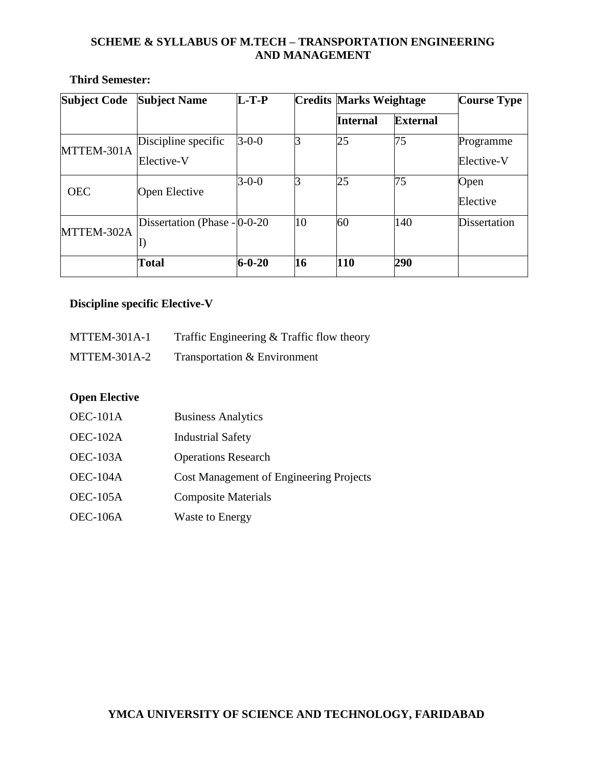# SCHEME & SYLLABUS OF M.TECH – TRANSPORTATION ENGINEERING AND MANAGEMENT

**Third Semester:**

| Subject Code | Subject Name | L-T-P | Credits | Marks Weightage | | Course Type |
|---|---|---|---|---|---|---|
| | | | | Internal | External | |
| MTTEM-301A | Discipline specific Elective-V | 3-0-0 | 3 | 25 | 75 | Programme Elective-V |
| OEC | Open Elective | 3-0-0 | 3 | 25 | 75 | Open Elective |
| MTTEM-302A | Dissertation (Phase - I) | 0-0-20 | 10 | 60 | 140 | Dissertation |
| | **Total** | **6-0-20** | **16** | **110** | **290** | |

**Discipline specific Elective-V**

MTTEM-301A-1 Traffic Engineering & Traffic flow theory

MTTEM-301A-2 Transportation & Environment

**Open Elective**

OEC-101A Business Analytics

OEC-102A Industrial Safety

OEC-103A Operations Research

OEC-104A Cost Management of Engineering Projects

OEC-105A Composite Materials

OEC-106A Waste to Energy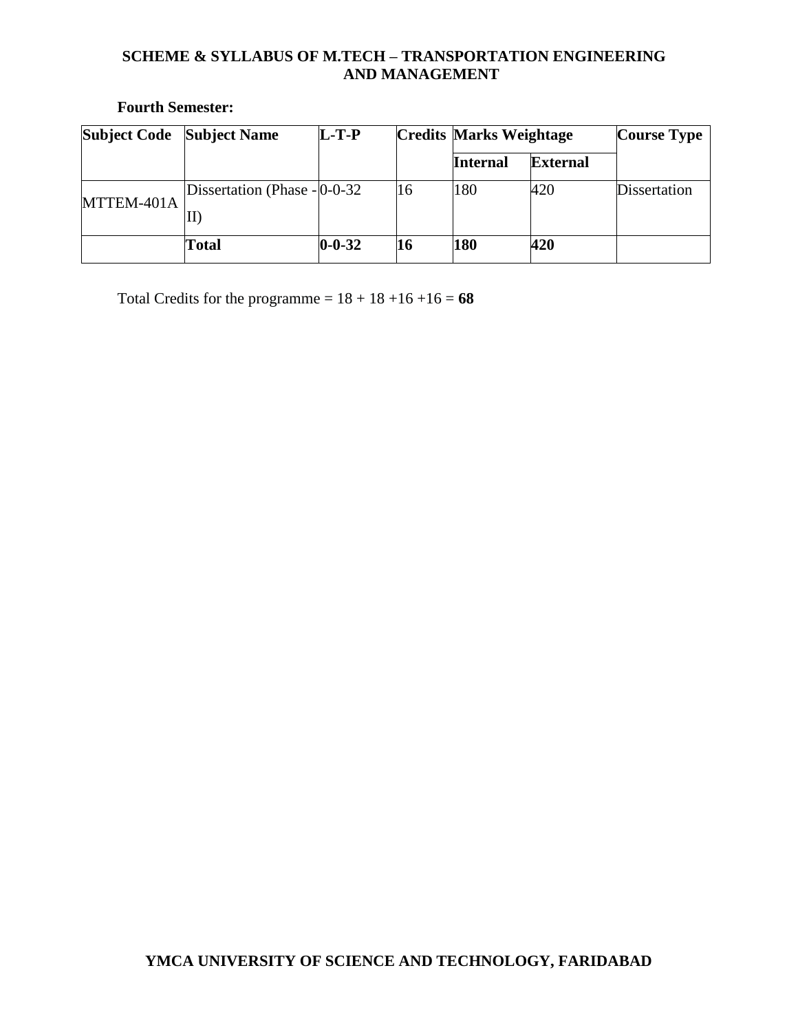## SCHEME & SYLLABUS OF M.TECH – TRANSPORTATION ENGINEERING AND MANAGEMENT

**Fourth Semester:**

| Subject Code | Subject Name | L-T-P | Credits | Marks Weightage | | Course Type |
|---|---|---|---|---|---|---|
| | | | | **Internal** | **External** | |
| MTTEM-401A | Dissertation (Phase - II) | 0-0-32 | 16 | 180 | 420 | Dissertation |
| | **Total** | **0-0-32** | **16** | **180** | **420** | |

Total Credits for the programme = 18 + 18 +16 +16 = **68**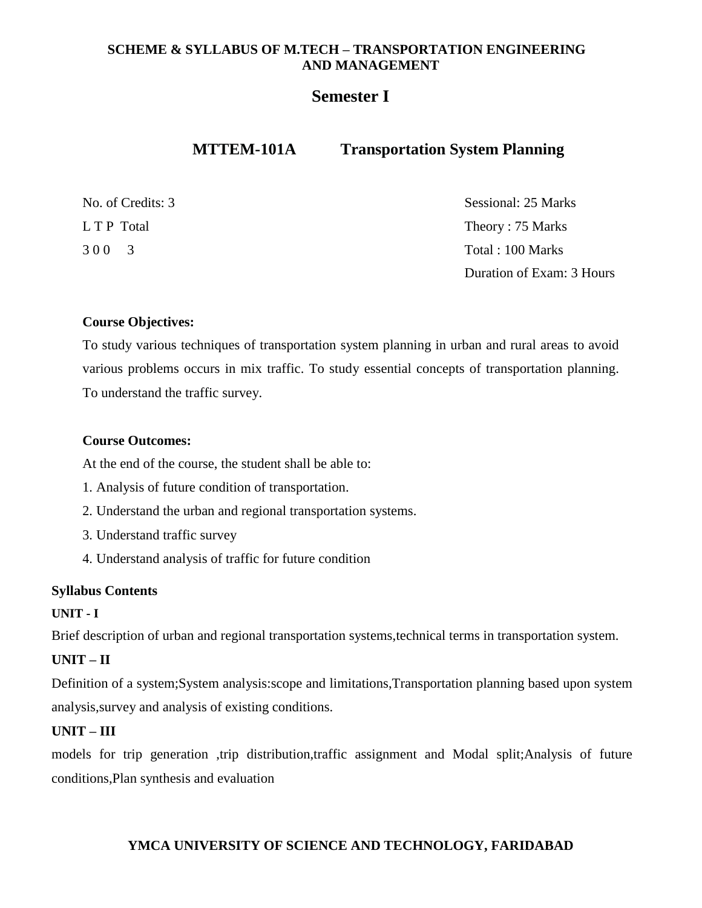**SCHEME & SYLLABUS OF M.TECH – TRANSPORTATION ENGINEERING AND MANAGEMENT**

## Semester I

### MTTEM-101A Transportation System Planning

| | |
|---|---|
| No. of Credits: 3 | Sessional: 25 Marks |
| L T P Total | Theory : 75 Marks |
| 3 0 0 3 | Total : 100 Marks |
| | Duration of Exam: 3 Hours |

**Course Objectives:**

To study various techniques of transportation system planning in urban and rural areas to avoid various problems occurs in mix traffic. To study essential concepts of transportation planning. To understand the traffic survey.

**Course Outcomes:**

At the end of the course, the student shall be able to:

1. Analysis of future condition of transportation.
2. Understand the urban and regional transportation systems.
3. Understand traffic survey
4. Understand analysis of traffic for future condition

**Syllabus Contents**

**UNIT - I**

Brief description of urban and regional transportation systems,technical terms in transportation system.

**UNIT – II**

Definition of a system;System analysis:scope and limitations,Transportation planning based upon system analysis,survey and analysis of existing conditions.

**UNIT – III**

models for trip generation ,trip distribution,traffic assignment and Modal split;Analysis of future conditions,Plan synthesis and evaluation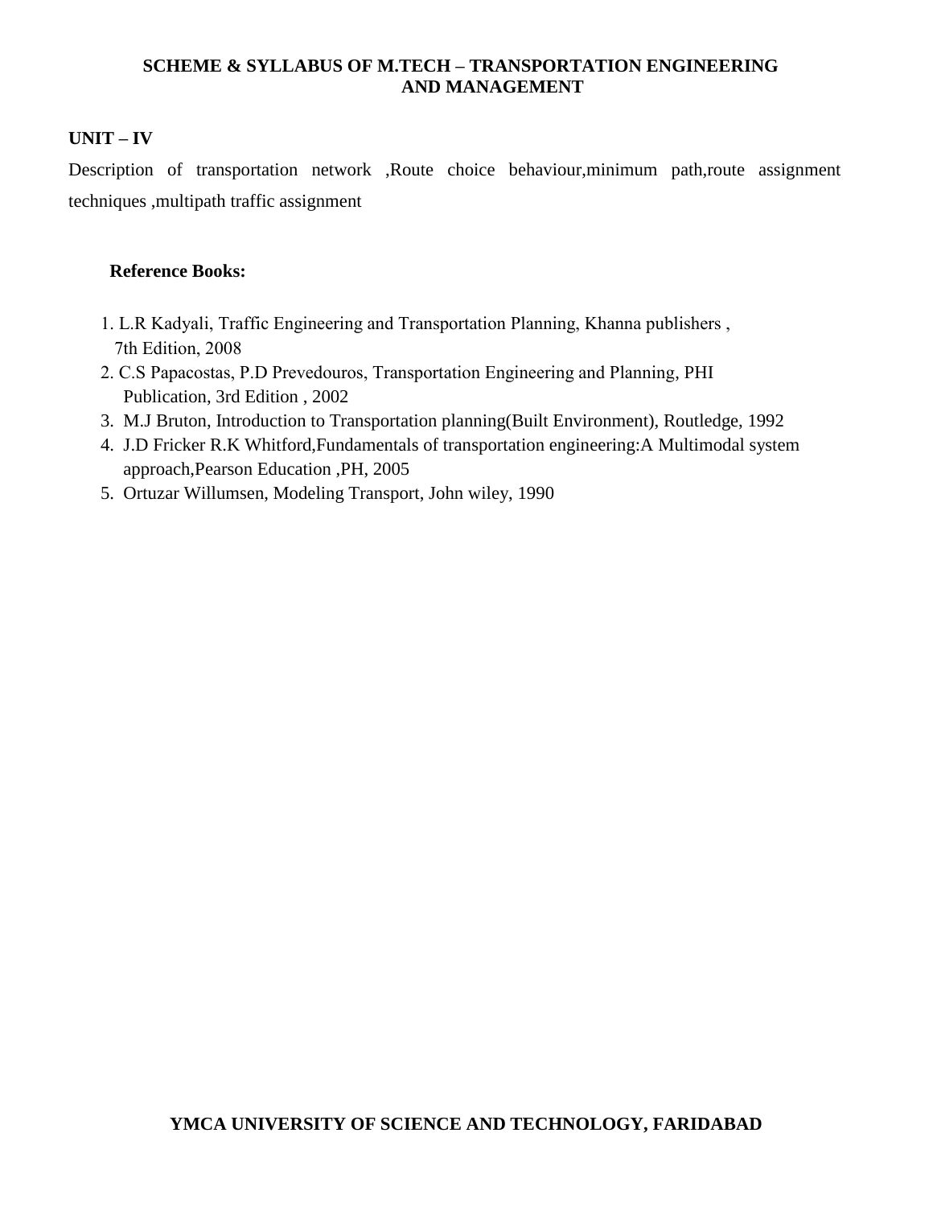## UNIT – IV

Description of transportation network ,Route choice behaviour,minimum path,route assignment techniques ,multipath traffic assignment

**Reference Books:**

1. L.R Kadyali, Traffic Engineering and Transportation Planning, Khanna publishers , 7th Edition, 2008
2. C.S Papacostas, P.D Prevedouros, Transportation Engineering and Planning, PHI Publication, 3rd Edition , 2002
3. M.J Bruton, Introduction to Transportation planning(Built Environment), Routledge, 1992
4. J.D Fricker R.K Whitford,Fundamentals of transportation engineering:A Multimodal system approach,Pearson Education ,PH, 2005
5. Ortuzar Willumsen, Modeling Transport, John wiley, 1990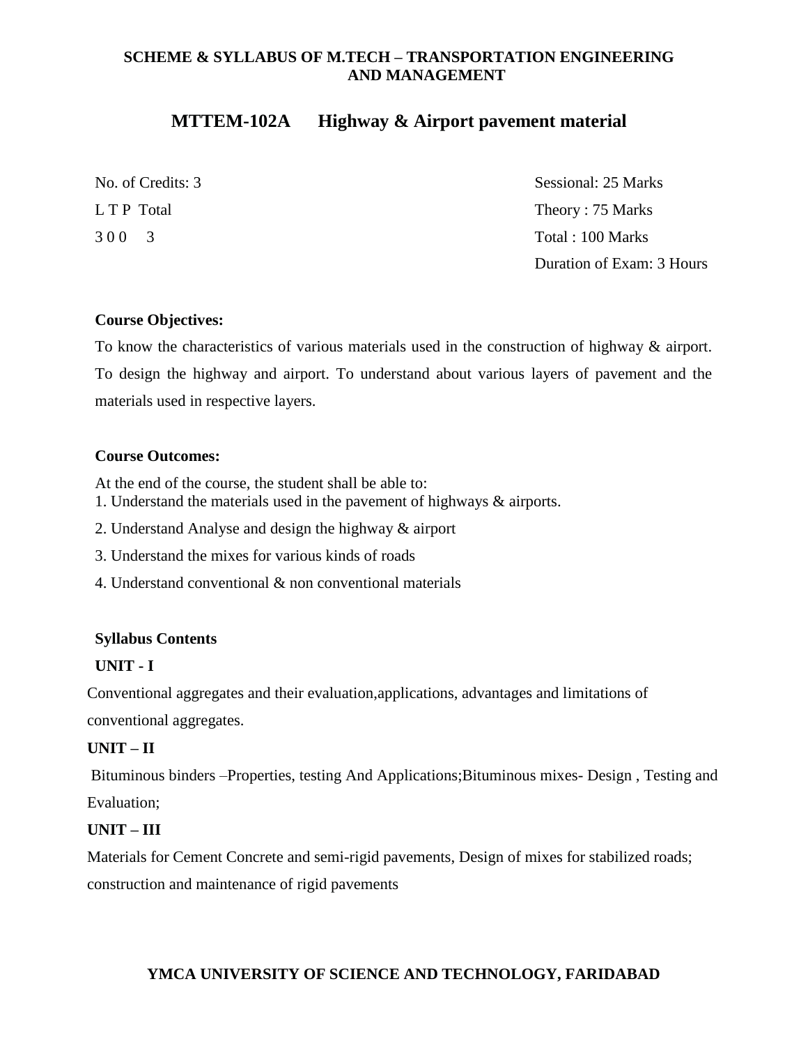# SCHEME & SYLLABUS OF M.TECH – TRANSPORTATION ENGINEERING AND MANAGEMENT

## MTTEM-102A Highway & Airport pavement material

| | |
|---|---|
| No. of Credits: 3 | Sessional: 25 Marks |
| L T P Total | Theory : 75 Marks |
| 3 0 0 3 | Total : 100 Marks |
| | Duration of Exam: 3 Hours |

**Course Objectives:**

To know the characteristics of various materials used in the construction of highway & airport. To design the highway and airport. To understand about various layers of pavement and the materials used in respective layers.

**Course Outcomes:**

At the end of the course, the student shall be able to:

1. Understand the materials used in the pavement of highways & airports.
2. Understand Analyse and design the highway & airport
3. Understand the mixes for various kinds of roads
4. Understand conventional & non conventional materials

**Syllabus Contents**

**UNIT - I**

Conventional aggregates and their evaluation,applications, advantages and limitations of conventional aggregates.

**UNIT – II**

Bituminous binders –Properties, testing And Applications;Bituminous mixes- Design , Testing and Evaluation;

**UNIT – III**

Materials for Cement Concrete and semi-rigid pavements, Design of mixes for stabilized roads; construction and maintenance of rigid pavements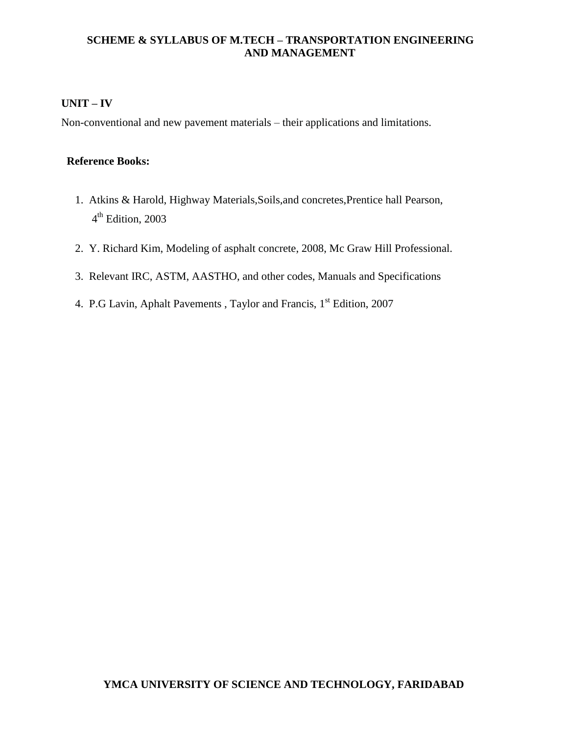## UNIT – IV

Non-conventional and new pavement materials – their applications and limitations.

**Reference Books:**

1. Atkins & Harold, Highway Materials,Soils,and concretes,Prentice hall Pearson, 4th Edition, 2003
2. Y. Richard Kim, Modeling of asphalt concrete, 2008, Mc Graw Hill Professional.
3. Relevant IRC, ASTM, AASTHO, and other codes, Manuals and Specifications
4. P.G Lavin, Aphalt Pavements , Taylor and Francis, 1st Edition, 2007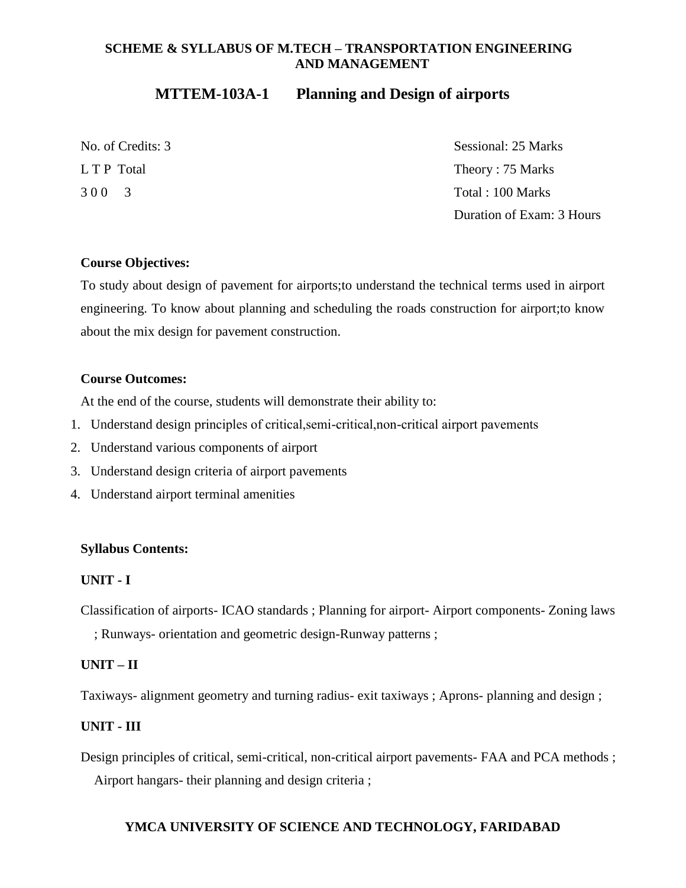**SCHEME & SYLLABUS OF M.TECH – TRANSPORTATION ENGINEERING AND MANAGEMENT**

## MTTEM-103A-1 Planning and Design of airports

| | |
|---|---|
| No. of Credits: 3 | Sessional: 25 Marks |
| L T P Total | Theory : 75 Marks |
| 3 0 0 3 | Total : 100 Marks |
| | Duration of Exam: 3 Hours |

**Course Objectives:**

To study about design of pavement for airports;to understand the technical terms used in airport engineering. To know about planning and scheduling the roads construction for airport;to know about the mix design for pavement construction.

**Course Outcomes:**

At the end of the course, students will demonstrate their ability to:

1. Understand design principles of critical,semi-critical,non-critical airport pavements
2. Understand various components of airport
3. Understand design criteria of airport pavements
4. Understand airport terminal amenities

**Syllabus Contents:**

**UNIT - I**

Classification of airports- ICAO standards ; Planning for airport- Airport components- Zoning laws ; Runways- orientation and geometric design-Runway patterns ;

**UNIT – II**

Taxiways- alignment geometry and turning radius- exit taxiways ; Aprons- planning and design ;

**UNIT - III**

Design principles of critical, semi-critical, non-critical airport pavements- FAA and PCA methods ; Airport hangars- their planning and design criteria ;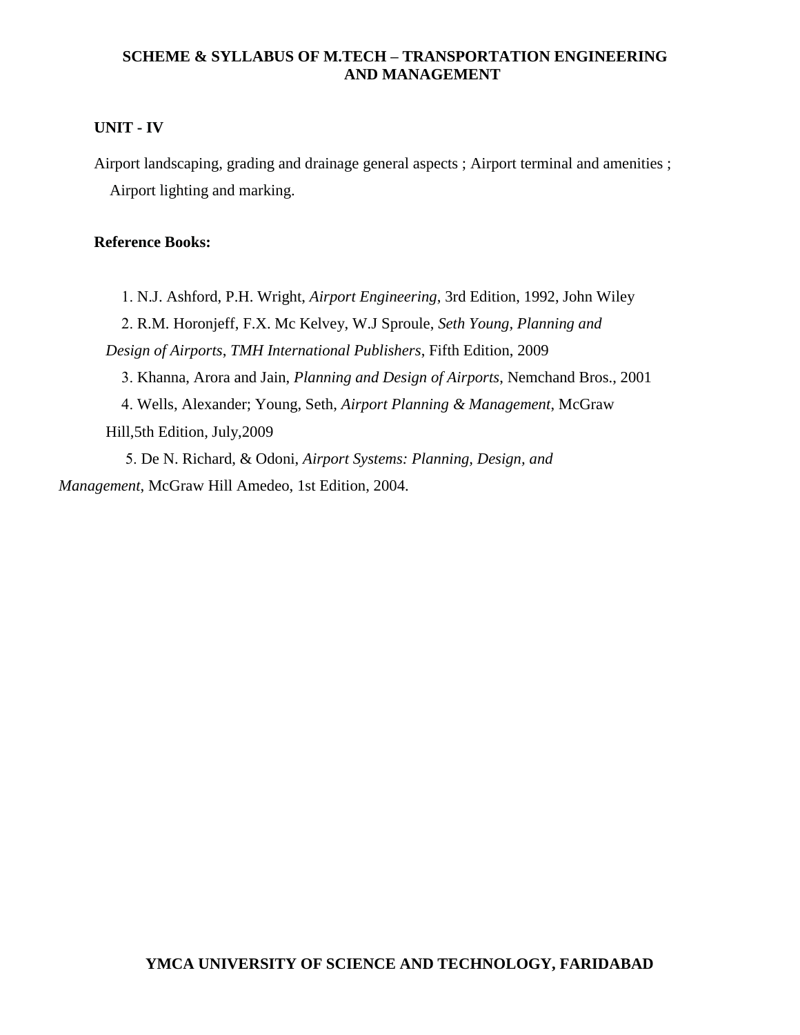**UNIT - IV**

Airport landscaping, grading and drainage general aspects ; Airport terminal and amenities ; Airport lighting and marking.

**Reference Books:**

1. N.J. Ashford, P.H. Wright, *Airport Engineering*, 3rd Edition, 1992, John Wiley
2. R.M. Horonjeff, F.X. Mc Kelvey, W.J Sproule, *Seth Young, Planning and Design of Airports*, *TMH International Publishers*, Fifth Edition, 2009
3. Khanna, Arora and Jain, *Planning and Design of Airports*, Nemchand Bros., 2001
4. Wells, Alexander; Young, Seth, *Airport Planning & Management*, McGraw Hill,5th Edition, July,2009
5. De N. Richard, & Odoni, *Airport Systems: Planning, Design, and Management*, McGraw Hill Amedeo, 1st Edition, 2004.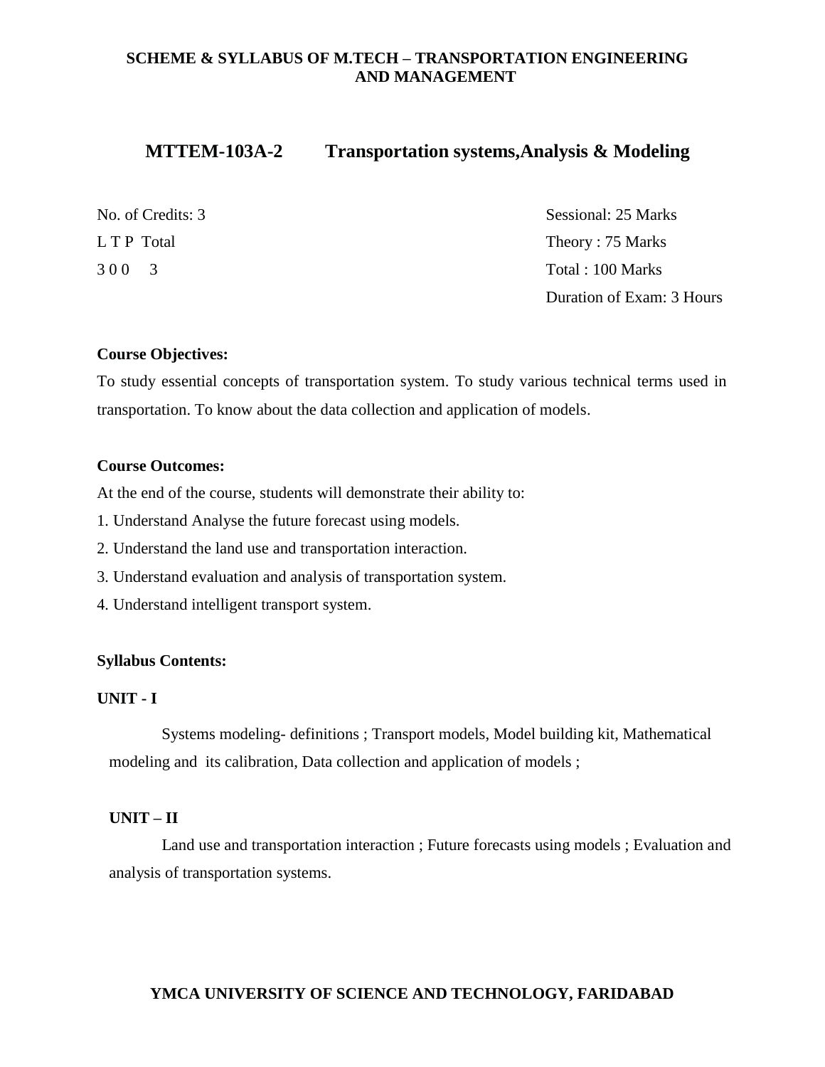## MTTEM-103A-2 Transportation systems,Analysis & Modeling

| No. of Credits: 3 | Sessional: 25 Marks |
|---|---|
| L T P Total | Theory : 75 Marks |
| 3 0 0 3 | Total : 100 Marks |
| | Duration of Exam: 3 Hours |

**Course Objectives:**

To study essential concepts of transportation system. To study various technical terms used in transportation. To know about the data collection and application of models.

**Course Outcomes:**

At the end of the course, students will demonstrate their ability to:

1. Understand Analyse the future forecast using models.
2. Understand the land use and transportation interaction.
3. Understand evaluation and analysis of transportation system.
4. Understand intelligent transport system.

**Syllabus Contents:**

**UNIT - I**

Systems modeling- definitions ; Transport models, Model building kit, Mathematical modeling and its calibration, Data collection and application of models ;

**UNIT – II**

Land use and transportation interaction ; Future forecasts using models ; Evaluation and analysis of transportation systems.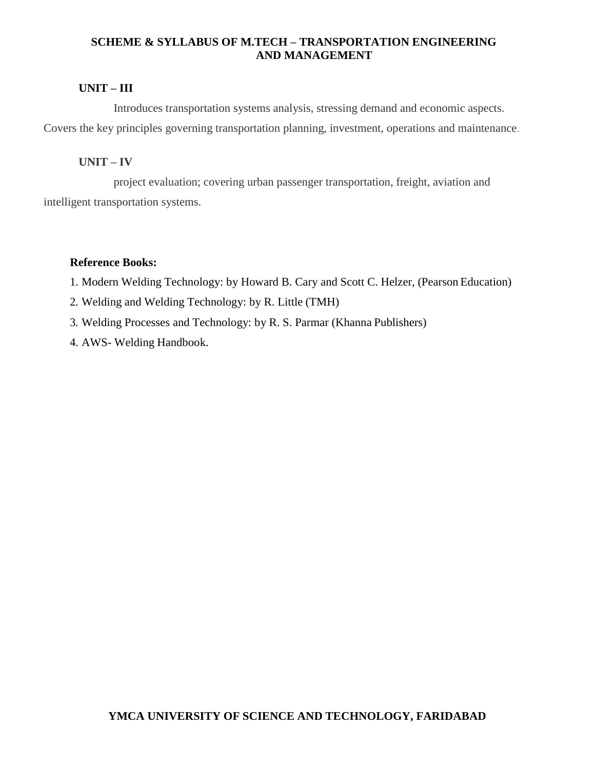**UNIT – III**

Introduces transportation systems analysis, stressing demand and economic aspects. Covers the key principles governing transportation planning, investment, operations and maintenance.

**UNIT – IV**

project evaluation; covering urban passenger transportation, freight, aviation and intelligent transportation systems.

**Reference Books:**

1. Modern Welding Technology: by Howard B. Cary and Scott C. Helzer, (Pearson Education)
2. Welding and Welding Technology: by R. Little (TMH)
3. Welding Processes and Technology: by R. S. Parmar (Khanna Publishers)
4. AWS- Welding Handbook.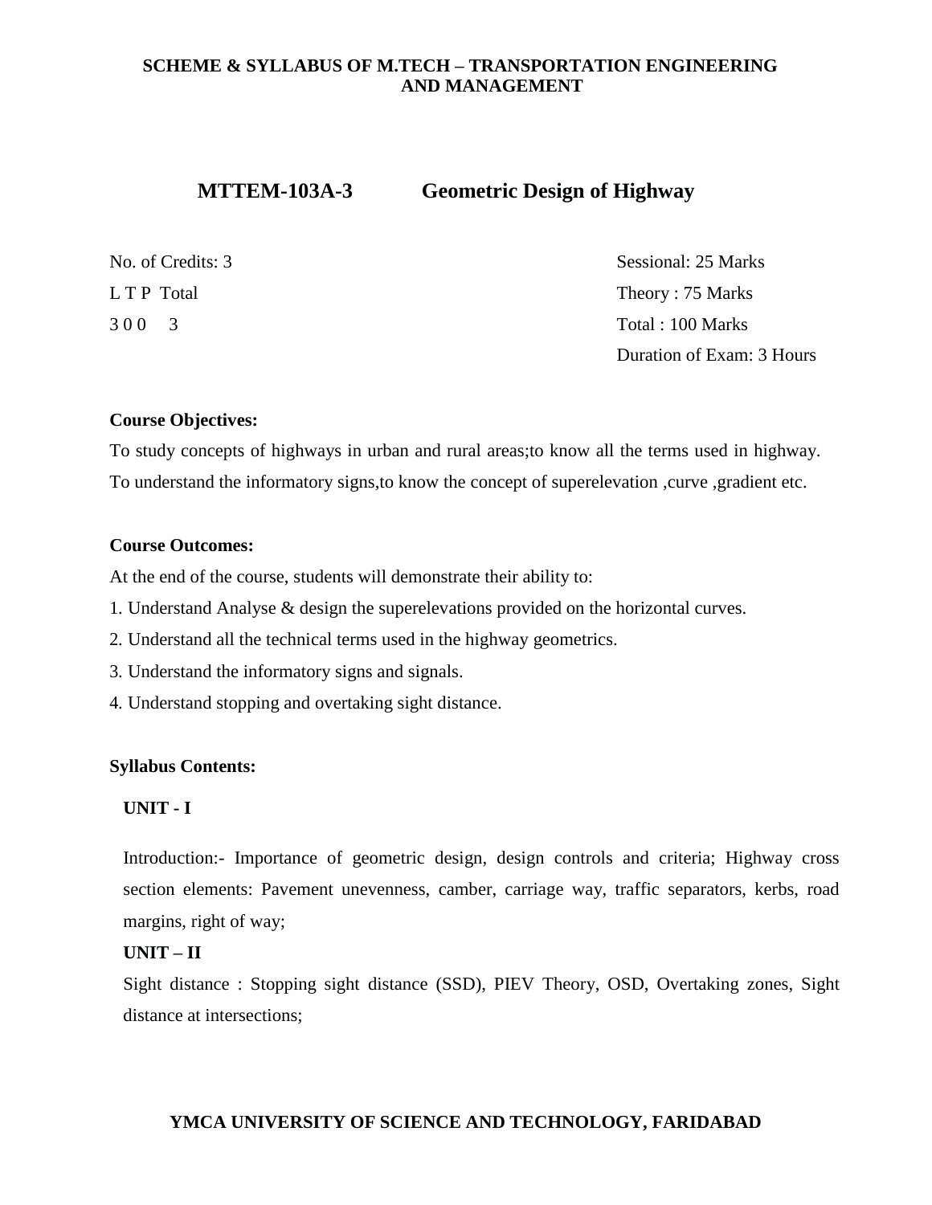## MTTEM-103A-3 Geometric Design of Highway

No. of Credits: 3
L T P Total
3 0 0 3

Sessional: 25 Marks
Theory : 75 Marks
Total : 100 Marks
Duration of Exam: 3 Hours

**Course Objectives:**

To study concepts of highways in urban and rural areas;to know all the terms used in highway. To understand the informatory signs,to know the concept of superelevation ,curve ,gradient etc.

**Course Outcomes:**

At the end of the course, students will demonstrate their ability to:

1. Understand Analyse & design the superelevations provided on the horizontal curves.
2. Understand all the technical terms used in the highway geometrics.
3. Understand the informatory signs and signals.
4. Understand stopping and overtaking sight distance.

**Syllabus Contents:**

**UNIT - I**

Introduction:- Importance of geometric design, design controls and criteria; Highway cross section elements: Pavement unevenness, camber, carriage way, traffic separators, kerbs, road margins, right of way;

**UNIT – II**

Sight distance : Stopping sight distance (SSD), PIEV Theory, OSD, Overtaking zones, Sight distance at intersections;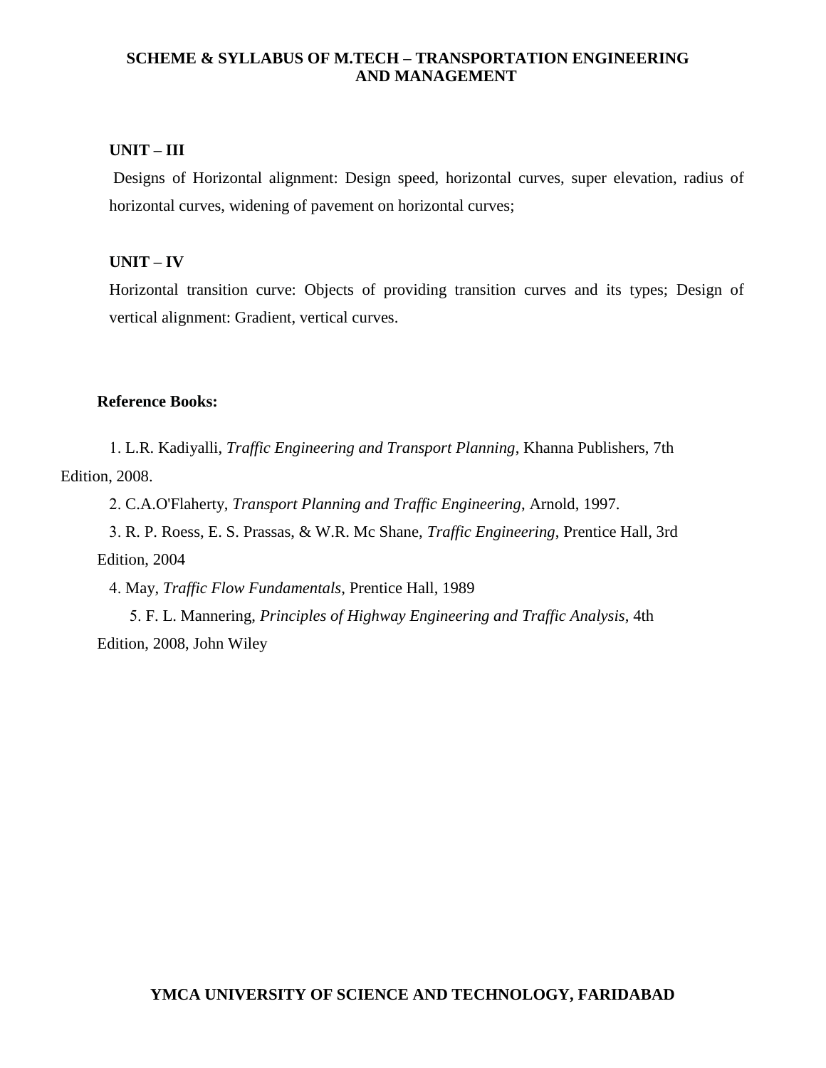### UNIT – III

Designs of Horizontal alignment: Design speed, horizontal curves, super elevation, radius of horizontal curves, widening of pavement on horizontal curves;

### UNIT – IV

Horizontal transition curve: Objects of providing transition curves and its types; Design of vertical alignment: Gradient, vertical curves.

**Reference Books:**

1. L.R. Kadiyalli, *Traffic Engineering and Transport Planning*, Khanna Publishers, 7th Edition, 2008.
2. C.A.O'Flaherty, *Transport Planning and Traffic Engineering*, Arnold, 1997.
3. R. P. Roess, E. S. Prassas, & W.R. Mc Shane, *Traffic Engineering*, Prentice Hall, 3rd Edition, 2004
4. May, *Traffic Flow Fundamentals*, Prentice Hall, 1989
5. F. L. Mannering, *Principles of Highway Engineering and Traffic Analysis*, 4th Edition, 2008, John Wiley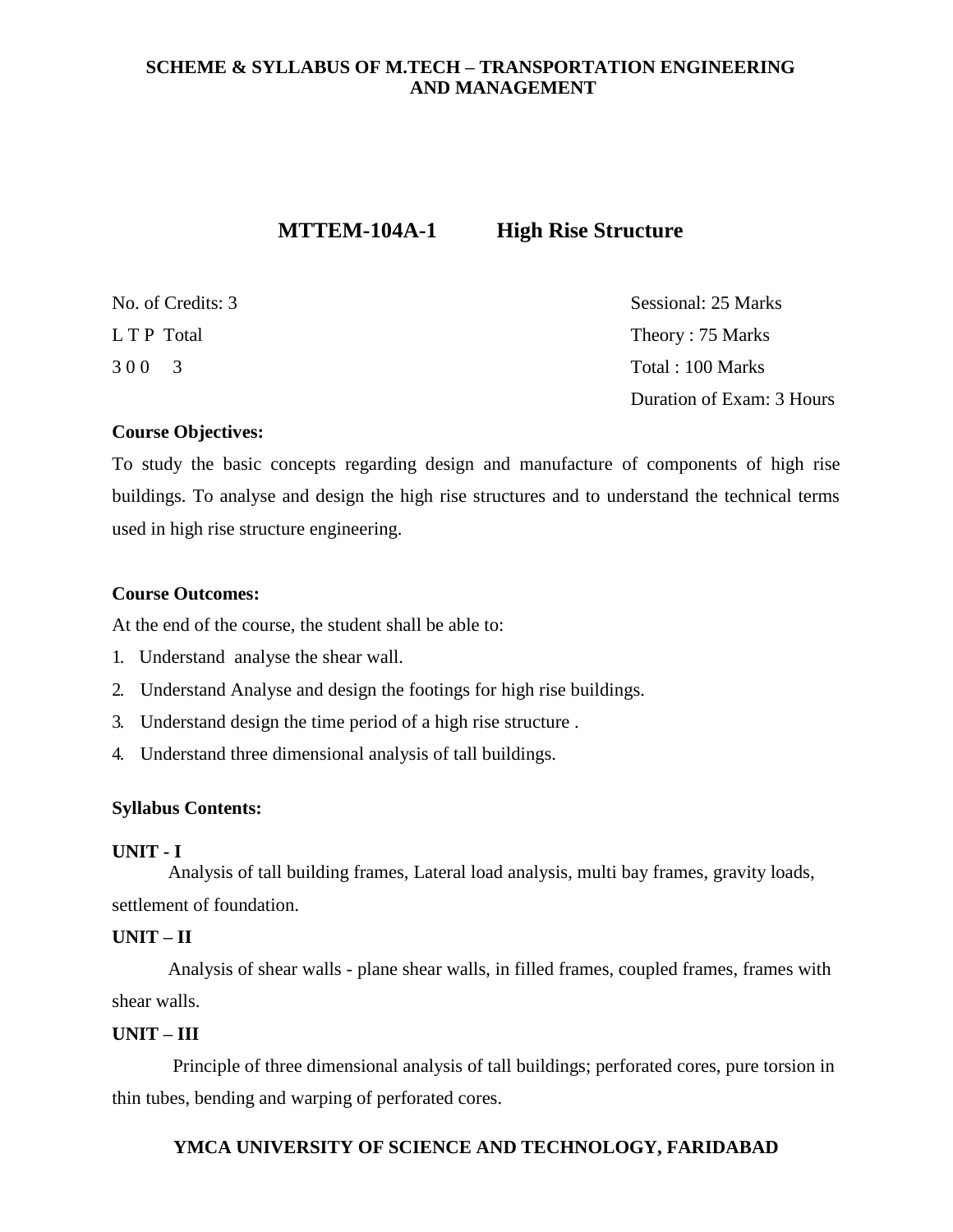## MTTEM-104A-1 High Rise Structure

No. of Credits: 3

L T P Total

3 0 0 3

Sessional: 25 Marks

Theory : 75 Marks

Total : 100 Marks

Duration of Exam: 3 Hours

**Course Objectives:**

To study the basic concepts regarding design and manufacture of components of high rise buildings. To analyse and design the high rise structures and to understand the technical terms used in high rise structure engineering.

**Course Outcomes:**

At the end of the course, the student shall be able to:

1. Understand analyse the shear wall.
2. Understand Analyse and design the footings for high rise buildings.
3. Understand design the time period of a high rise structure .
4. Understand three dimensional analysis of tall buildings.

**Syllabus Contents:**

**UNIT - I**

Analysis of tall building frames, Lateral load analysis, multi bay frames, gravity loads, settlement of foundation.

**UNIT – II**

Analysis of shear walls - plane shear walls, in filled frames, coupled frames, frames with shear walls.

**UNIT – III**

Principle of three dimensional analysis of tall buildings; perforated cores, pure torsion in thin tubes, bending and warping of perforated cores.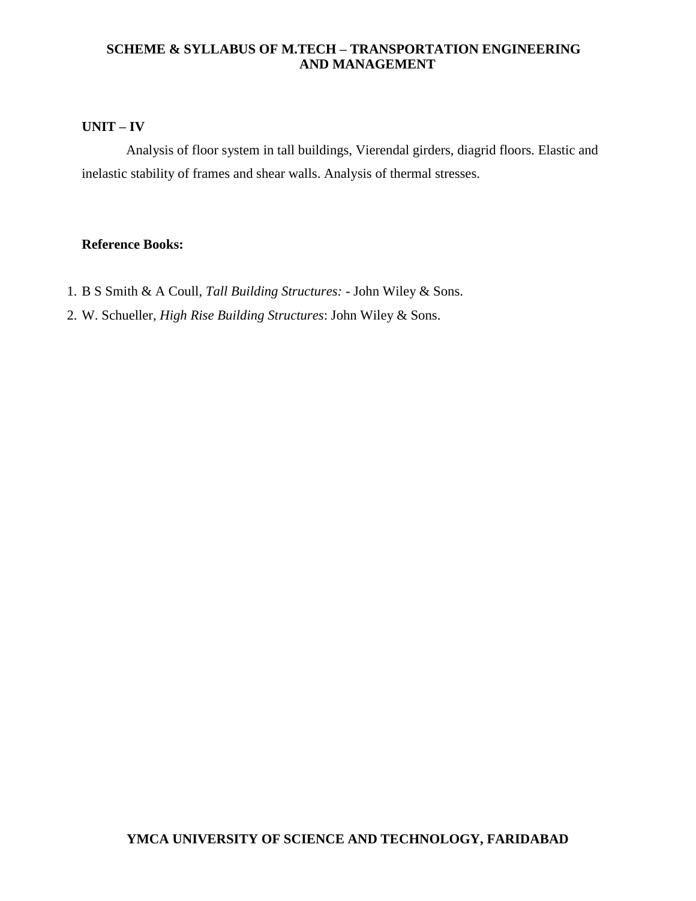**UNIT – IV**

Analysis of floor system in tall buildings, Vierendal girders, diagrid floors. Elastic and inelastic stability of frames and shear walls. Analysis of thermal stresses.

**Reference Books:**

1. B S Smith & A Coull, *Tall Building Structures:* - John Wiley & Sons.
2. W. Schueller, *High Rise Building Structures*: John Wiley & Sons.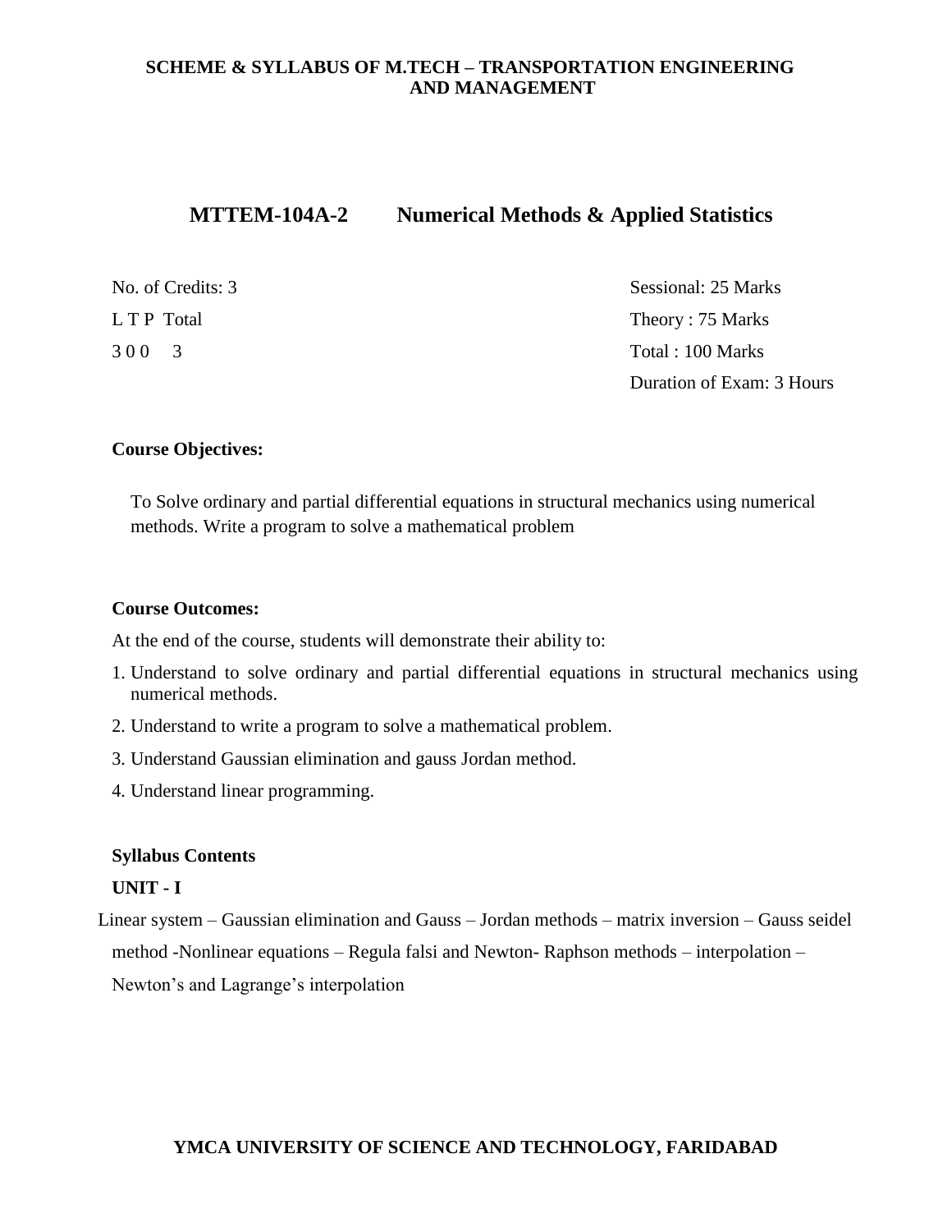## MTTEM-104A-2 Numerical Methods & Applied Statistics

No. of Credits: 3

L T P Total

3 0 0 3

Sessional: 25 Marks

Theory : 75 Marks

Total : 100 Marks

Duration of Exam: 3 Hours

**Course Objectives:**

To Solve ordinary and partial differential equations in structural mechanics using numerical methods. Write a program to solve a mathematical problem

**Course Outcomes:**

At the end of the course, students will demonstrate their ability to:

1. Understand to solve ordinary and partial differential equations in structural mechanics using numerical methods.
2. Understand to write a program to solve a mathematical problem.
3. Understand Gaussian elimination and gauss Jordan method.
4. Understand linear programming.

**Syllabus Contents**

**UNIT - I**

Linear system – Gaussian elimination and Gauss – Jordan methods – matrix inversion – Gauss seidel method -Nonlinear equations – Regula falsi and Newton- Raphson methods – interpolation – Newton's and Lagrange's interpolation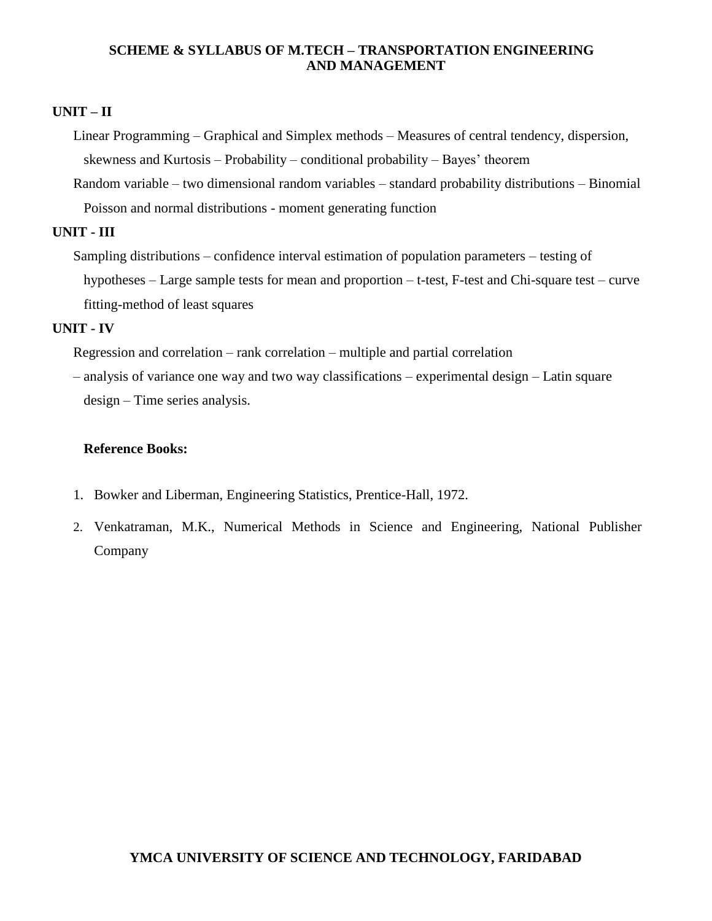## UNIT – II

Linear Programming – Graphical and Simplex methods – Measures of central tendency, dispersion, skewness and Kurtosis – Probability – conditional probability – Bayes' theorem

Random variable – two dimensional random variables – standard probability distributions – Binomial Poisson and normal distributions - moment generating function

## UNIT - III

Sampling distributions – confidence interval estimation of population parameters – testing of hypotheses – Large sample tests for mean and proportion – t-test, F-test and Chi-square test – curve fitting-method of least squares

## UNIT - IV

Regression and correlation – rank correlation – multiple and partial correlation

– analysis of variance one way and two way classifications – experimental design – Latin square design – Time series analysis.

**Reference Books:**

1. Bowker and Liberman, Engineering Statistics, Prentice-Hall, 1972.
2. Venkatraman, M.K., Numerical Methods in Science and Engineering, National Publisher Company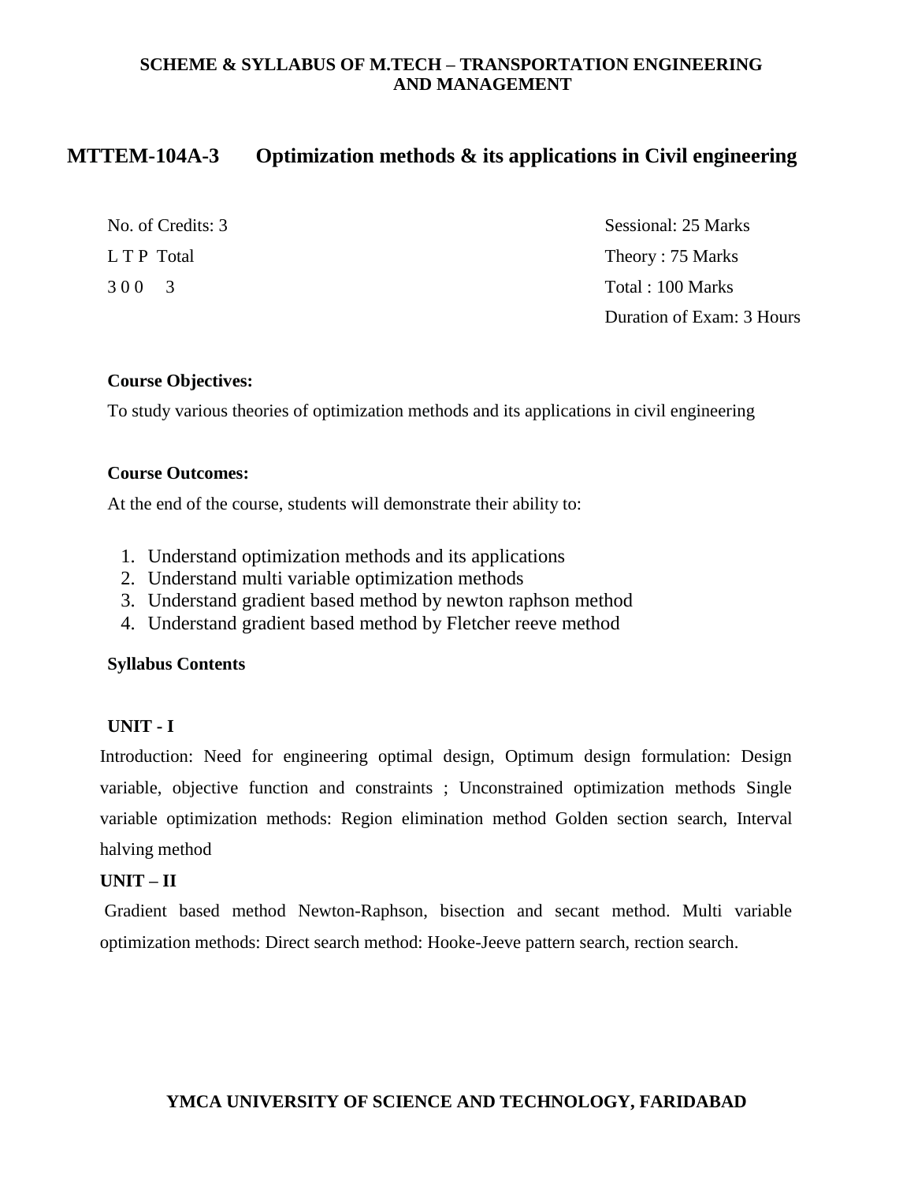## MTTEM-104A-3 Optimization methods & its applications in Civil engineering

No. of Credits: 3

L T P Total

3 0 0 3

Sessional: 25 Marks

Theory : 75 Marks

Total : 100 Marks

Duration of Exam: 3 Hours

**Course Objectives:**

To study various theories of optimization methods and its applications in civil engineering

**Course Outcomes:**

At the end of the course, students will demonstrate their ability to:

1. Understand optimization methods and its applications
2. Understand multi variable optimization methods
3. Understand gradient based method by newton raphson method
4. Understand gradient based method by Fletcher reeve method

**Syllabus Contents**

**UNIT - I**

Introduction: Need for engineering optimal design, Optimum design formulation: Design variable, objective function and constraints ; Unconstrained optimization methods Single variable optimization methods: Region elimination method Golden section search, Interval halving method

**UNIT – II**

Gradient based method Newton-Raphson, bisection and secant method. Multi variable optimization methods: Direct search method: Hooke-Jeeve pattern search, rection search.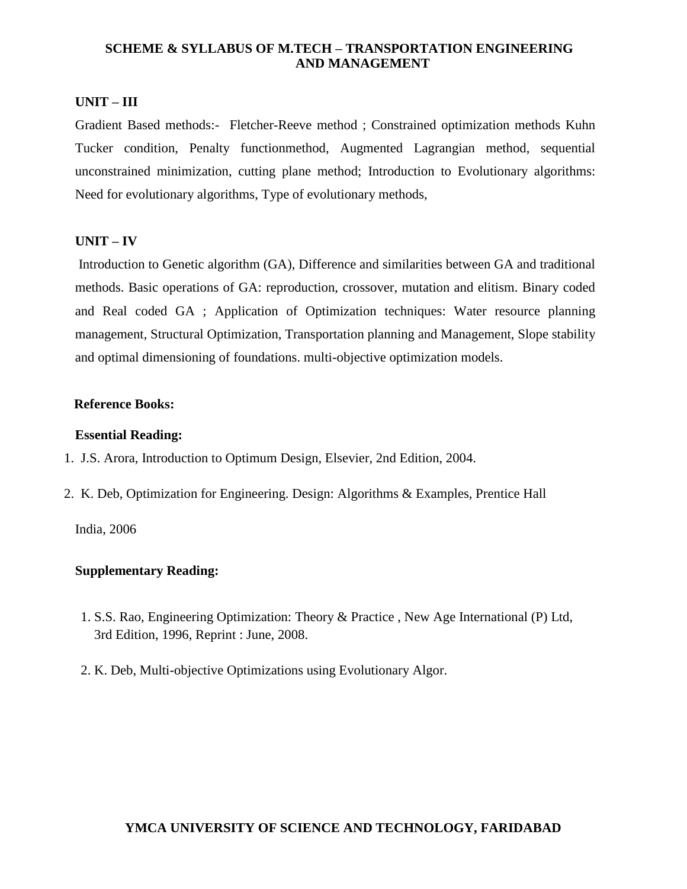### UNIT – III

Gradient Based methods:- Fletcher-Reeve method ; Constrained optimization methods Kuhn Tucker condition, Penalty functionmethod, Augmented Lagrangian method, sequential unconstrained minimization, cutting plane method; Introduction to Evolutionary algorithms: Need for evolutionary algorithms, Type of evolutionary methods,

### UNIT – IV

Introduction to Genetic algorithm (GA), Difference and similarities between GA and traditional methods. Basic operations of GA: reproduction, crossover, mutation and elitism. Binary coded and Real coded GA ; Application of Optimization techniques: Water resource planning management, Structural Optimization, Transportation planning and Management, Slope stability and optimal dimensioning of foundations. multi-objective optimization models.

**Reference Books:**

**Essential Reading:**

1. J.S. Arora, Introduction to Optimum Design, Elsevier, 2nd Edition, 2004.
2. K. Deb, Optimization for Engineering. Design: Algorithms & Examples, Prentice Hall India, 2006

**Supplementary Reading:**

1. S.S. Rao, Engineering Optimization: Theory & Practice , New Age International (P) Ltd, 3rd Edition, 1996, Reprint : June, 2008.
2. K. Deb, Multi-objective Optimizations using Evolutionary Algor.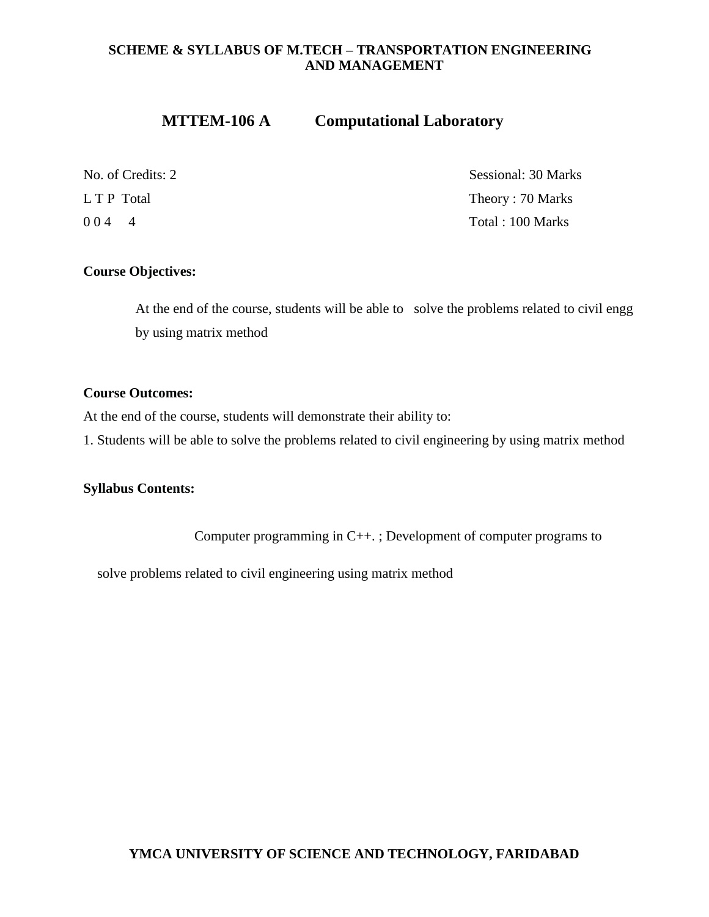## MTTEM-106 A Computational Laboratory

| | |
|---|---|
| No. of Credits: 2 | Sessional: 30 Marks |
| L T P Total | Theory : 70 Marks |
| 0 0 4 4 | Total : 100 Marks |

**Course Objectives:**

At the end of the course, students will be able to solve the problems related to civil engg by using matrix method

**Course Outcomes:**

At the end of the course, students will demonstrate their ability to:

1. Students will be able to solve the problems related to civil engineering by using matrix method

**Syllabus Contents:**

Computer programming in C++. ; Development of computer programs to solve problems related to civil engineering using matrix method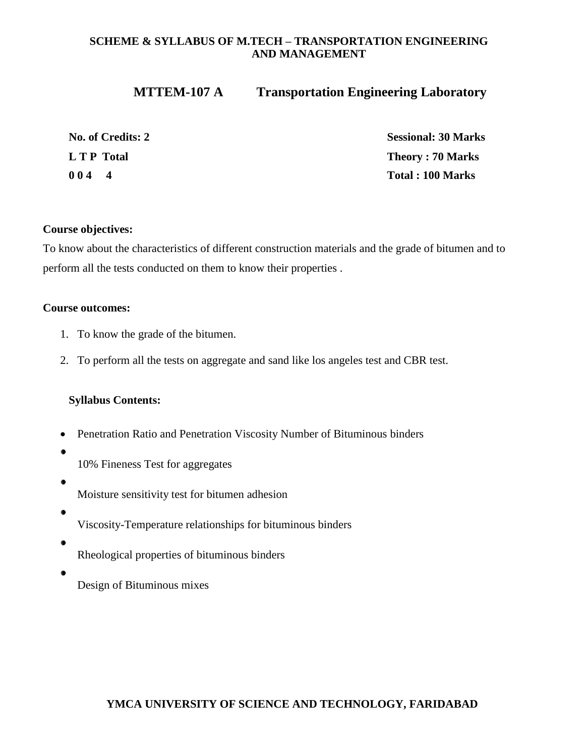## MTTEM-107 A Transportation Engineering Laboratory

| | |
|---|---|
| **No. of Credits: 2** | **Sessional: 30 Marks** |
| **L T P Total** | **Theory : 70 Marks** |
| **0 0 4 4** | **Total : 100 Marks** |

**Course objectives:**

To know about the characteristics of different construction materials and the grade of bitumen and to perform all the tests conducted on them to know their properties .

**Course outcomes:**

1. To know the grade of the bitumen.
2. To perform all the tests on aggregate and sand like los angeles test and CBR test.

**Syllabus Contents:**

- Penetration Ratio and Penetration Viscosity Number of Bituminous binders
- 10% Fineness Test for aggregates
- Moisture sensitivity test for bitumen adhesion
- Viscosity-Temperature relationships for bituminous binders
- Rheological properties of bituminous binders
- Design of Bituminous mixes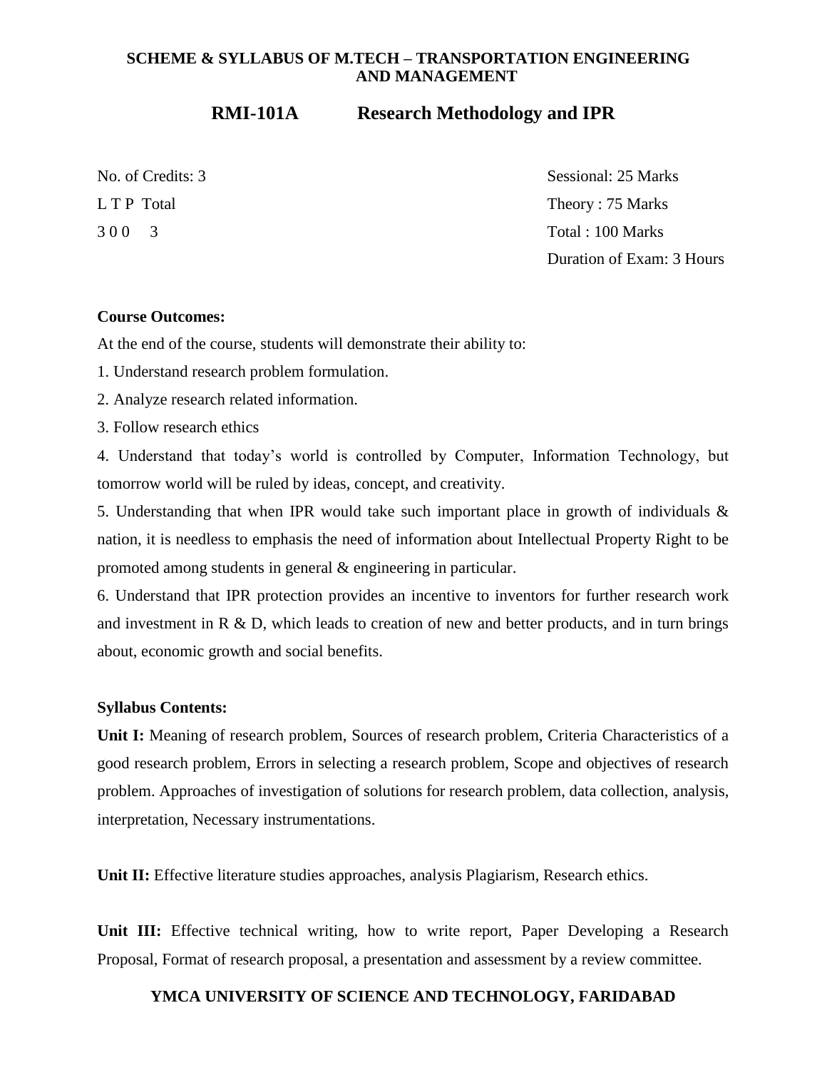**SCHEME & SYLLABUS OF M.TECH – TRANSPORTATION ENGINEERING AND MANAGEMENT**

## RMI-101A Research Methodology and IPR

| | |
|---|---|
| No. of Credits: 3 | Sessional: 25 Marks |
| L T P Total | Theory : 75 Marks |
| 3 0 0 3 | Total : 100 Marks |
| | Duration of Exam: 3 Hours |

**Course Outcomes:**

At the end of the course, students will demonstrate their ability to:

1. Understand research problem formulation.
2. Analyze research related information.
3. Follow research ethics
4. Understand that today's world is controlled by Computer, Information Technology, but tomorrow world will be ruled by ideas, concept, and creativity.
5. Understanding that when IPR would take such important place in growth of individuals & nation, it is needless to emphasis the need of information about Intellectual Property Right to be promoted among students in general & engineering in particular.
6. Understand that IPR protection provides an incentive to inventors for further research work and investment in R & D, which leads to creation of new and better products, and in turn brings about, economic growth and social benefits.

**Syllabus Contents:**

**Unit I:** Meaning of research problem, Sources of research problem, Criteria Characteristics of a good research problem, Errors in selecting a research problem, Scope and objectives of research problem. Approaches of investigation of solutions for research problem, data collection, analysis, interpretation, Necessary instrumentations.

**Unit II:** Effective literature studies approaches, analysis Plagiarism, Research ethics.

**Unit III:** Effective technical writing, how to write report, Paper Developing a Research Proposal, Format of research proposal, a presentation and assessment by a review committee.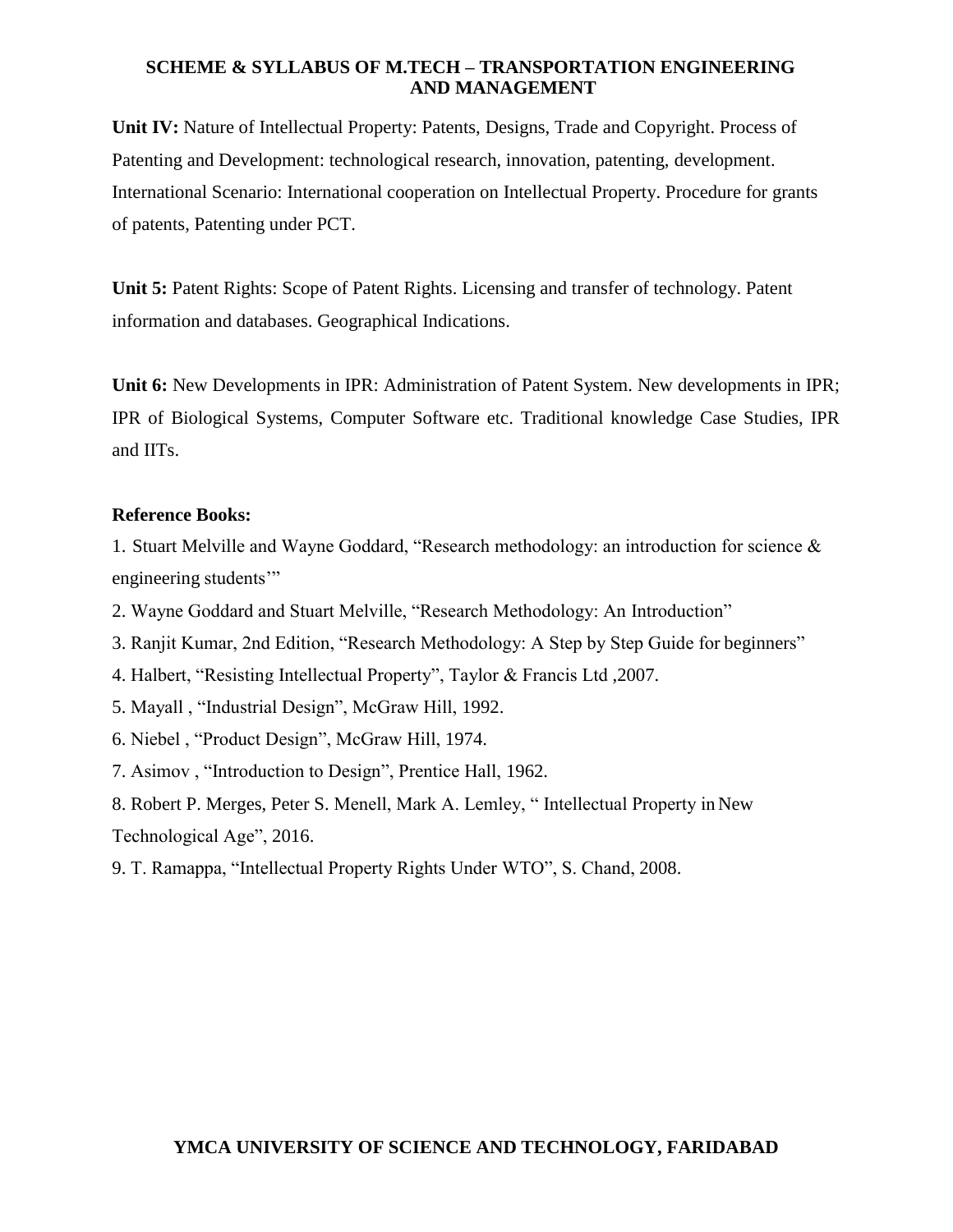**Unit IV:** Nature of Intellectual Property: Patents, Designs, Trade and Copyright. Process of Patenting and Development: technological research, innovation, patenting, development. International Scenario: International cooperation on Intellectual Property. Procedure for grants of patents, Patenting under PCT.

**Unit 5:** Patent Rights: Scope of Patent Rights. Licensing and transfer of technology. Patent information and databases. Geographical Indications.

**Unit 6:** New Developments in IPR: Administration of Patent System. New developments in IPR; IPR of Biological Systems, Computer Software etc. Traditional knowledge Case Studies, IPR and IITs.

**Reference Books:**

1. Stuart Melville and Wayne Goddard, "Research methodology: an introduction for science & engineering students'"
2. Wayne Goddard and Stuart Melville, "Research Methodology: An Introduction"
3. Ranjit Kumar, 2nd Edition, "Research Methodology: A Step by Step Guide for beginners"
4. Halbert, "Resisting Intellectual Property", Taylor & Francis Ltd ,2007.
5. Mayall , "Industrial Design", McGraw Hill, 1992.
6. Niebel , "Product Design", McGraw Hill, 1974.
7. Asimov , "Introduction to Design", Prentice Hall, 1962.
8. Robert P. Merges, Peter S. Menell, Mark A. Lemley, " Intellectual Property in New Technological Age", 2016.
9. T. Ramappa, "Intellectual Property Rights Under WTO", S. Chand, 2008.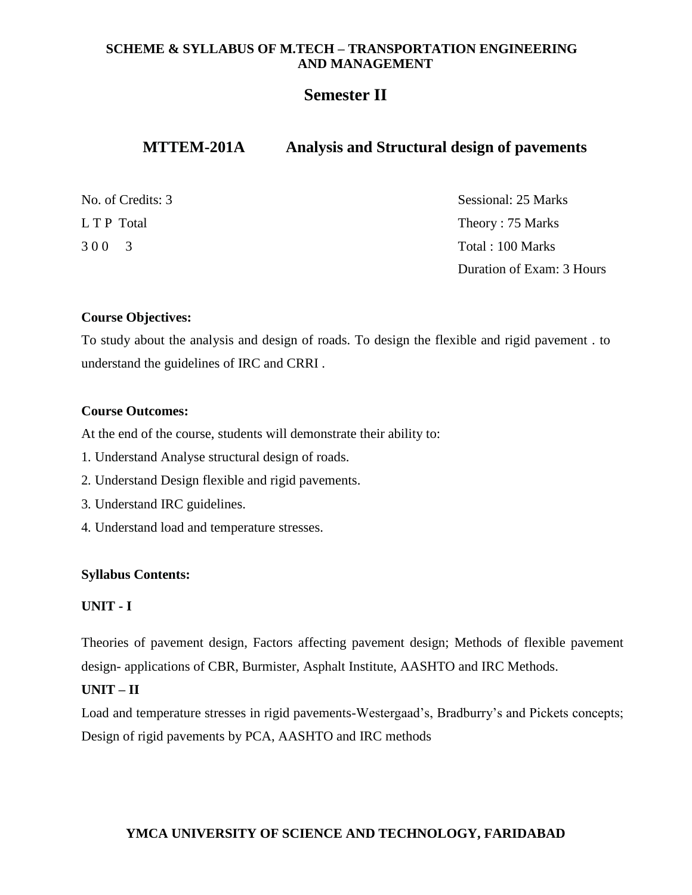**SCHEME & SYLLABUS OF M.TECH – TRANSPORTATION ENGINEERING AND MANAGEMENT**

## Semester II

### MTTEM-201A Analysis and Structural design of pavements

No. of Credits: 3

L T P Total

3 0 0 3

Sessional: 25 Marks

Theory : 75 Marks

Total : 100 Marks

Duration of Exam: 3 Hours

**Course Objectives:**

To study about the analysis and design of roads. To design the flexible and rigid pavement . to understand the guidelines of IRC and CRRI .

**Course Outcomes:**

At the end of the course, students will demonstrate their ability to:

1. Understand Analyse structural design of roads.
2. Understand Design flexible and rigid pavements.
3. Understand IRC guidelines.
4. Understand load and temperature stresses.

**Syllabus Contents:**

**UNIT - I**

Theories of pavement design, Factors affecting pavement design; Methods of flexible pavement design- applications of CBR, Burmister, Asphalt Institute, AASHTO and IRC Methods.

**UNIT – II**

Load and temperature stresses in rigid pavements-Westergaad's, Bradburry's and Pickets concepts; Design of rigid pavements by PCA, AASHTO and IRC methods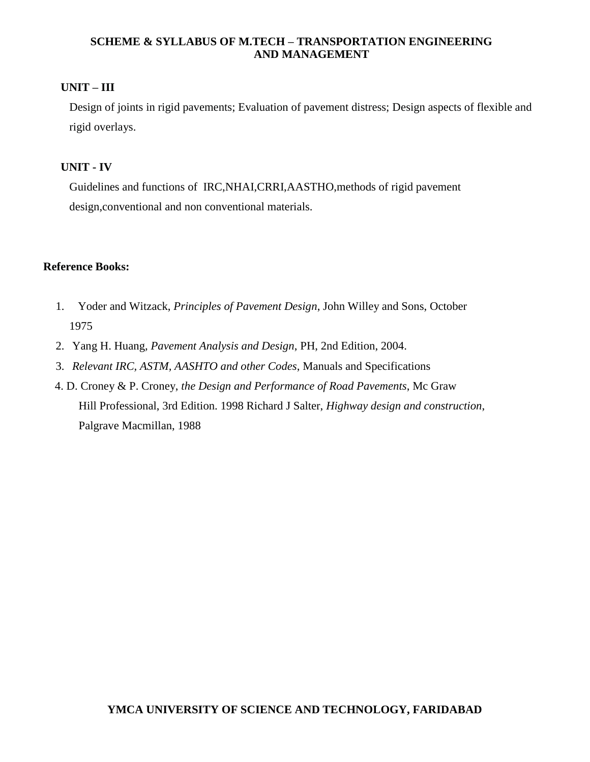## UNIT – III

Design of joints in rigid pavements; Evaluation of pavement distress; Design aspects of flexible and rigid overlays.

## UNIT - IV

Guidelines and functions of IRC,NHAI,CRRI,AASTHO,methods of rigid pavement design,conventional and non conventional materials.

**Reference Books:**

1. Yoder and Witzack, *Principles of Pavement Design*, John Willey and Sons, October 1975
2. Yang H. Huang, *Pavement Analysis and Design*, PH, 2nd Edition, 2004.
3. *Relevant IRC, ASTM, AASHTO and other Codes*, Manuals and Specifications
4. D. Croney & P. Croney, *the Design and Performance of Road Pavements*, Mc Graw Hill Professional, 3rd Edition. 1998 Richard J Salter, *Highway design and construction*, Palgrave Macmillan, 1988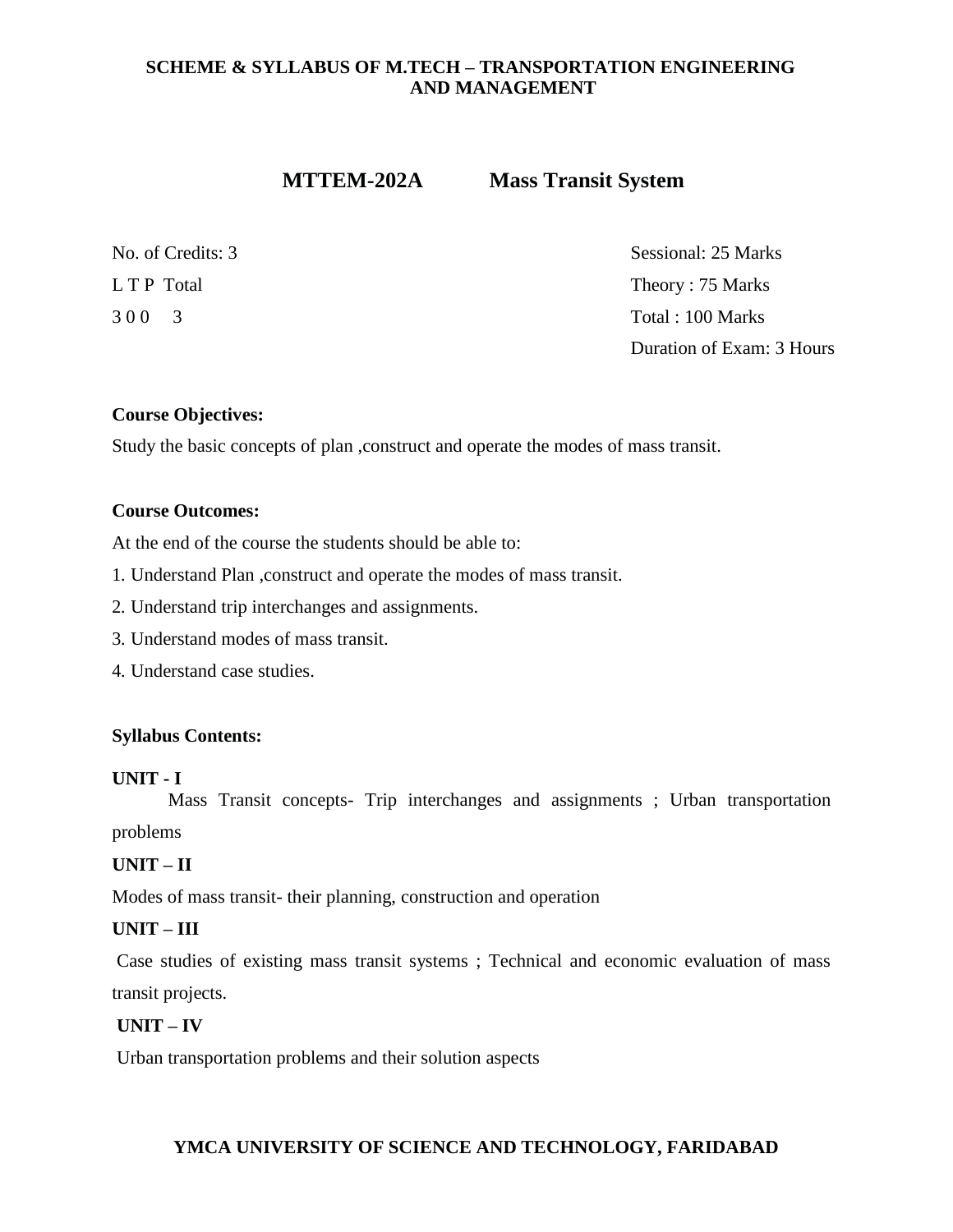## MTTEM-202A Mass Transit System

| No. of Credits: 3 | Sessional: 25 Marks |
|---|---|
| L T P Total | Theory : 75 Marks |
| 3 0 0 3 | Total : 100 Marks |
| | Duration of Exam: 3 Hours |

**Course Objectives:**

Study the basic concepts of plan ,construct and operate the modes of mass transit.

**Course Outcomes:**

At the end of the course the students should be able to:

1. Understand Plan ,construct and operate the modes of mass transit.
2. Understand trip interchanges and assignments.
3. Understand modes of mass transit.
4. Understand case studies.

**Syllabus Contents:**

**UNIT - I**

Mass Transit concepts- Trip interchanges and assignments ; Urban transportation problems

**UNIT – II**

Modes of mass transit- their planning, construction and operation

**UNIT – III**

Case studies of existing mass transit systems ; Technical and economic evaluation of mass transit projects.

**UNIT – IV**

Urban transportation problems and their solution aspects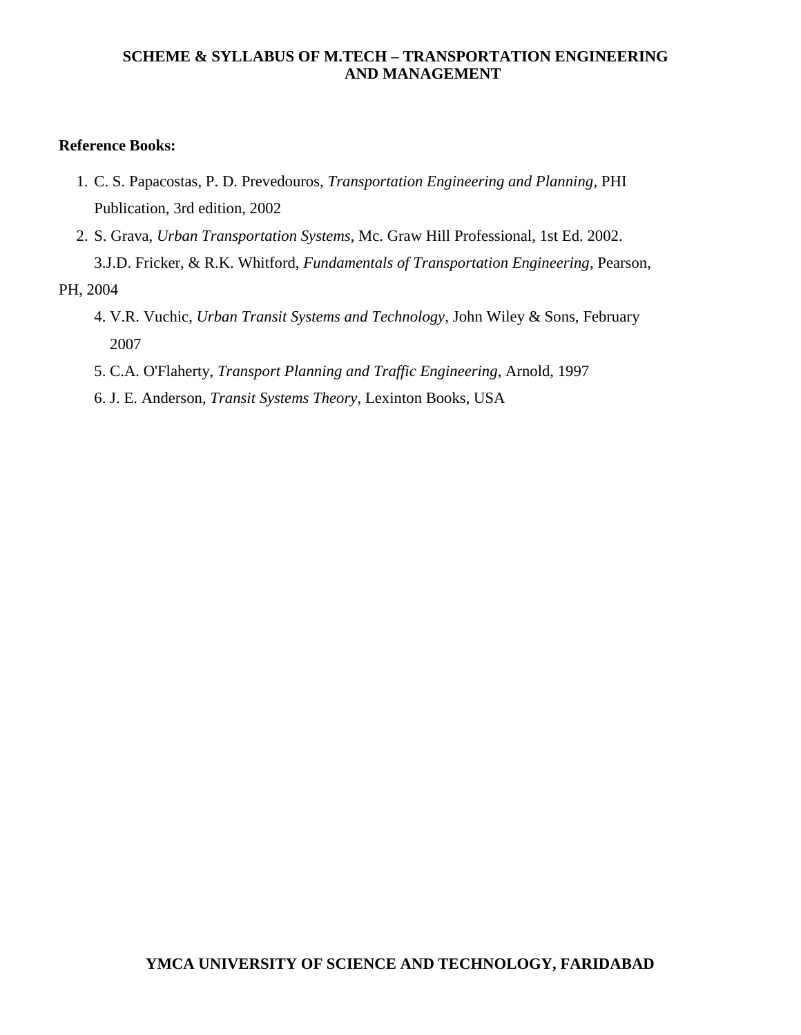**Reference Books:**

1. C. S. Papacostas, P. D. Prevedouros, *Transportation Engineering and Planning*, PHI Publication, 3rd edition, 2002
2. S. Grava, *Urban Transportation Systems*, Mc. Graw Hill Professional, 1st Ed. 2002.
3. J.D. Fricker, & R.K. Whitford, *Fundamentals of Transportation Engineering*, Pearson, PH, 2004
4. V.R. Vuchic, *Urban Transit Systems and Technology*, John Wiley & Sons, February 2007
5. C.A. O'Flaherty, *Transport Planning and Traffic Engineering*, Arnold, 1997
6. J. E. Anderson, *Transit Systems Theory*, Lexinton Books, USA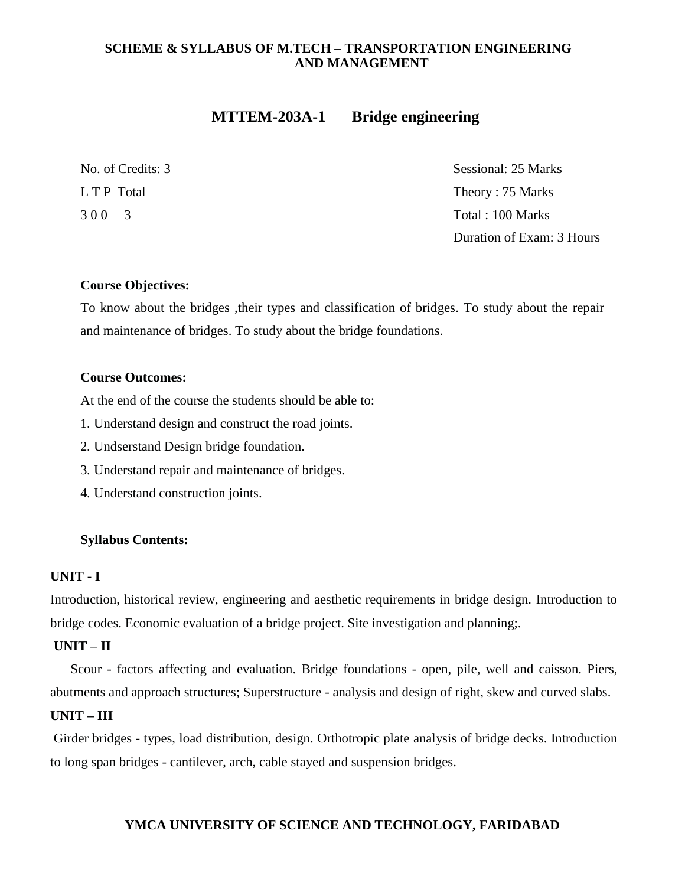## MTTEM-203A-1 Bridge engineering

| | |
|---|---|
| No. of Credits: 3 | Sessional: 25 Marks |
| L T P Total | Theory : 75 Marks |
| 3 0 0 3 | Total : 100 Marks |
| | Duration of Exam: 3 Hours |

**Course Objectives:**

To know about the bridges ,their types and classification of bridges. To study about the repair and maintenance of bridges. To study about the bridge foundations.

**Course Outcomes:**

At the end of the course the students should be able to:

1. Understand design and construct the road joints.
2. Undserstand Design bridge foundation.
3. Understand repair and maintenance of bridges.
4. Understand construction joints.

**Syllabus Contents:**

**UNIT - I**

Introduction, historical review, engineering and aesthetic requirements in bridge design. Introduction to bridge codes. Economic evaluation of a bridge project. Site investigation and planning;.

**UNIT – II**

Scour - factors affecting and evaluation. Bridge foundations - open, pile, well and caisson. Piers, abutments and approach structures; Superstructure - analysis and design of right, skew and curved slabs.

**UNIT – III**

Girder bridges - types, load distribution, design. Orthotropic plate analysis of bridge decks. Introduction to long span bridges - cantilever, arch, cable stayed and suspension bridges.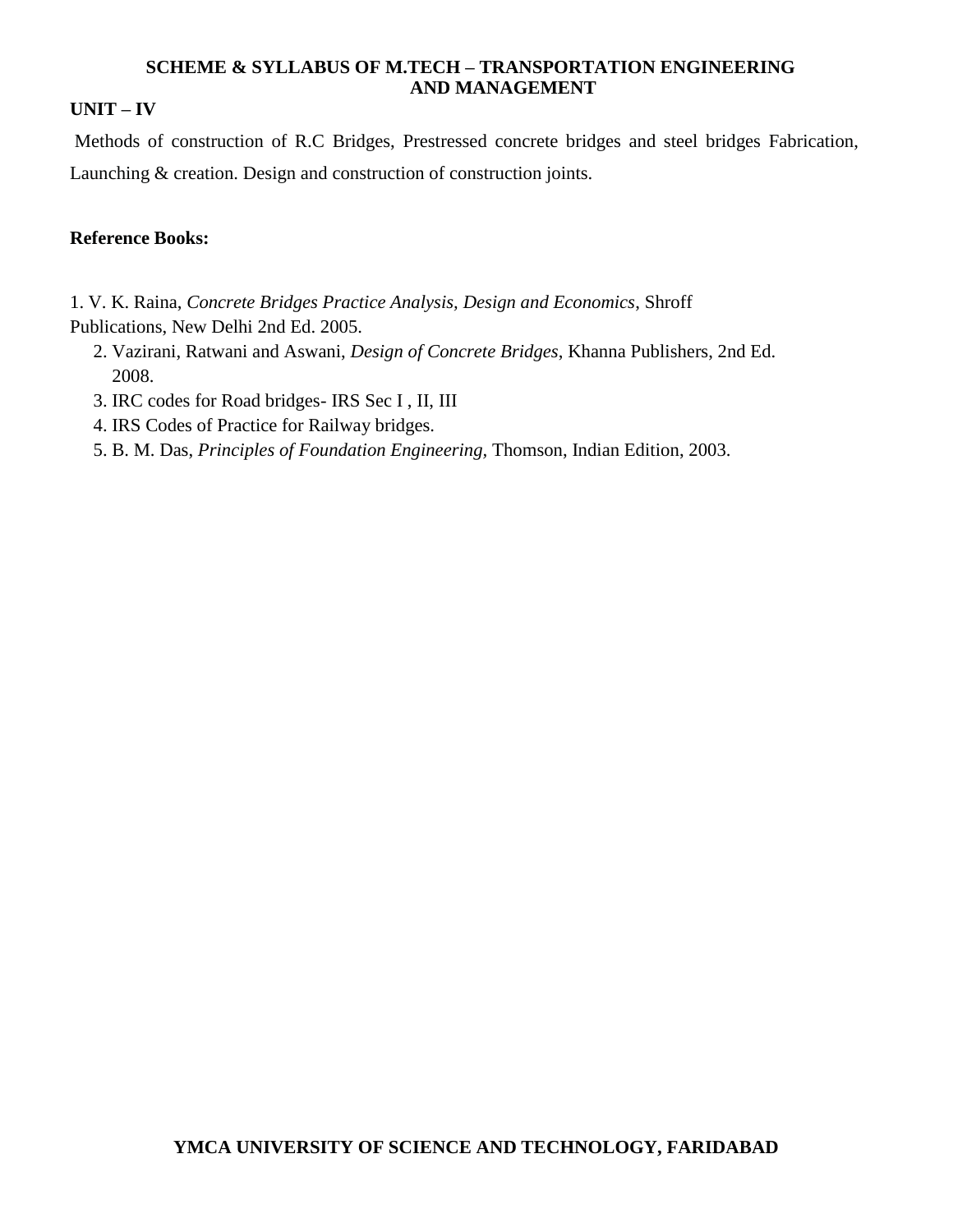## UNIT – IV

Methods of construction of R.C Bridges, Prestressed concrete bridges and steel bridges Fabrication, Launching & creation. Design and construction of construction joints.

**Reference Books:**

1. V. K. Raina, *Concrete Bridges Practice Analysis, Design and Economics*, Shroff Publications, New Delhi 2nd Ed. 2005.
2. Vazirani, Ratwani and Aswani, *Design of Concrete Bridges*, Khanna Publishers, 2nd Ed. 2008.
3. IRC codes for Road bridges- IRS Sec I , II, III
4. IRS Codes of Practice for Railway bridges.
5. B. M. Das, *Principles of Foundation Engineering,* Thomson, Indian Edition, 2003.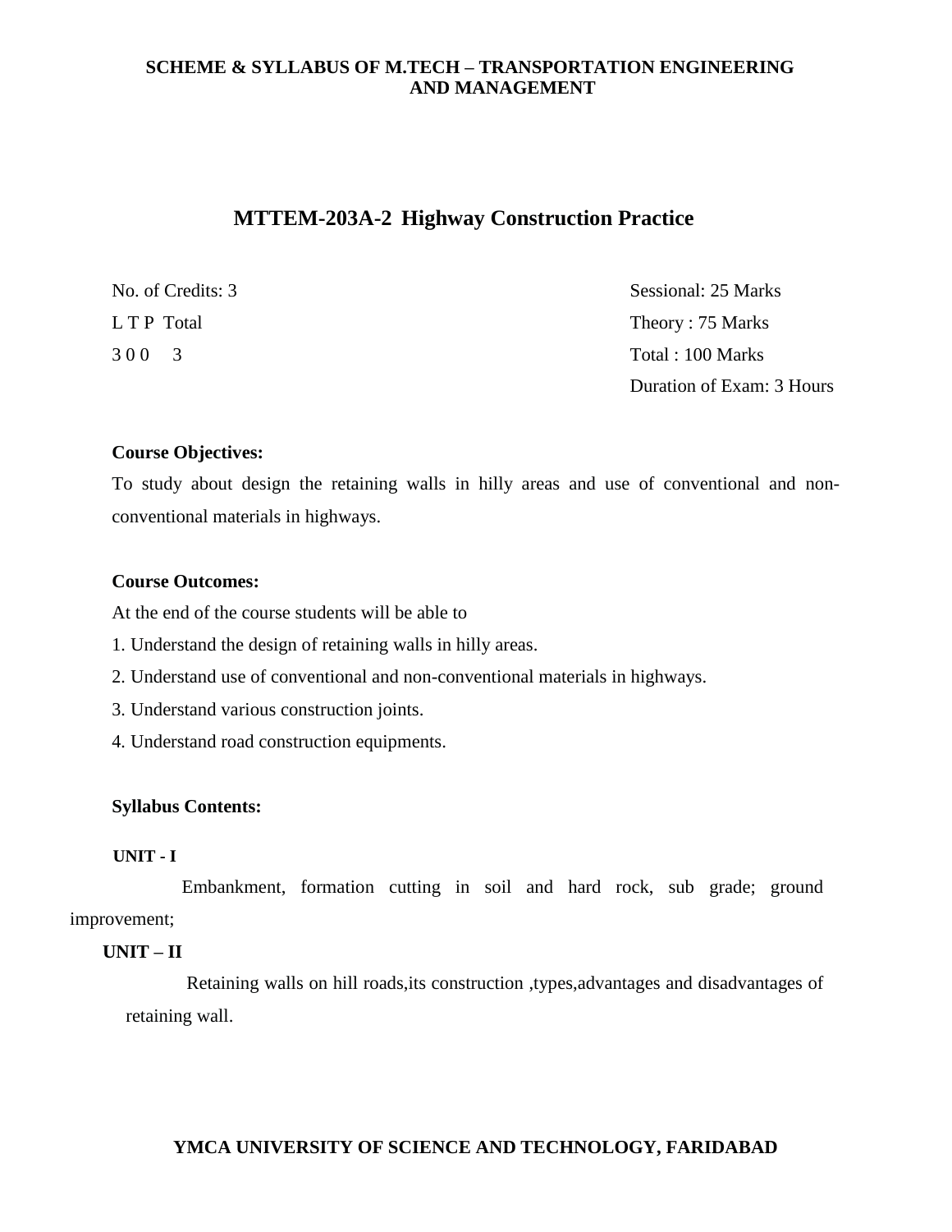# MTTEM-203A-2 Highway Construction Practice

| | |
|---|---|
| No. of Credits: 3 | Sessional: 25 Marks |
| L T P Total | Theory : 75 Marks |
| 3 0 0 3 | Total : 100 Marks |
| | Duration of Exam: 3 Hours |

**Course Objectives:**

To study about design the retaining walls in hilly areas and use of conventional and non-conventional materials in highways.

**Course Outcomes:**

At the end of the course students will be able to

1. Understand the design of retaining walls in hilly areas.
2. Understand use of conventional and non-conventional materials in highways.
3. Understand various construction joints.
4. Understand road construction equipments.

**Syllabus Contents:**

**UNIT - I**

Embankment, formation cutting in soil and hard rock, sub grade; ground improvement;

**UNIT – II**

Retaining walls on hill roads,its construction ,types,advantages and disadvantages of retaining wall.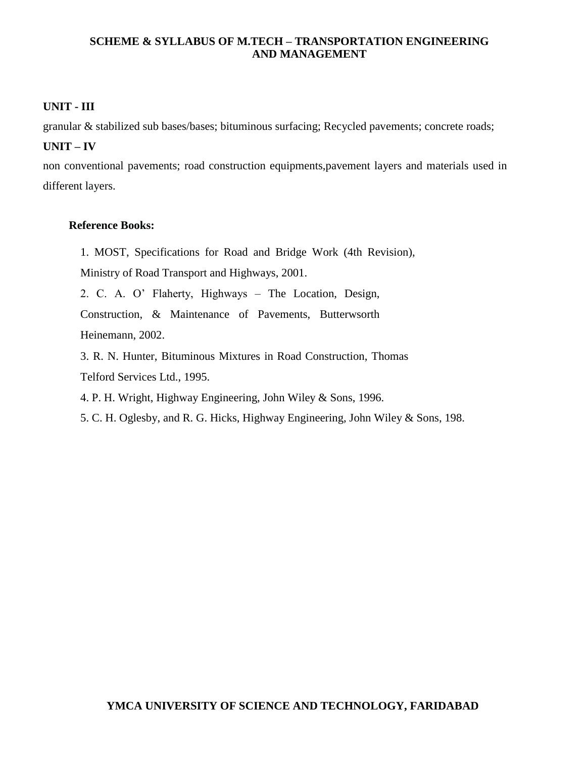**UNIT - III**

granular & stabilized sub bases/bases; bituminous surfacing; Recycled pavements; concrete roads;

**UNIT – IV**

non conventional pavements; road construction equipments,pavement layers and materials used in different layers.

**Reference Books:**

1. MOST, Specifications for Road and Bridge Work (4th Revision), Ministry of Road Transport and Highways, 2001.
2. C. A. O' Flaherty, Highways – The Location, Design, Construction, & Maintenance of Pavements, Butterwsorth Heinemann, 2002.
3. R. N. Hunter, Bituminous Mixtures in Road Construction, Thomas Telford Services Ltd., 1995.
4. P. H. Wright, Highway Engineering, John Wiley & Sons, 1996.
5. C. H. Oglesby, and R. G. Hicks, Highway Engineering, John Wiley & Sons, 198.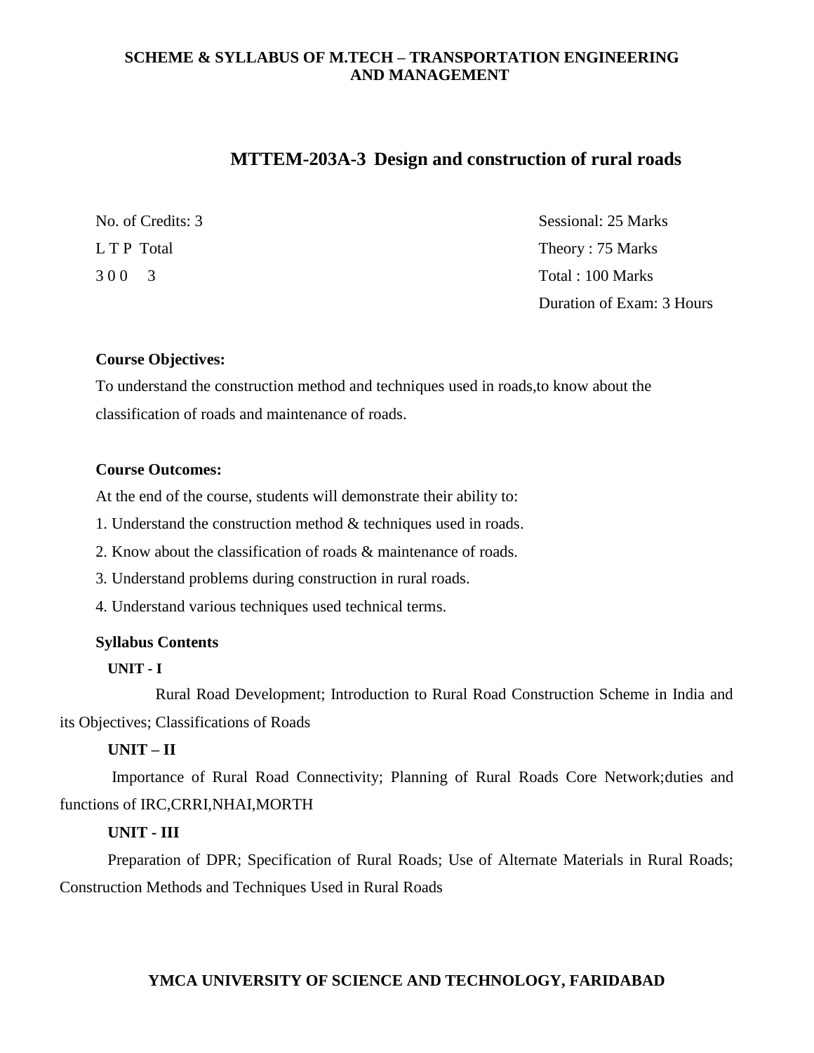# MTTEM-203A-3 Design and construction of rural roads

| | |
|---|---|
| No. of Credits: 3 | Sessional: 25 Marks |
| L T P Total | Theory : 75 Marks |
| 3 0 0 3 | Total : 100 Marks |
| | Duration of Exam: 3 Hours |

**Course Objectives:**

To understand the construction method and techniques used in roads,to know about the classification of roads and maintenance of roads.

**Course Outcomes:**

At the end of the course, students will demonstrate their ability to:

1. Understand the construction method & techniques used in roads.
2. Know about the classification of roads & maintenance of roads.
3. Understand problems during construction in rural roads.
4. Understand various techniques used technical terms.

**Syllabus Contents**

**UNIT - I**

Rural Road Development; Introduction to Rural Road Construction Scheme in India and its Objectives; Classifications of Roads

**UNIT – II**

Importance of Rural Road Connectivity; Planning of Rural Roads Core Network;duties and functions of IRC,CRRI,NHAI,MORTH

**UNIT - III**

Preparation of DPR; Specification of Rural Roads; Use of Alternate Materials in Rural Roads; Construction Methods and Techniques Used in Rural Roads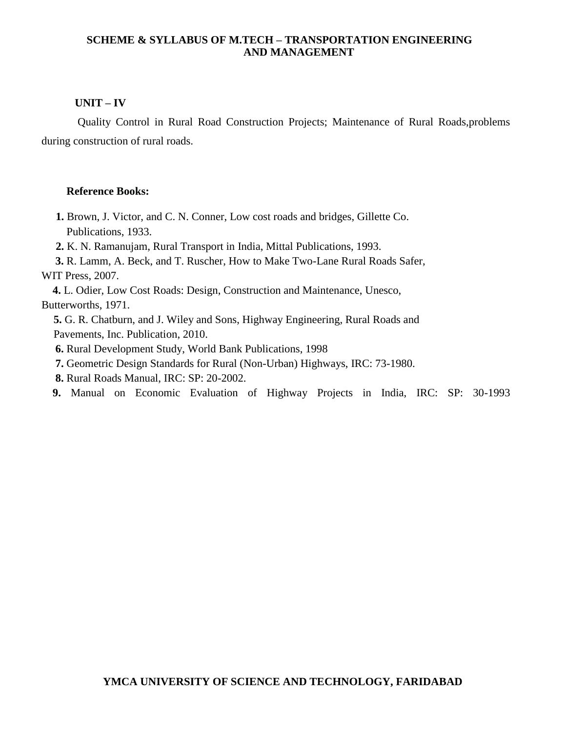**UNIT – IV**

Quality Control in Rural Road Construction Projects; Maintenance of Rural Roads,problems during construction of rural roads.

**Reference Books:**

1. Brown, J. Victor, and C. N. Conner, Low cost roads and bridges, Gillette Co. Publications, 1933.
2. K. N. Ramanujam, Rural Transport in India, Mittal Publications, 1993.
3. R. Lamm, A. Beck, and T. Ruscher, How to Make Two-Lane Rural Roads Safer, WIT Press, 2007.
4. L. Odier, Low Cost Roads: Design, Construction and Maintenance, Unesco, Butterworths, 1971.
5. G. R. Chatburn, and J. Wiley and Sons, Highway Engineering, Rural Roads and Pavements, Inc. Publication, 2010.
6. Rural Development Study, World Bank Publications, 1998
7. Geometric Design Standards for Rural (Non-Urban) Highways, IRC: 73-1980.
8. Rural Roads Manual, IRC: SP: 20-2002.
9. Manual on Economic Evaluation of Highway Projects in India, IRC: SP: 30-1993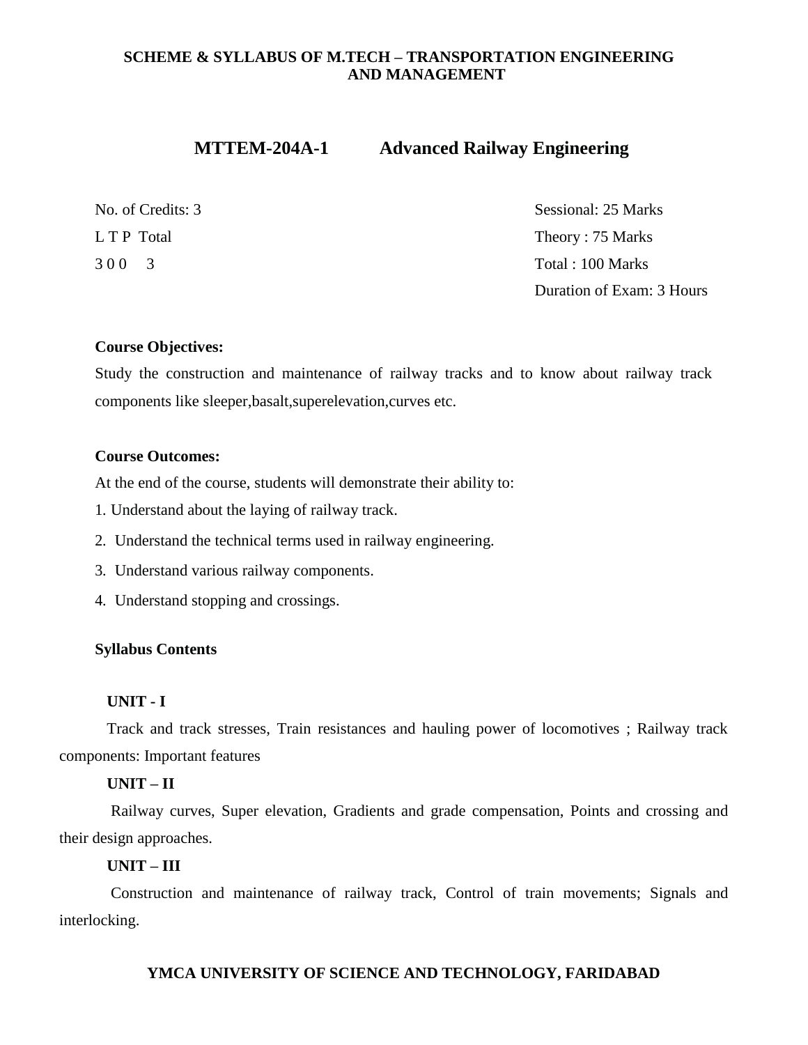**SCHEME & SYLLABUS OF M.TECH – TRANSPORTATION ENGINEERING AND MANAGEMENT**

## MTTEM-204A-1 Advanced Railway Engineering

| | |
|---|---|
| No. of Credits: 3 | Sessional: 25 Marks |
| L T P Total | Theory : 75 Marks |
| 3 0 0 3 | Total : 100 Marks |
| | Duration of Exam: 3 Hours |

**Course Objectives:**

Study the construction and maintenance of railway tracks and to know about railway track components like sleeper,basalt,superelevation,curves etc.

**Course Outcomes:**

At the end of the course, students will demonstrate their ability to:

1. Understand about the laying of railway track.
2. Understand the technical terms used in railway engineering.
3. Understand various railway components.
4. Understand stopping and crossings.

**Syllabus Contents**

**UNIT - I**

Track and track stresses, Train resistances and hauling power of locomotives ; Railway track components: Important features

**UNIT – II**

Railway curves, Super elevation, Gradients and grade compensation, Points and crossing and their design approaches.

**UNIT – III**

Construction and maintenance of railway track, Control of train movements; Signals and interlocking.

**YMCA UNIVERSITY OF SCIENCE AND TECHNOLOGY, FARIDABAD**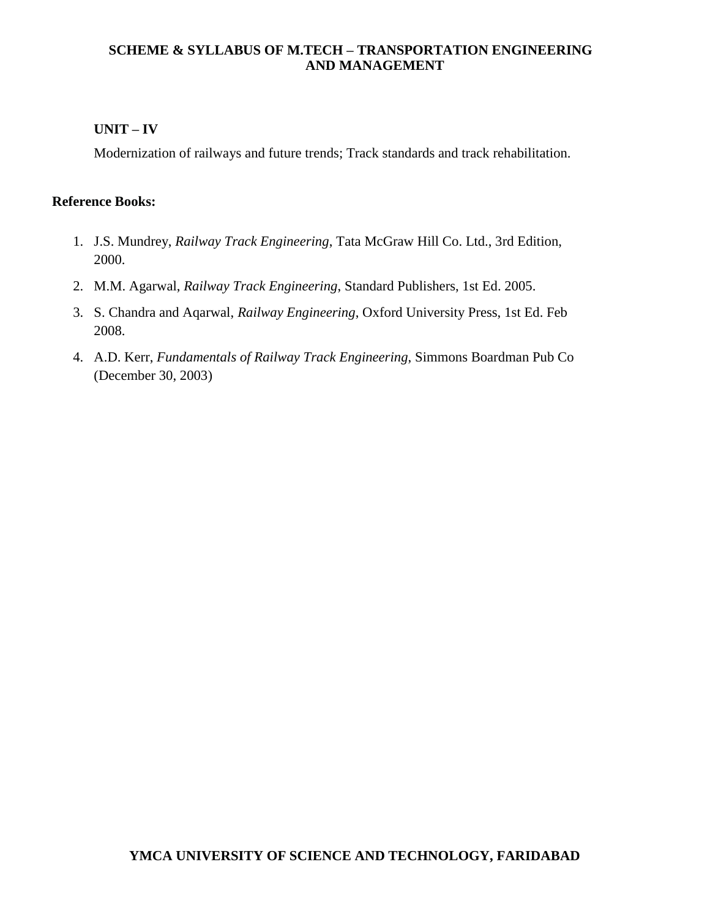**UNIT – IV**

Modernization of railways and future trends; Track standards and track rehabilitation.

**Reference Books:**

1. J.S. Mundrey, *Railway Track Engineering*, Tata McGraw Hill Co. Ltd., 3rd Edition, 2000.
2. M.M. Agarwal, *Railway Track Engineering*, Standard Publishers, 1st Ed. 2005.
3. S. Chandra and Aqarwal, *Railway Engineering*, Oxford University Press, 1st Ed. Feb 2008.
4. A.D. Kerr, *Fundamentals of Railway Track Engineering*, Simmons Boardman Pub Co (December 30, 2003)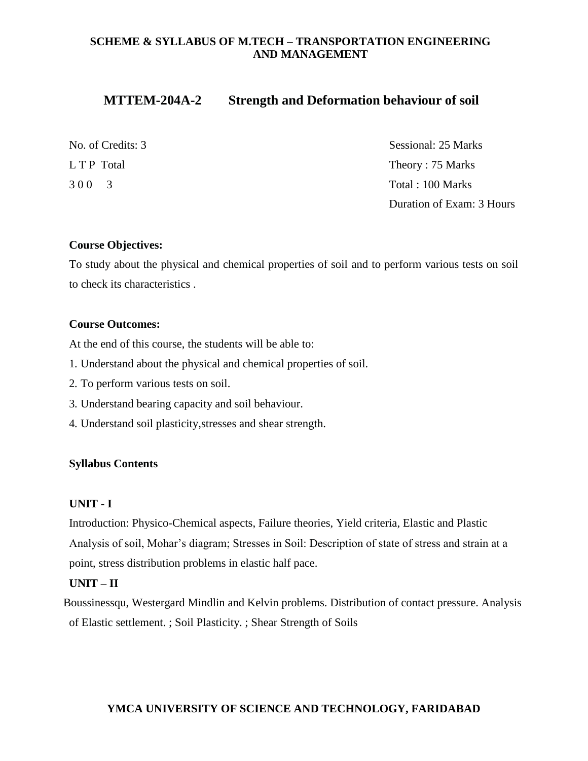## MTTEM-204A-2 Strength and Deformation behaviour of soil

| | |
|---|---|
| No. of Credits: 3 | Sessional: 25 Marks |
| L T P Total | Theory : 75 Marks |
| 3 0 0 3 | Total : 100 Marks |
| | Duration of Exam: 3 Hours |

**Course Objectives:**

To study about the physical and chemical properties of soil and to perform various tests on soil to check its characteristics .

**Course Outcomes:**

At the end of this course, the students will be able to:

1. Understand about the physical and chemical properties of soil.
2. To perform various tests on soil.
3. Understand bearing capacity and soil behaviour.
4. Understand soil plasticity,stresses and shear strength.

**Syllabus Contents**

**UNIT - I**

Introduction: Physico-Chemical aspects, Failure theories, Yield criteria, Elastic and Plastic Analysis of soil, Mohar's diagram; Stresses in Soil: Description of state of stress and strain at a point, stress distribution problems in elastic half pace.

**UNIT – II**

Boussinessqu, Westergard Mindlin and Kelvin problems. Distribution of contact pressure. Analysis of Elastic settlement. ; Soil Plasticity. ; Shear Strength of Soils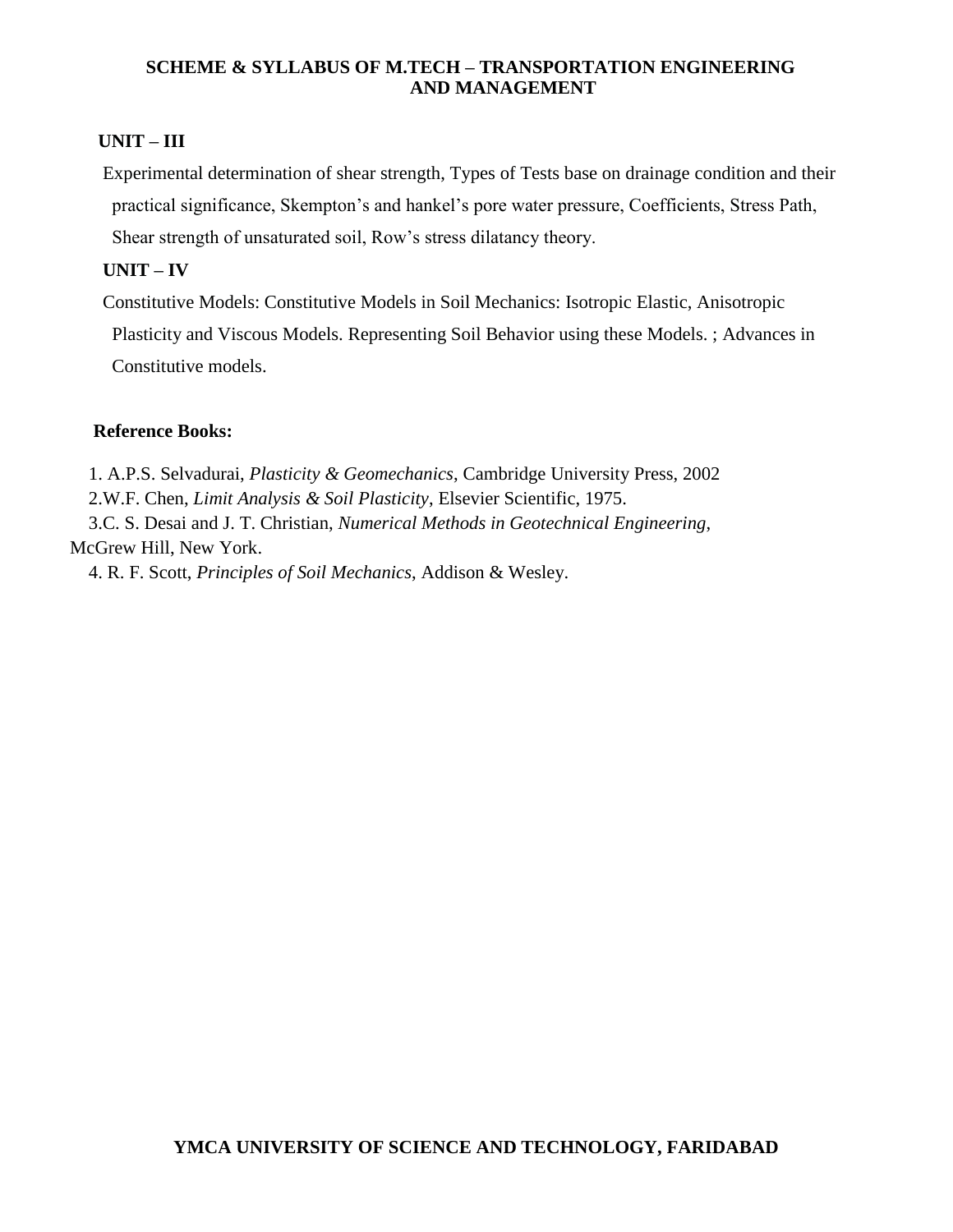## UNIT – III

Experimental determination of shear strength, Types of Tests base on drainage condition and their practical significance, Skempton's and hankel's pore water pressure, Coefficients, Stress Path, Shear strength of unsaturated soil, Row's stress dilatancy theory.

## UNIT – IV

Constitutive Models: Constitutive Models in Soil Mechanics: Isotropic Elastic, Anisotropic Plasticity and Viscous Models. Representing Soil Behavior using these Models. ; Advances in Constitutive models.

**Reference Books:**

1. A.P.S. Selvadurai, *Plasticity & Geomechanics*, Cambridge University Press, 2002
2. W.F. Chen, *Limit Analysis & Soil Plasticity*, Elsevier Scientific, 1975.
3. C. S. Desai and J. T. Christian, *Numerical Methods in Geotechnical Engineering*, McGrew Hill, New York.
4. R. F. Scott, *Principles of Soil Mechanics*, Addison & Wesley.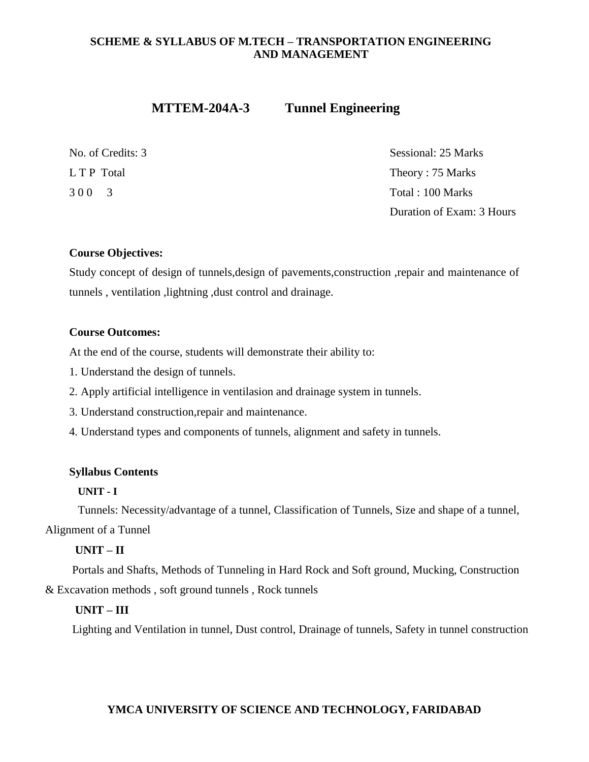## MTTEM-204A-3 Tunnel Engineering

No. of Credits: 3

L T P Total

3 0 0 3

Sessional: 25 Marks

Theory : 75 Marks

Total : 100 Marks

Duration of Exam: 3 Hours

**Course Objectives:**

Study concept of design of tunnels,design of pavements,construction ,repair and maintenance of tunnels , ventilation ,lightning ,dust control and drainage.

**Course Outcomes:**

At the end of the course, students will demonstrate their ability to:

1. Understand the design of tunnels.
2. Apply artificial intelligence in ventilasion and drainage system in tunnels.
3. Understand construction,repair and maintenance.
4. Understand types and components of tunnels, alignment and safety in tunnels.

**Syllabus Contents**

**UNIT - I**

Tunnels: Necessity/advantage of a tunnel, Classification of Tunnels, Size and shape of a tunnel, Alignment of a Tunnel

**UNIT – II**

Portals and Shafts, Methods of Tunneling in Hard Rock and Soft ground, Mucking, Construction & Excavation methods , soft ground tunnels , Rock tunnels

**UNIT – III**

Lighting and Ventilation in tunnel, Dust control, Drainage of tunnels, Safety in tunnel construction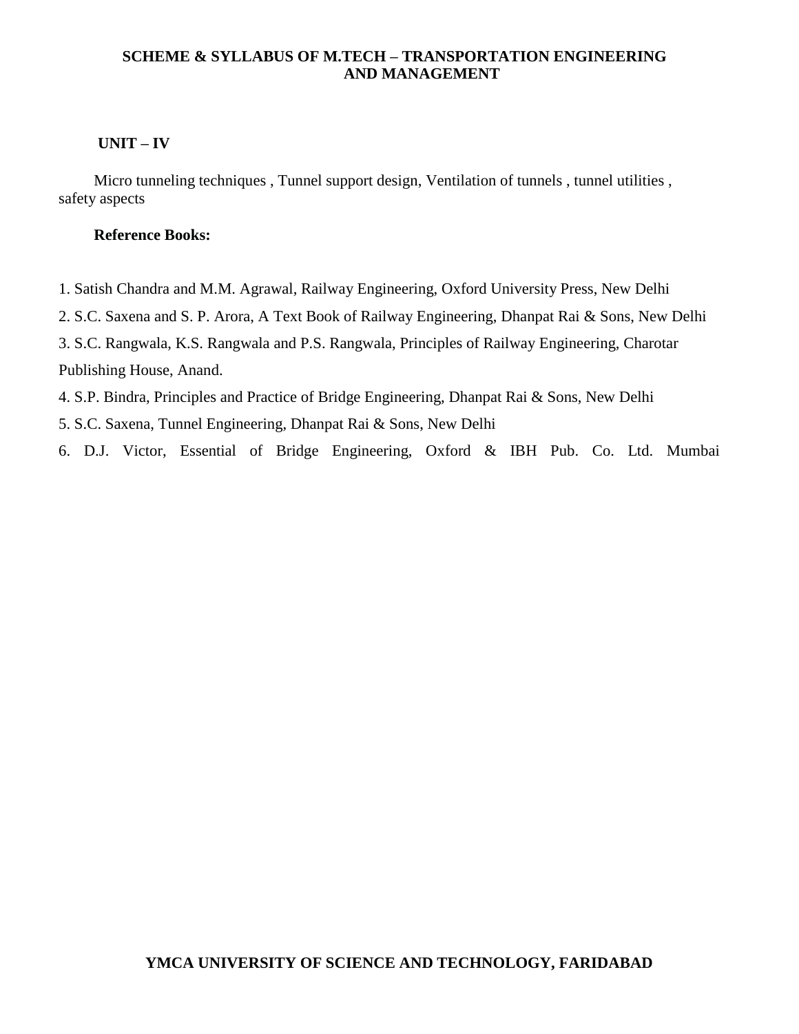**UNIT – IV**

Micro tunneling techniques , Tunnel support design, Ventilation of tunnels , tunnel utilities , safety aspects

**Reference Books:**

1. Satish Chandra and M.M. Agrawal, Railway Engineering, Oxford University Press, New Delhi
2. S.C. Saxena and S. P. Arora, A Text Book of Railway Engineering, Dhanpat Rai & Sons, New Delhi
3. S.C. Rangwala, K.S. Rangwala and P.S. Rangwala, Principles of Railway Engineering, Charotar Publishing House, Anand.
4. S.P. Bindra, Principles and Practice of Bridge Engineering, Dhanpat Rai & Sons, New Delhi
5. S.C. Saxena, Tunnel Engineering, Dhanpat Rai & Sons, New Delhi
6. D.J. Victor, Essential of Bridge Engineering, Oxford & IBH Pub. Co. Ltd. Mumbai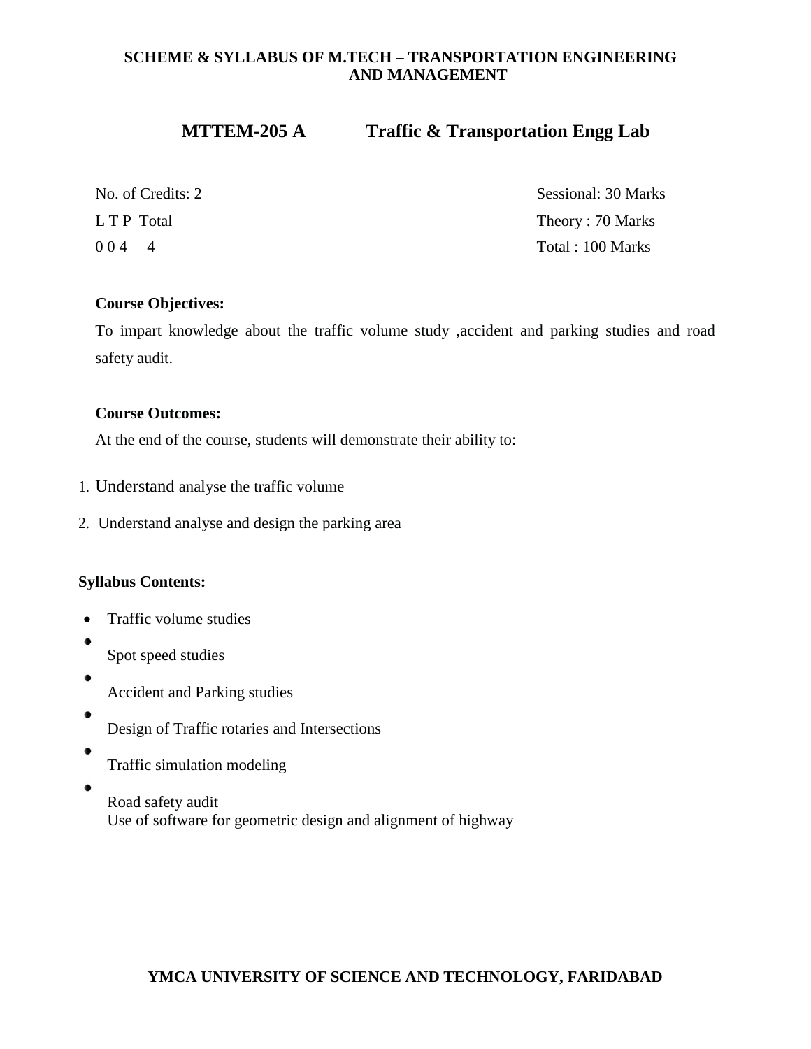# MTTEM-205 A Traffic & Transportation Engg Lab

No. of Credits: 2

L T P Total

0 0 4 4

Sessional: 30 Marks

Theory : 70 Marks

Total : 100 Marks

**Course Objectives:**

To impart knowledge about the traffic volume study ,accident and parking studies and road safety audit.

**Course Outcomes:**

At the end of the course, students will demonstrate their ability to:

1. Understand analyse the traffic volume
2. Understand analyse and design the parking area

**Syllabus Contents:**

- Traffic volume studies
- Spot speed studies
- Accident and Parking studies
- Design of Traffic rotaries and Intersections
- Traffic simulation modeling
- Road safety audit
  Use of software for geometric design and alignment of highway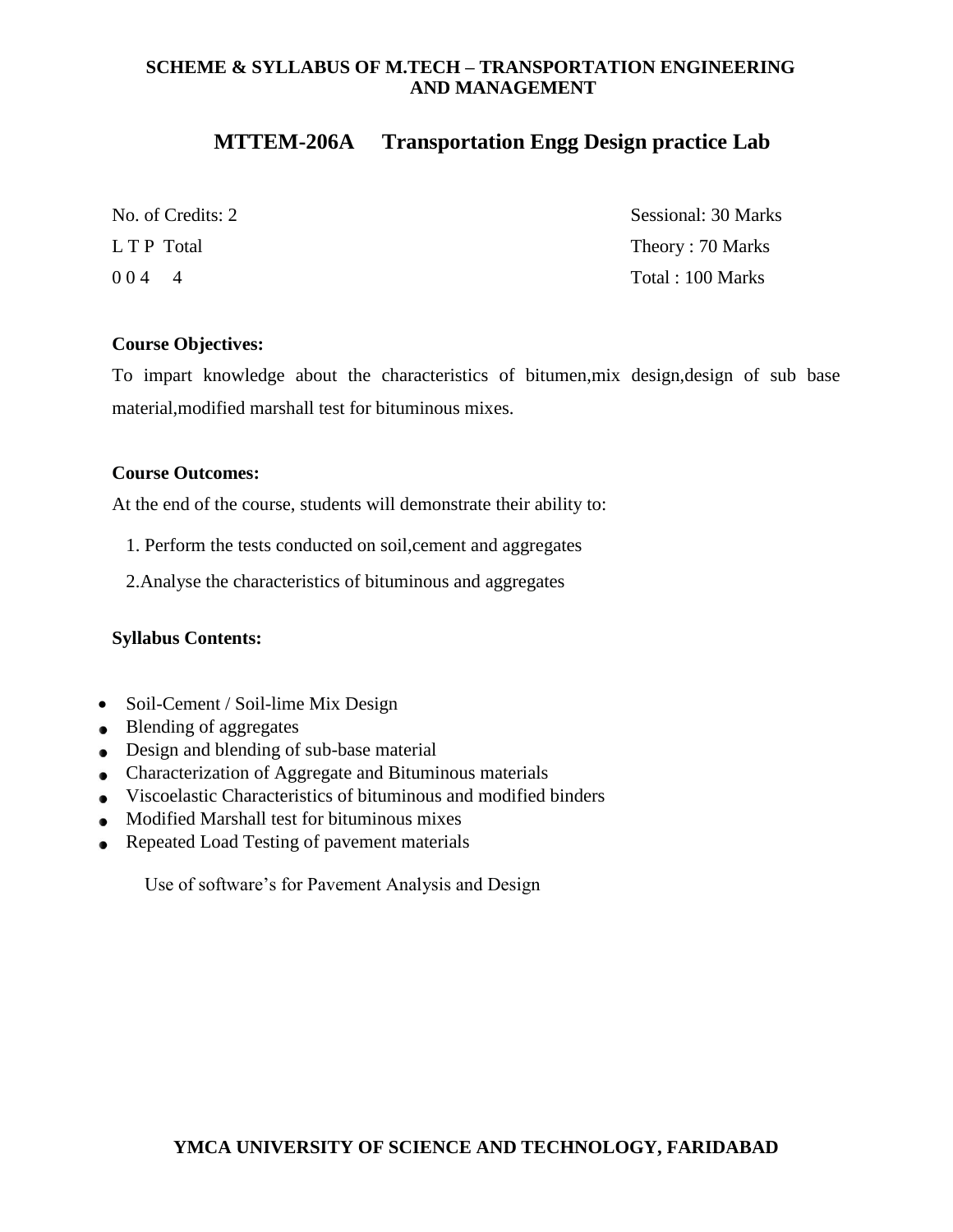# MTTEM-206A Transportation Engg Design practice Lab

| No. of Credits: 2 | Sessional: 30 Marks |
|---|---|
| L T P Total | Theory : 70 Marks |
| 0 0 4 4 | Total : 100 Marks |

**Course Objectives:**

To impart knowledge about the characteristics of bitumen,mix design,design of sub base material,modified marshall test for bituminous mixes.

**Course Outcomes:**

At the end of the course, students will demonstrate their ability to:

1. Perform the tests conducted on soil,cement and aggregates
2. Analyse the characteristics of bituminous and aggregates

**Syllabus Contents:**

- Soil-Cement / Soil-lime Mix Design
- Blending of aggregates
- Design and blending of sub-base material
- Characterization of Aggregate and Bituminous materials
- Viscoelastic Characteristics of bituminous and modified binders
- Modified Marshall test for bituminous mixes
- Repeated Load Testing of pavement materials

Use of software's for Pavement Analysis and Design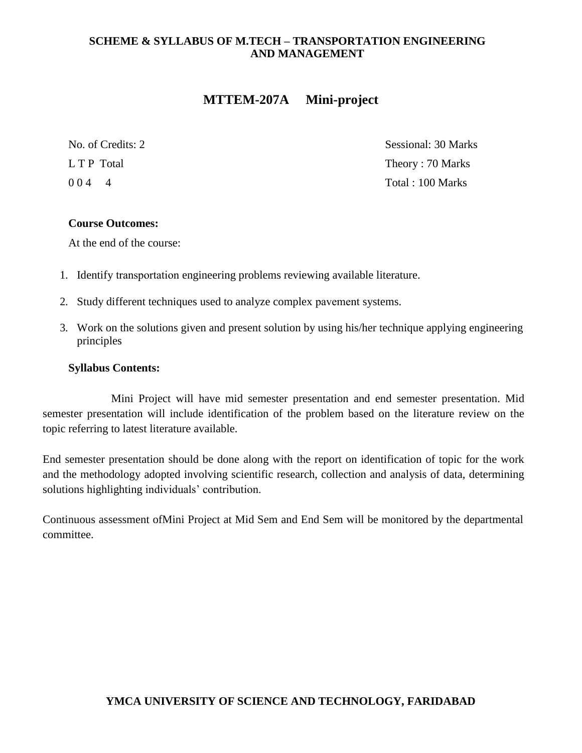# MTTEM-207A Mini-project

| No. of Credits: 2 | Sessional: 30 Marks |
|---|---|
| L T P Total | Theory : 70 Marks |
| 0 0 4 4 | Total : 100 Marks |

**Course Outcomes:**

At the end of the course:

1. Identify transportation engineering problems reviewing available literature.
2. Study different techniques used to analyze complex pavement systems.
3. Work on the solutions given and present solution by using his/her technique applying engineering principles

**Syllabus Contents:**

Mini Project will have mid semester presentation and end semester presentation. Mid semester presentation will include identification of the problem based on the literature review on the topic referring to latest literature available.

End semester presentation should be done along with the report on identification of topic for the work and the methodology adopted involving scientific research, collection and analysis of data, determining solutions highlighting individuals' contribution.

Continuous assessment ofMini Project at Mid Sem and End Sem will be monitored by the departmental committee.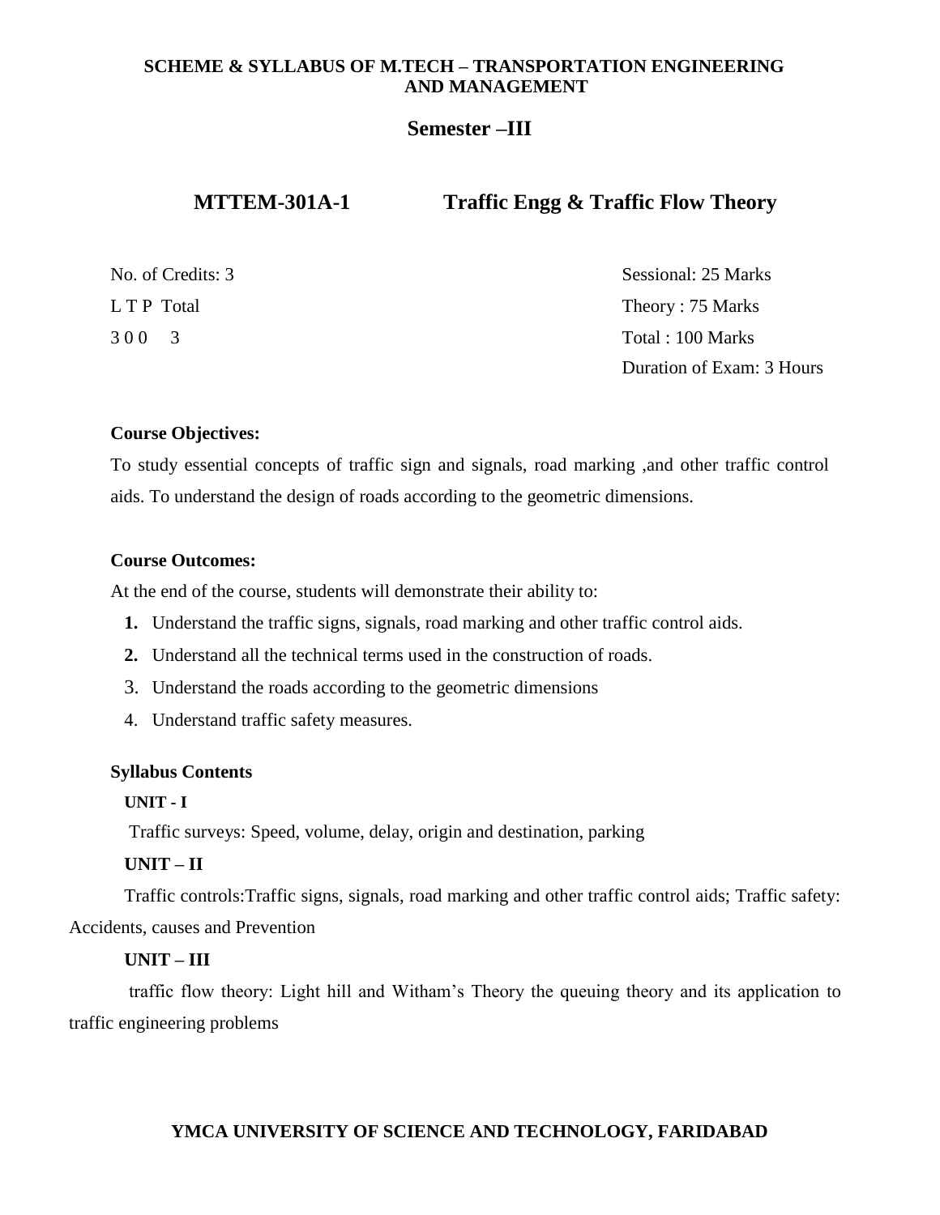**SCHEME & SYLLABUS OF M.TECH – TRANSPORTATION ENGINEERING AND MANAGEMENT**

## Semester –III

## MTTEM-301A-1 Traffic Engg & Traffic Flow Theory

| | |
|---|---|
| No. of Credits: 3 | Sessional: 25 Marks |
| L T P Total | Theory : 75 Marks |
| 3 0 0 3 | Total : 100 Marks |
| | Duration of Exam: 3 Hours |

**Course Objectives:**

To study essential concepts of traffic sign and signals, road marking ,and other traffic control aids. To understand the design of roads according to the geometric dimensions.

**Course Outcomes:**

At the end of the course, students will demonstrate their ability to:

1. Understand the traffic signs, signals, road marking and other traffic control aids.
2. Understand all the technical terms used in the construction of roads.
3. Understand the roads according to the geometric dimensions
4. Understand traffic safety measures.

**Syllabus Contents**

**UNIT - I**

Traffic surveys: Speed, volume, delay, origin and destination, parking

**UNIT – II**

Traffic controls:Traffic signs, signals, road marking and other traffic control aids; Traffic safety: Accidents, causes and Prevention

**UNIT – III**

traffic flow theory: Light hill and Witham's Theory the queuing theory and its application to traffic engineering problems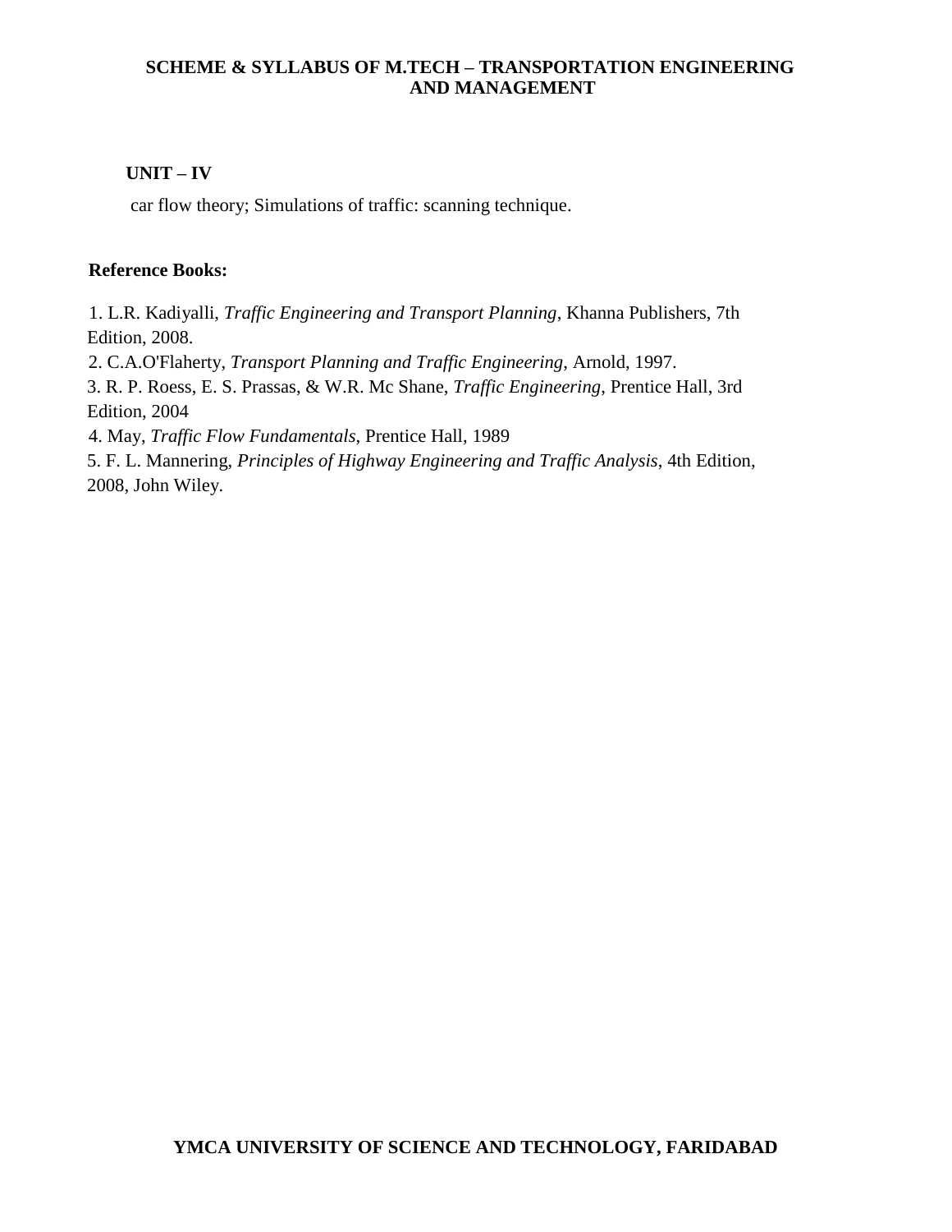**UNIT – IV**

car flow theory; Simulations of traffic: scanning technique.

**Reference Books:**

1. L.R. Kadiyalli, *Traffic Engineering and Transport Planning*, Khanna Publishers, 7th Edition, 2008.
2. C.A.O'Flaherty, *Transport Planning and Traffic Engineering*, Arnold, 1997.
3. R. P. Roess, E. S. Prassas, & W.R. Mc Shane, *Traffic Engineering*, Prentice Hall, 3rd Edition, 2004
4. May, *Traffic Flow Fundamentals*, Prentice Hall, 1989
5. F. L. Mannering, *Principles of Highway Engineering and Traffic Analysis*, 4th Edition, 2008, John Wiley.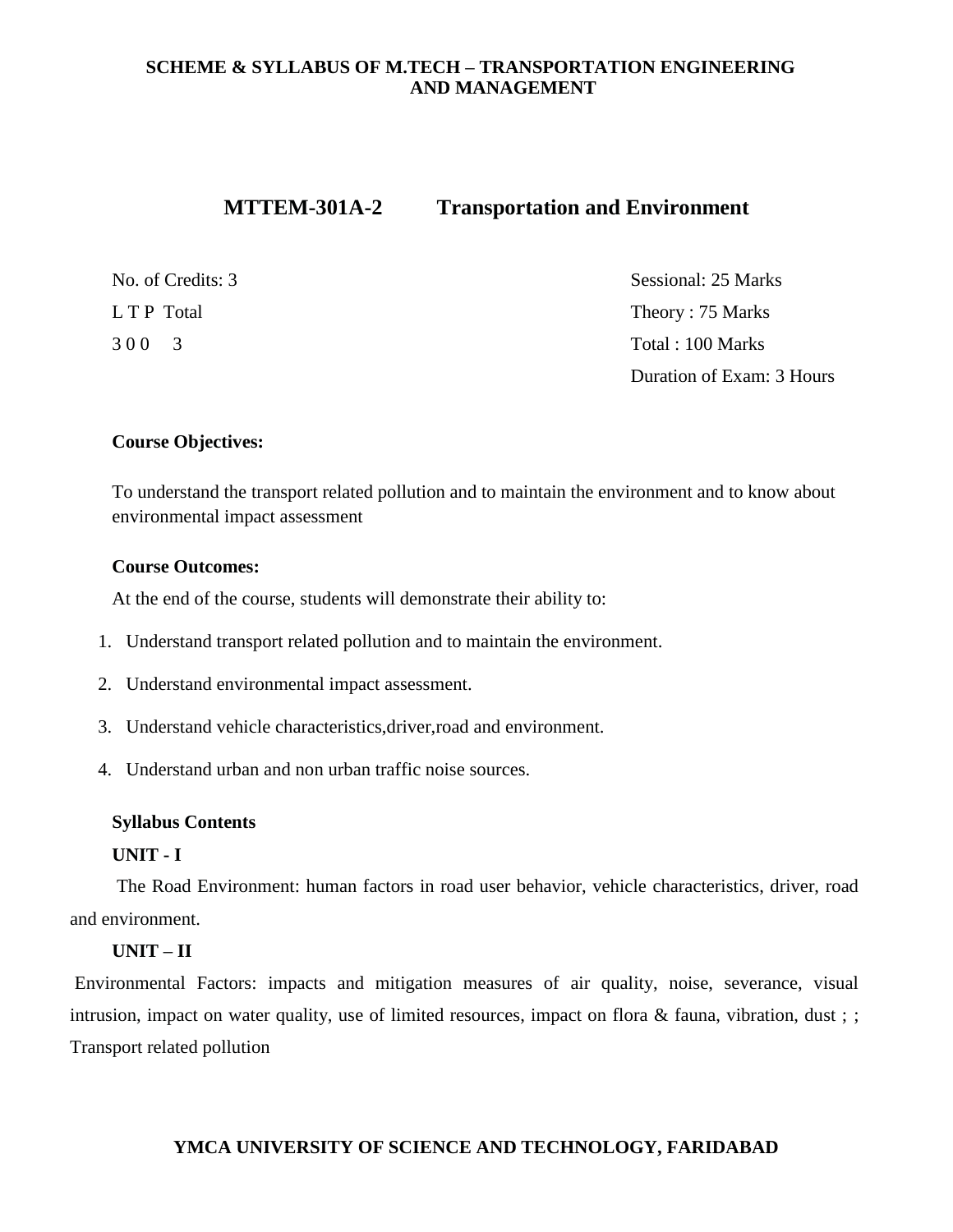## MTTEM-301A-2 Transportation and Environment

| | |
|---|---|
| No. of Credits: 3 | Sessional: 25 Marks |
| L T P Total | Theory : 75 Marks |
| 3 0 0 3 | Total : 100 Marks |
| | Duration of Exam: 3 Hours |

**Course Objectives:**

To understand the transport related pollution and to maintain the environment and to know about environmental impact assessment

**Course Outcomes:**

At the end of the course, students will demonstrate their ability to:

1. Understand transport related pollution and to maintain the environment.
2. Understand environmental impact assessment.
3. Understand vehicle characteristics,driver,road and environment.
4. Understand urban and non urban traffic noise sources.

**Syllabus Contents**

**UNIT - I**

The Road Environment: human factors in road user behavior, vehicle characteristics, driver, road and environment.

**UNIT – II**

Environmental Factors: impacts and mitigation measures of air quality, noise, severance, visual intrusion, impact on water quality, use of limited resources, impact on flora & fauna, vibration, dust ; ; Transport related pollution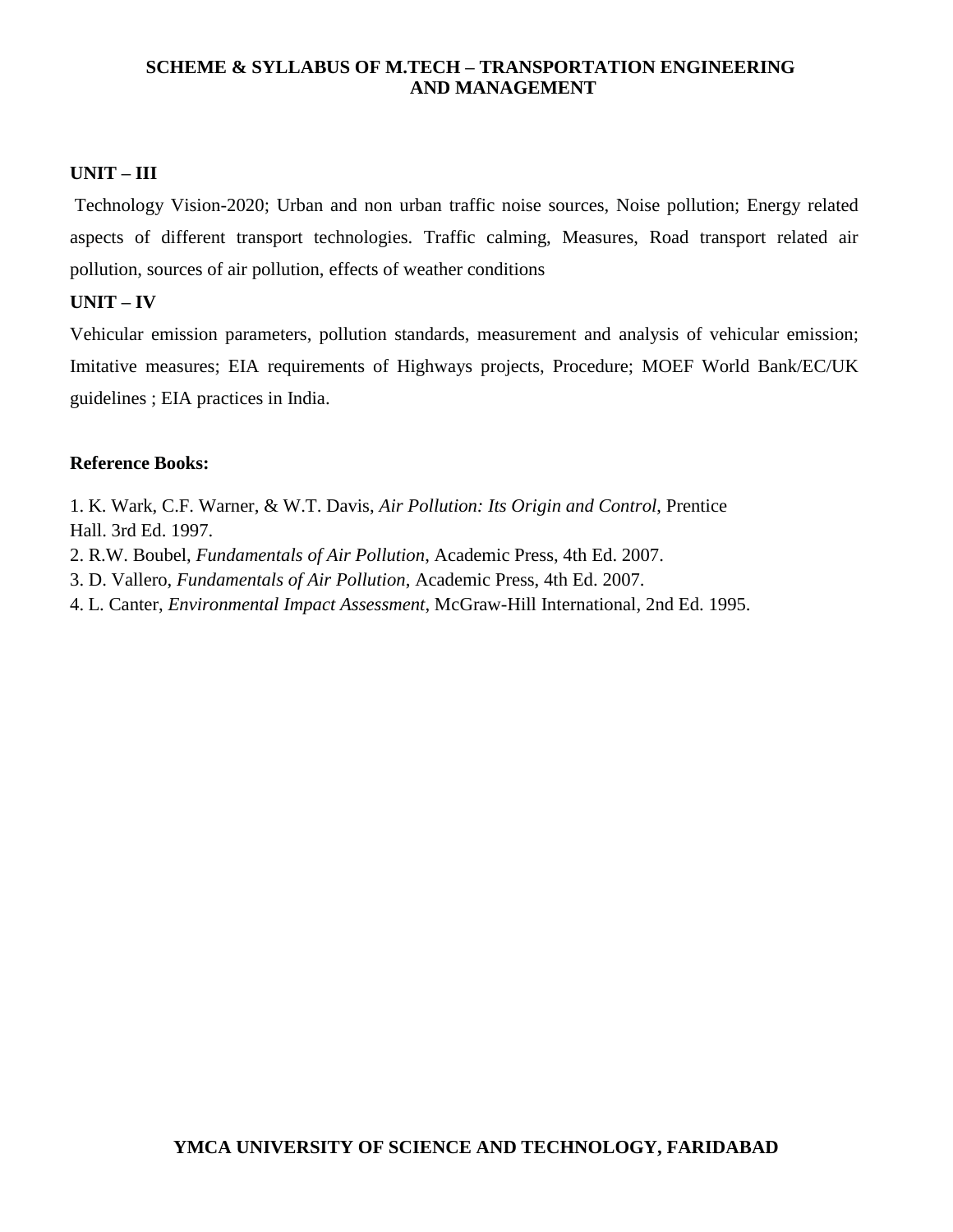**UNIT – III**

Technology Vision-2020; Urban and non urban traffic noise sources, Noise pollution; Energy related aspects of different transport technologies. Traffic calming, Measures, Road transport related air pollution, sources of air pollution, effects of weather conditions

**UNIT – IV**

Vehicular emission parameters, pollution standards, measurement and analysis of vehicular emission; Imitative measures; EIA requirements of Highways projects, Procedure; MOEF World Bank/EC/UK guidelines ; EIA practices in India.

**Reference Books:**

1. K. Wark, C.F. Warner, & W.T. Davis, *Air Pollution: Its Origin and Control*, Prentice Hall. 3rd Ed. 1997.
2. R.W. Boubel, *Fundamentals of Air Pollution*, Academic Press, 4th Ed. 2007.
3. D. Vallero, *Fundamentals of Air Pollution*, Academic Press, 4th Ed. 2007.
4. L. Canter, *Environmental Impact Assessment*, McGraw-Hill International, 2nd Ed. 1995.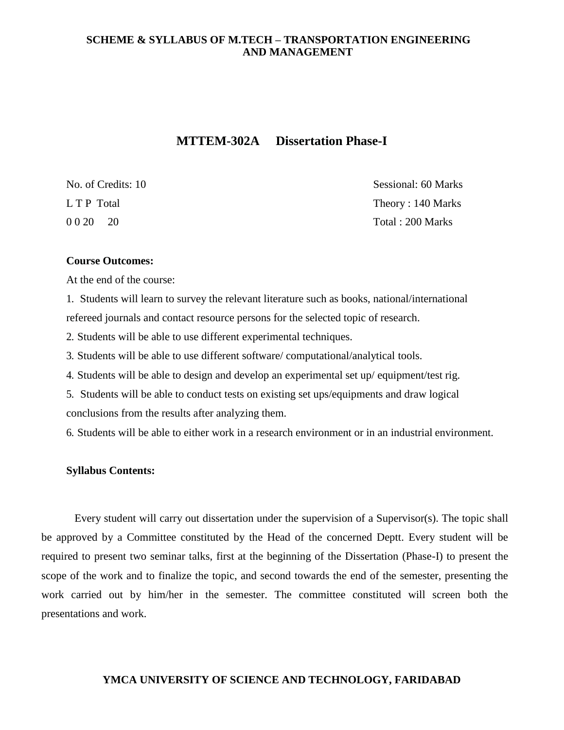# MTTEM-302A Dissertation Phase-I

| No. of Credits: 10 | Sessional: 60 Marks |
| --- | --- |
| L T P Total | Theory : 140 Marks |
| 0 0 20 20 | Total : 200 Marks |

**Course Outcomes:**

At the end of the course:

1. Students will learn to survey the relevant literature such as books, national/international refereed journals and contact resource persons for the selected topic of research.
2. Students will be able to use different experimental techniques.
3. Students will be able to use different software/ computational/analytical tools.
4. Students will be able to design and develop an experimental set up/ equipment/test rig.
5. Students will be able to conduct tests on existing set ups/equipments and draw logical conclusions from the results after analyzing them.
6. Students will be able to either work in a research environment or in an industrial environment.

**Syllabus Contents:**

Every student will carry out dissertation under the supervision of a Supervisor(s). The topic shall be approved by a Committee constituted by the Head of the concerned Deptt. Every student will be required to present two seminar talks, first at the beginning of the Dissertation (Phase-I) to present the scope of the work and to finalize the topic, and second towards the end of the semester, presenting the work carried out by him/her in the semester. The committee constituted will screen both the presentations and work.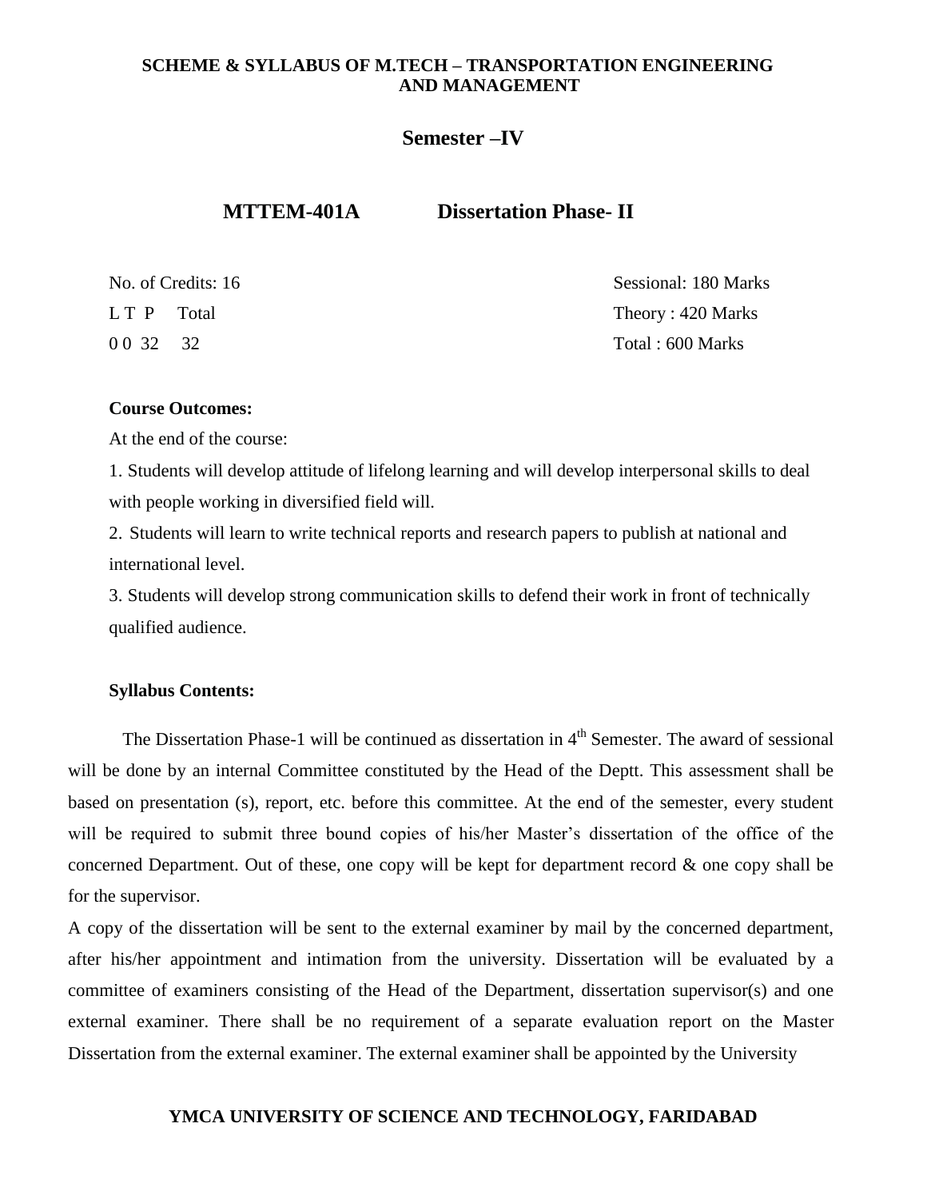**SCHEME & SYLLABUS OF M.TECH – TRANSPORTATION ENGINEERING AND MANAGEMENT**

## Semester –IV

## MTTEM-401A Dissertation Phase- II

| No. of Credits: 16 | Sessional: 180 Marks |
|---|---|
| L T P Total | Theory : 420 Marks |
| 0 0 32 32 | Total : 600 Marks |

**Course Outcomes:**

At the end of the course:

1. Students will develop attitude of lifelong learning and will develop interpersonal skills to deal with people working in diversified field will.
2. Students will learn to write technical reports and research papers to publish at national and international level.
3. Students will develop strong communication skills to defend their work in front of technically qualified audience.

**Syllabus Contents:**

The Dissertation Phase-1 will be continued as dissertation in 4th Semester. The award of sessional will be done by an internal Committee constituted by the Head of the Deptt. This assessment shall be based on presentation (s), report, etc. before this committee. At the end of the semester, every student will be required to submit three bound copies of his/her Master's dissertation of the office of the concerned Department. Out of these, one copy will be kept for department record & one copy shall be for the supervisor.

A copy of the dissertation will be sent to the external examiner by mail by the concerned department, after his/her appointment and intimation from the university. Dissertation will be evaluated by a committee of examiners consisting of the Head of the Department, dissertation supervisor(s) and one external examiner. There shall be no requirement of a separate evaluation report on the Master Dissertation from the external examiner. The external examiner shall be appointed by the University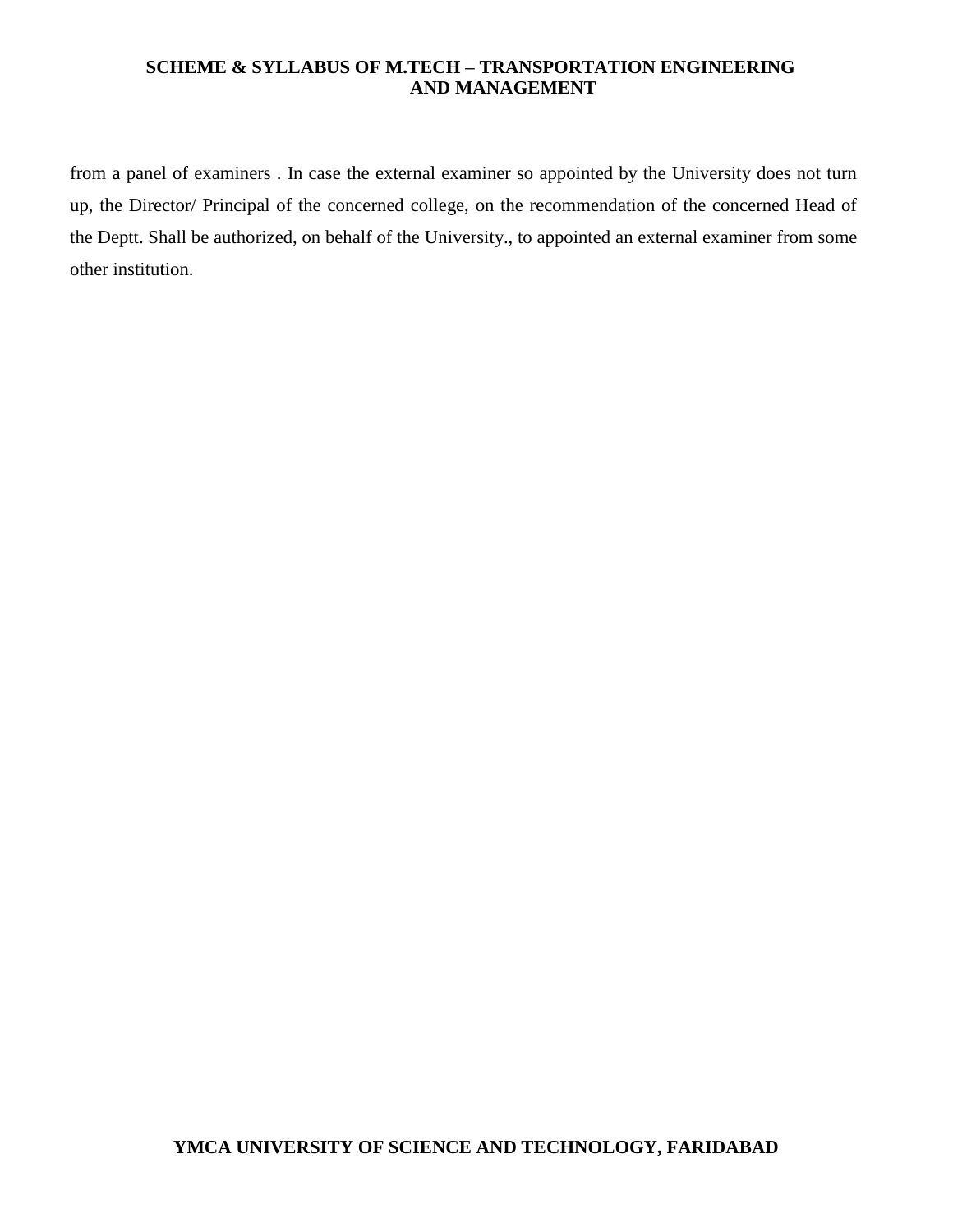from a panel of examiners . In case the external examiner so appointed by the University does not turn up, the Director/ Principal of the concerned college, on the recommendation of the concerned Head of the Deptt. Shall be authorized, on behalf of the University., to appointed an external examiner from some other institution.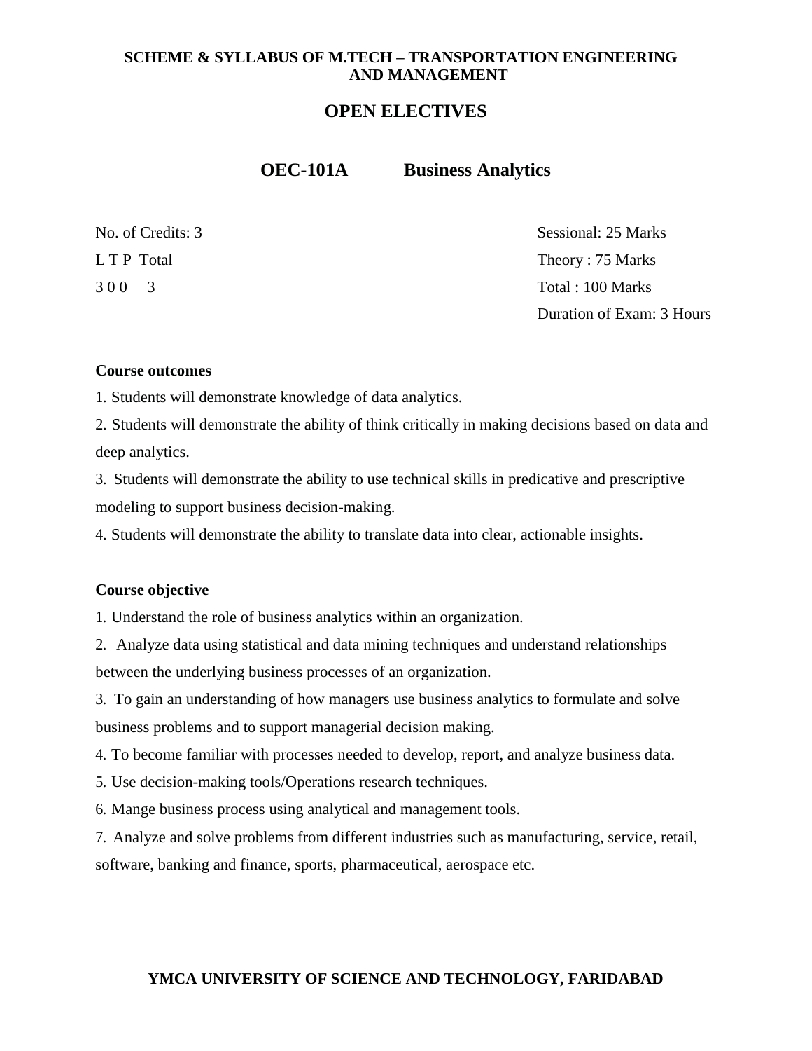**SCHEME & SYLLABUS OF M.TECH – TRANSPORTATION ENGINEERING AND MANAGEMENT**

## OPEN ELECTIVES

### OEC-101A Business Analytics

| | |
|---|---|
| No. of Credits: 3 | Sessional: 25 Marks |
| L T P Total | Theory : 75 Marks |
| 3 0 0 3 | Total : 100 Marks |
| | Duration of Exam: 3 Hours |

**Course outcomes**

1. Students will demonstrate knowledge of data analytics.
2. Students will demonstrate the ability of think critically in making decisions based on data and deep analytics.
3. Students will demonstrate the ability to use technical skills in predicative and prescriptive modeling to support business decision-making.
4. Students will demonstrate the ability to translate data into clear, actionable insights.

**Course objective**

1. Understand the role of business analytics within an organization.
2. Analyze data using statistical and data mining techniques and understand relationships between the underlying business processes of an organization.
3. To gain an understanding of how managers use business analytics to formulate and solve business problems and to support managerial decision making.
4. To become familiar with processes needed to develop, report, and analyze business data.
5. Use decision-making tools/Operations research techniques.
6. Mange business process using analytical and management tools.
7. Analyze and solve problems from different industries such as manufacturing, service, retail, software, banking and finance, sports, pharmaceutical, aerospace etc.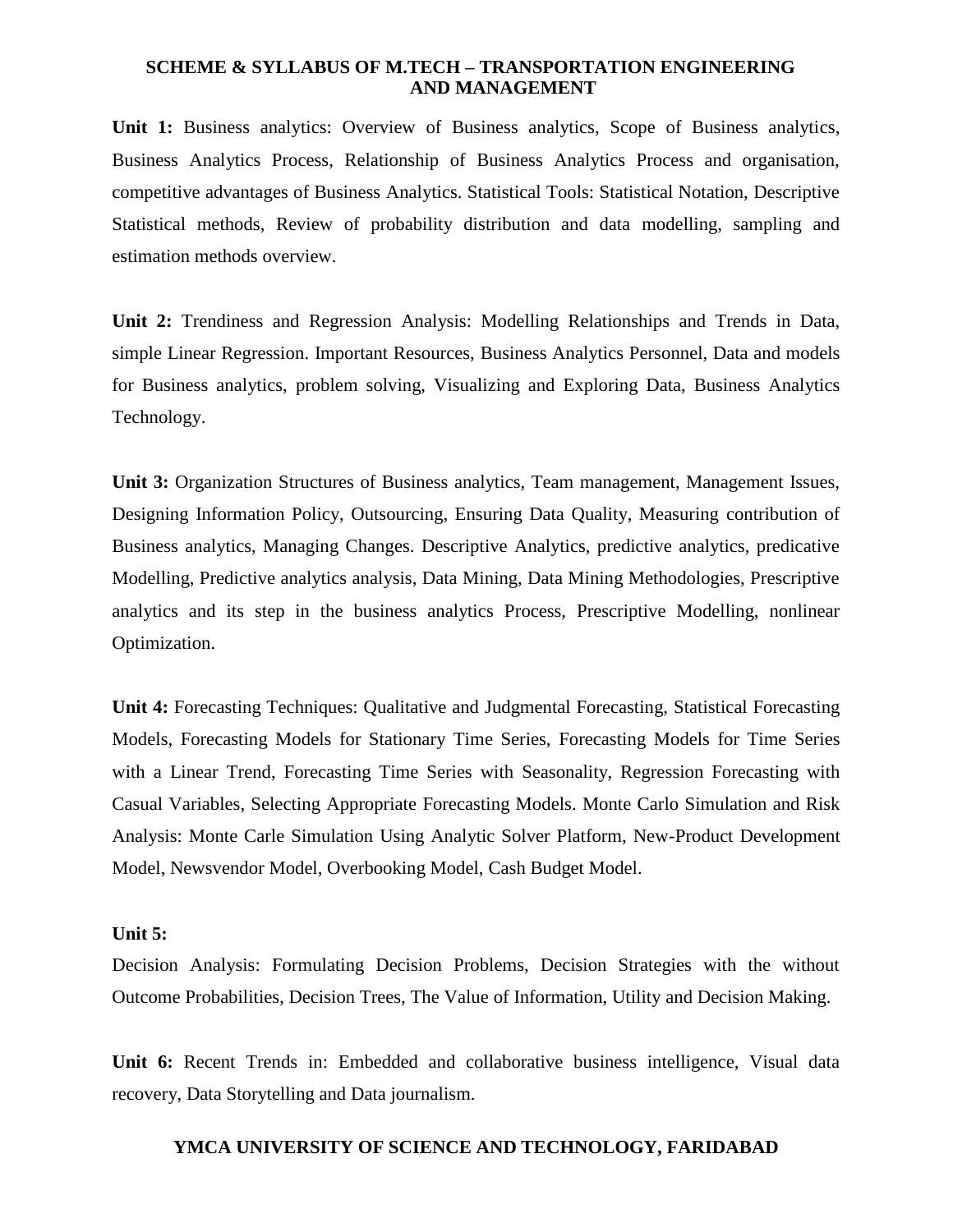**Unit 1:** Business analytics: Overview of Business analytics, Scope of Business analytics, Business Analytics Process, Relationship of Business Analytics Process and organisation, competitive advantages of Business Analytics. Statistical Tools: Statistical Notation, Descriptive Statistical methods, Review of probability distribution and data modelling, sampling and estimation methods overview.

**Unit 2:** Trendiness and Regression Analysis: Modelling Relationships and Trends in Data, simple Linear Regression. Important Resources, Business Analytics Personnel, Data and models for Business analytics, problem solving, Visualizing and Exploring Data, Business Analytics Technology.

**Unit 3:** Organization Structures of Business analytics, Team management, Management Issues, Designing Information Policy, Outsourcing, Ensuring Data Quality, Measuring contribution of Business analytics, Managing Changes. Descriptive Analytics, predictive analytics, predicative Modelling, Predictive analytics analysis, Data Mining, Data Mining Methodologies, Prescriptive analytics and its step in the business analytics Process, Prescriptive Modelling, nonlinear Optimization.

**Unit 4:** Forecasting Techniques: Qualitative and Judgmental Forecasting, Statistical Forecasting Models, Forecasting Models for Stationary Time Series, Forecasting Models for Time Series with a Linear Trend, Forecasting Time Series with Seasonality, Regression Forecasting with Casual Variables, Selecting Appropriate Forecasting Models. Monte Carlo Simulation and Risk Analysis: Monte Carle Simulation Using Analytic Solver Platform, New-Product Development Model, Newsvendor Model, Overbooking Model, Cash Budget Model.

**Unit 5:**

Decision Analysis: Formulating Decision Problems, Decision Strategies with the without Outcome Probabilities, Decision Trees, The Value of Information, Utility and Decision Making.

**Unit 6:** Recent Trends in: Embedded and collaborative business intelligence, Visual data recovery, Data Storytelling and Data journalism.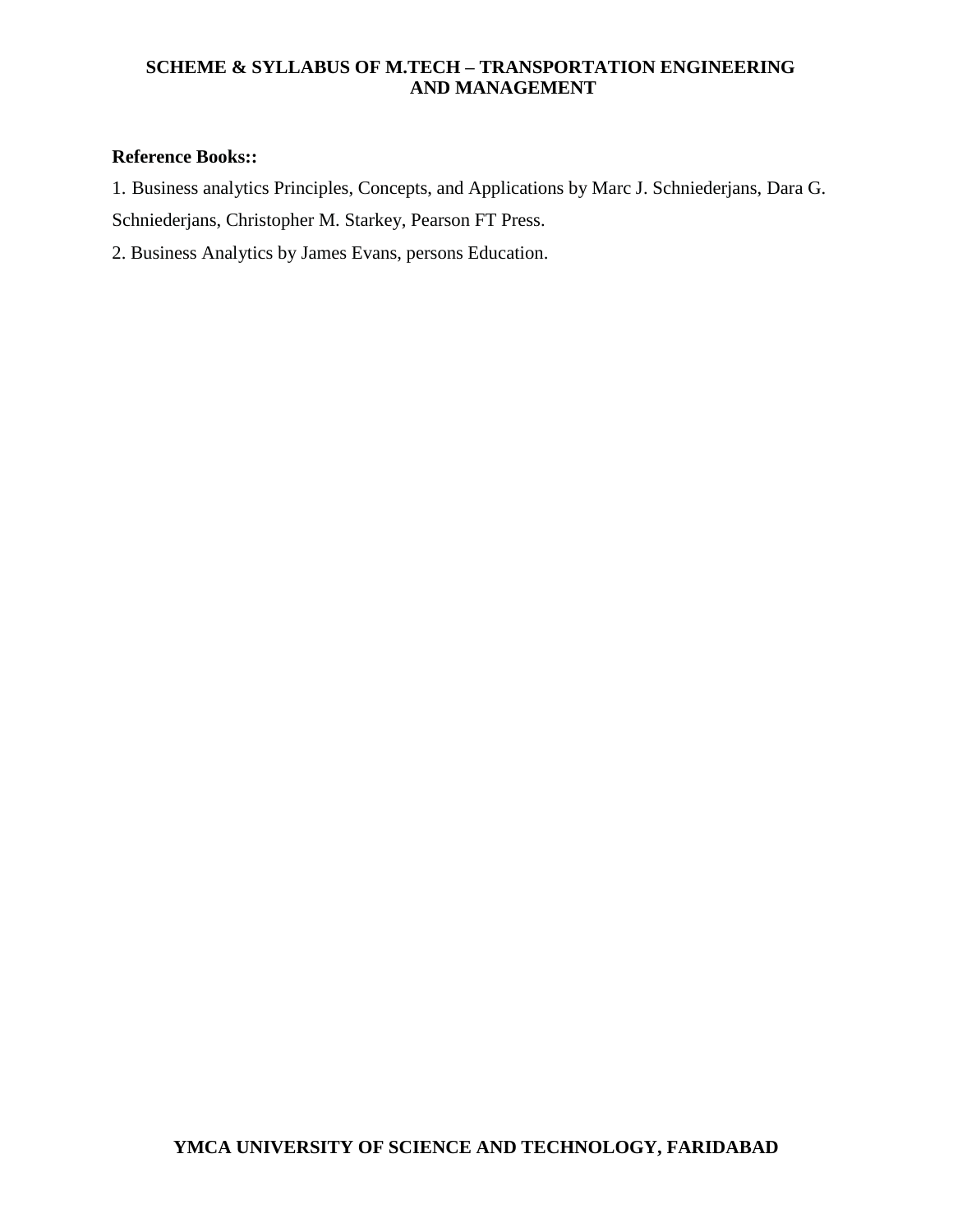**Reference Books::**

1. Business analytics Principles, Concepts, and Applications by Marc J. Schniederjans, Dara G. Schniederjans, Christopher M. Starkey, Pearson FT Press.
2. Business Analytics by James Evans, persons Education.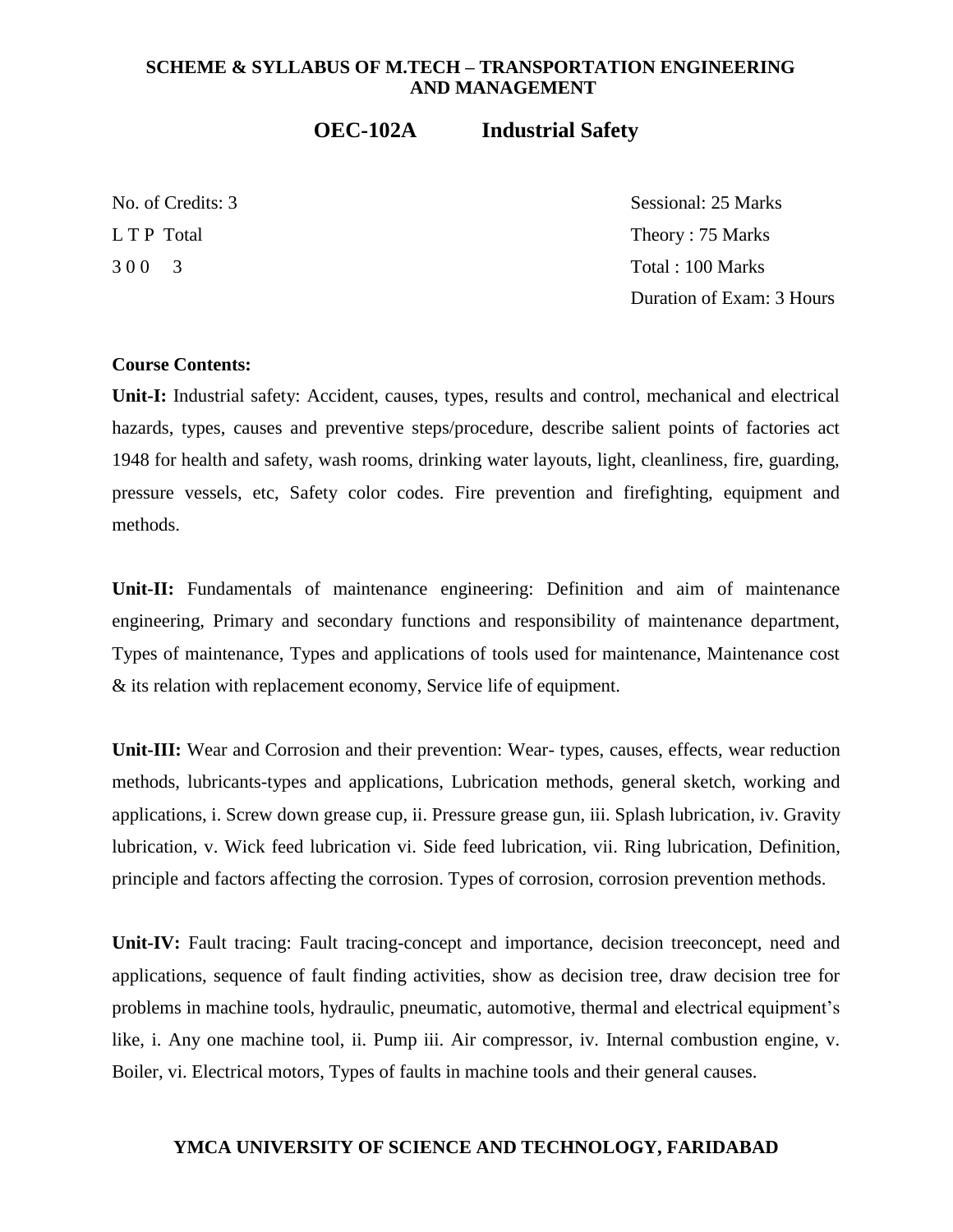**SCHEME & SYLLABUS OF M.TECH – TRANSPORTATION ENGINEERING AND MANAGEMENT**

## OEC-102A Industrial Safety

| | |
|---|---|
| No. of Credits: 3 | Sessional: 25 Marks |
| L T P Total | Theory : 75 Marks |
| 3 0 0 3 | Total : 100 Marks |
| | Duration of Exam: 3 Hours |

**Course Contents:**

**Unit-I:** Industrial safety: Accident, causes, types, results and control, mechanical and electrical hazards, types, causes and preventive steps/procedure, describe salient points of factories act 1948 for health and safety, wash rooms, drinking water layouts, light, cleanliness, fire, guarding, pressure vessels, etc, Safety color codes. Fire prevention and firefighting, equipment and methods.

**Unit-II:** Fundamentals of maintenance engineering: Definition and aim of maintenance engineering, Primary and secondary functions and responsibility of maintenance department, Types of maintenance, Types and applications of tools used for maintenance, Maintenance cost & its relation with replacement economy, Service life of equipment.

**Unit-III:** Wear and Corrosion and their prevention: Wear- types, causes, effects, wear reduction methods, lubricants-types and applications, Lubrication methods, general sketch, working and applications, i. Screw down grease cup, ii. Pressure grease gun, iii. Splash lubrication, iv. Gravity lubrication, v. Wick feed lubrication vi. Side feed lubrication, vii. Ring lubrication, Definition, principle and factors affecting the corrosion. Types of corrosion, corrosion prevention methods.

**Unit-IV:** Fault tracing: Fault tracing-concept and importance, decision treeconcept, need and applications, sequence of fault finding activities, show as decision tree, draw decision tree for problems in machine tools, hydraulic, pneumatic, automotive, thermal and electrical equipment's like, i. Any one machine tool, ii. Pump iii. Air compressor, iv. Internal combustion engine, v. Boiler, vi. Electrical motors, Types of faults in machine tools and their general causes.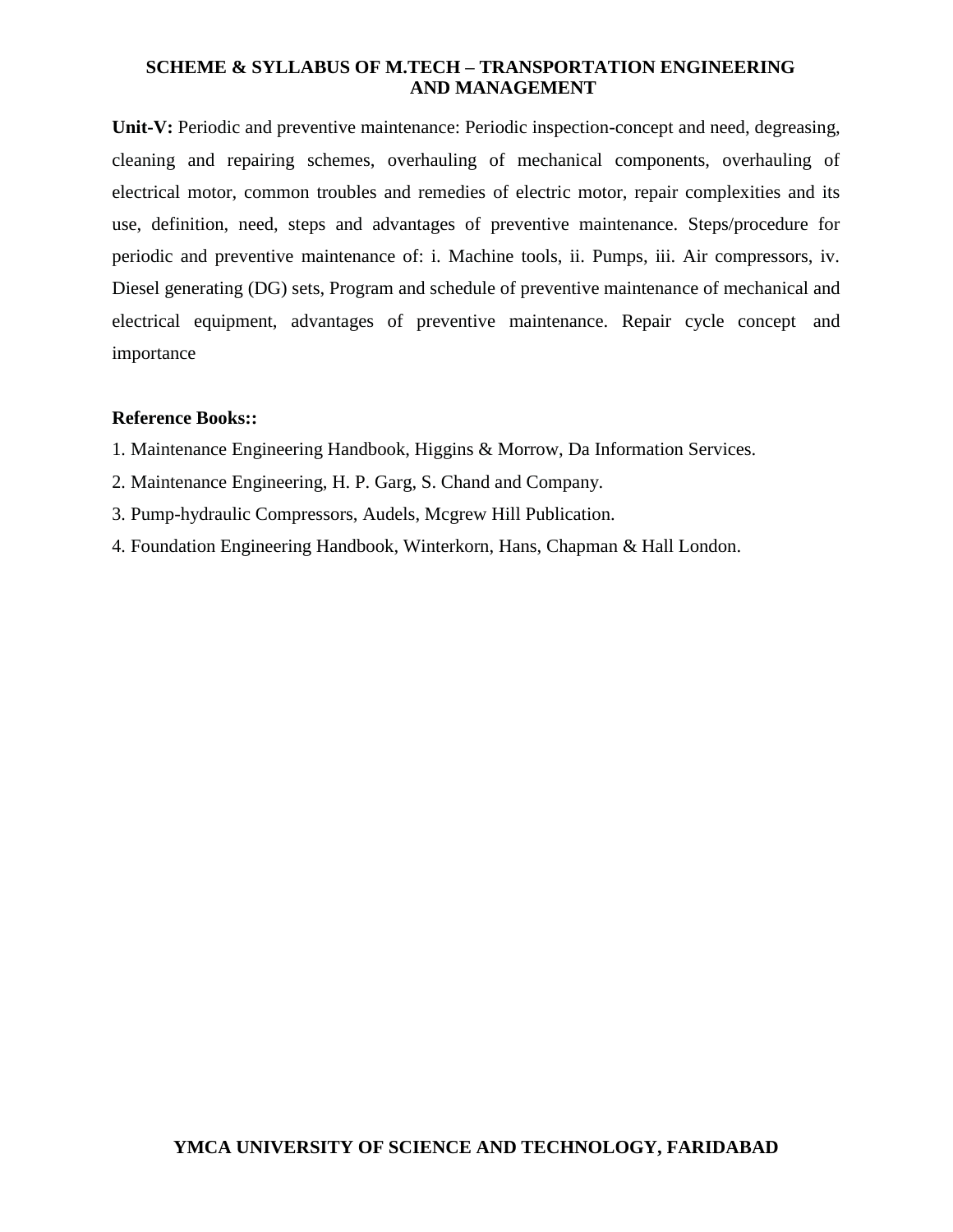**Unit-V:** Periodic and preventive maintenance: Periodic inspection-concept and need, degreasing, cleaning and repairing schemes, overhauling of mechanical components, overhauling of electrical motor, common troubles and remedies of electric motor, repair complexities and its use, definition, need, steps and advantages of preventive maintenance. Steps/procedure for periodic and preventive maintenance of: i. Machine tools, ii. Pumps, iii. Air compressors, iv. Diesel generating (DG) sets, Program and schedule of preventive maintenance of mechanical and electrical equipment, advantages of preventive maintenance. Repair cycle concept and importance

**Reference Books::**

1. Maintenance Engineering Handbook, Higgins & Morrow, Da Information Services.
2. Maintenance Engineering, H. P. Garg, S. Chand and Company.
3. Pump-hydraulic Compressors, Audels, Mcgrew Hill Publication.
4. Foundation Engineering Handbook, Winterkorn, Hans, Chapman & Hall London.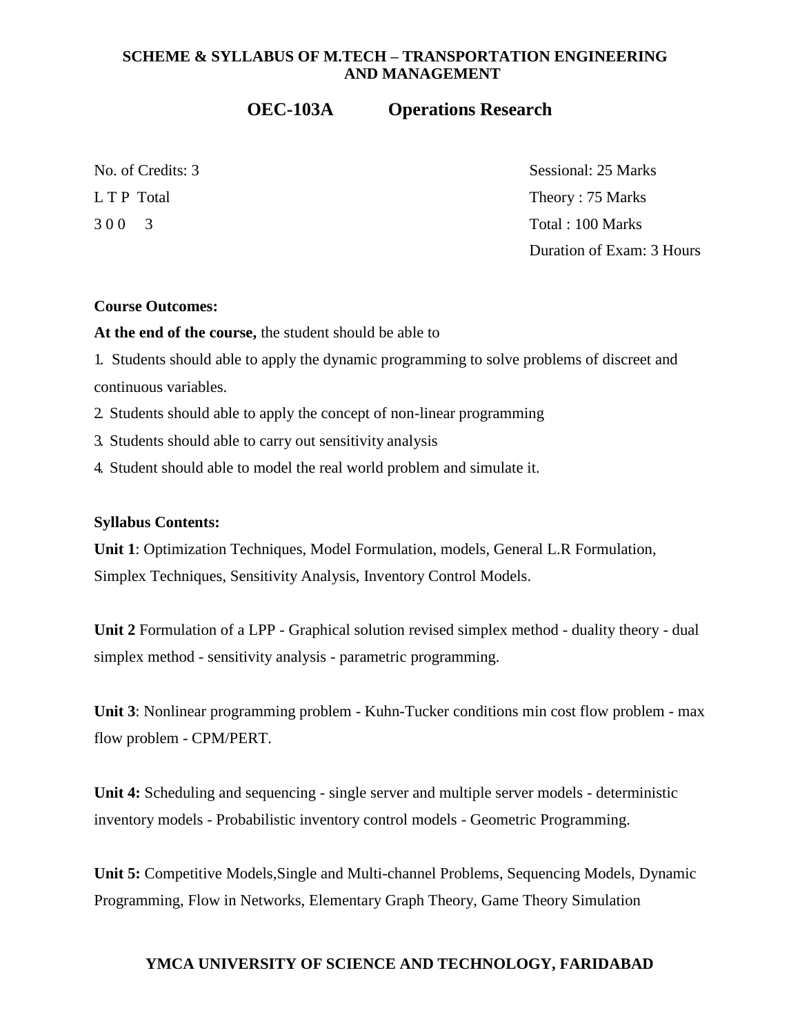**SCHEME & SYLLABUS OF M.TECH – TRANSPORTATION ENGINEERING AND MANAGEMENT**

## OEC-103A Operations Research

| | |
|---|---|
| No. of Credits: 3 | Sessional: 25 Marks |
| L T P Total | Theory : 75 Marks |
| 3 0 0 3 | Total : 100 Marks |
| | Duration of Exam: 3 Hours |

**Course Outcomes:**

**At the end of the course,** the student should be able to

1. Students should able to apply the dynamic programming to solve problems of discreet and continuous variables.
2. Students should able to apply the concept of non-linear programming
3. Students should able to carry out sensitivity analysis
4. Student should able to model the real world problem and simulate it.

**Syllabus Contents:**

**Unit 1**: Optimization Techniques, Model Formulation, models, General L.R Formulation, Simplex Techniques, Sensitivity Analysis, Inventory Control Models.

**Unit 2** Formulation of a LPP - Graphical solution revised simplex method - duality theory - dual simplex method - sensitivity analysis - parametric programming.

**Unit 3**: Nonlinear programming problem - Kuhn-Tucker conditions min cost flow problem - max flow problem - CPM/PERT.

**Unit 4:** Scheduling and sequencing - single server and multiple server models - deterministic inventory models - Probabilistic inventory control models - Geometric Programming.

**Unit 5:** Competitive Models,Single and Multi-channel Problems, Sequencing Models, Dynamic Programming, Flow in Networks, Elementary Graph Theory, Game Theory Simulation

**YMCA UNIVERSITY OF SCIENCE AND TECHNOLOGY, FARIDABAD**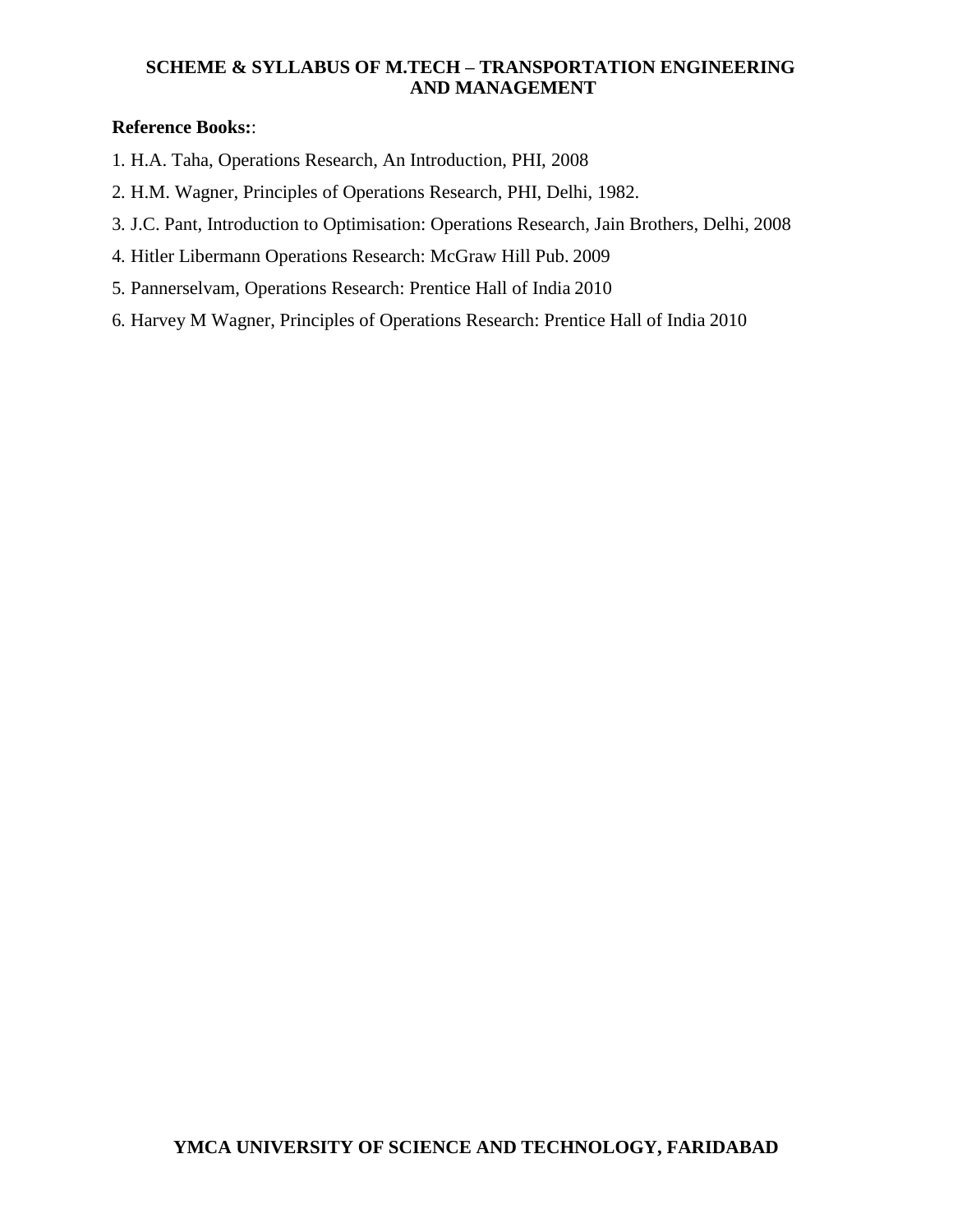**Reference Books:**:

1. H.A. Taha, Operations Research, An Introduction, PHI, 2008
2. H.M. Wagner, Principles of Operations Research, PHI, Delhi, 1982.
3. J.C. Pant, Introduction to Optimisation: Operations Research, Jain Brothers, Delhi, 2008
4. Hitler Libermann Operations Research: McGraw Hill Pub. 2009
5. Pannerselvam, Operations Research: Prentice Hall of India 2010
6. Harvey M Wagner, Principles of Operations Research: Prentice Hall of India 2010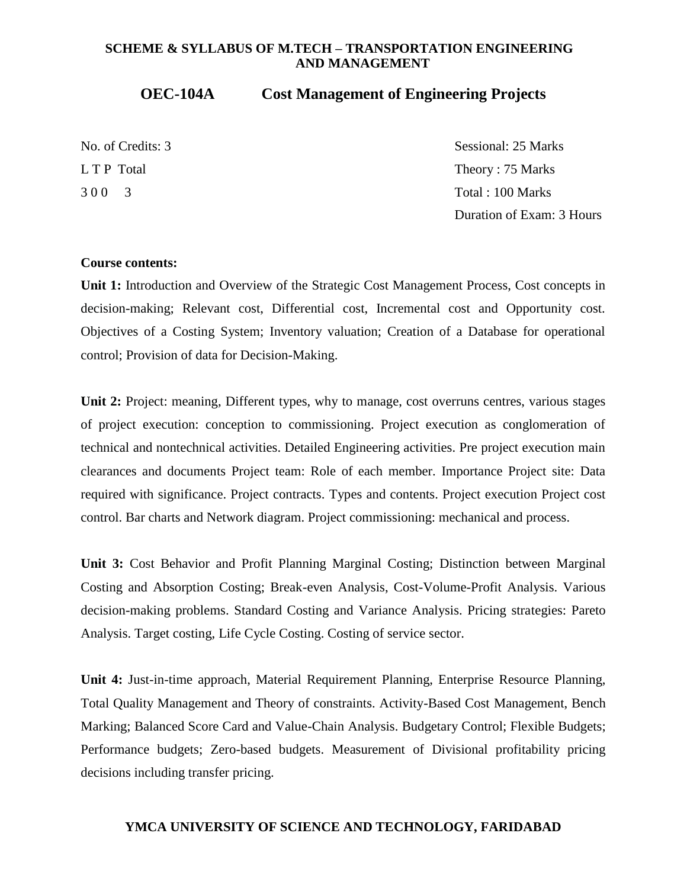## OEC-104A Cost Management of Engineering Projects

| | |
|---|---|
| No. of Credits: 3 | Sessional: 25 Marks |
| L T P Total | Theory : 75 Marks |
| 3 0 0 3 | Total : 100 Marks |
| | Duration of Exam: 3 Hours |

**Course contents:**

**Unit 1:** Introduction and Overview of the Strategic Cost Management Process, Cost concepts in decision-making; Relevant cost, Differential cost, Incremental cost and Opportunity cost. Objectives of a Costing System; Inventory valuation; Creation of a Database for operational control; Provision of data for Decision-Making.

**Unit 2:** Project: meaning, Different types, why to manage, cost overruns centres, various stages of project execution: conception to commissioning. Project execution as conglomeration of technical and nontechnical activities. Detailed Engineering activities. Pre project execution main clearances and documents Project team: Role of each member. Importance Project site: Data required with significance. Project contracts. Types and contents. Project execution Project cost control. Bar charts and Network diagram. Project commissioning: mechanical and process.

**Unit 3:** Cost Behavior and Profit Planning Marginal Costing; Distinction between Marginal Costing and Absorption Costing; Break-even Analysis, Cost-Volume-Profit Analysis. Various decision-making problems. Standard Costing and Variance Analysis. Pricing strategies: Pareto Analysis. Target costing, Life Cycle Costing. Costing of service sector.

**Unit 4:** Just-in-time approach, Material Requirement Planning, Enterprise Resource Planning, Total Quality Management and Theory of constraints. Activity-Based Cost Management, Bench Marking; Balanced Score Card and Value-Chain Analysis. Budgetary Control; Flexible Budgets; Performance budgets; Zero-based budgets. Measurement of Divisional profitability pricing decisions including transfer pricing.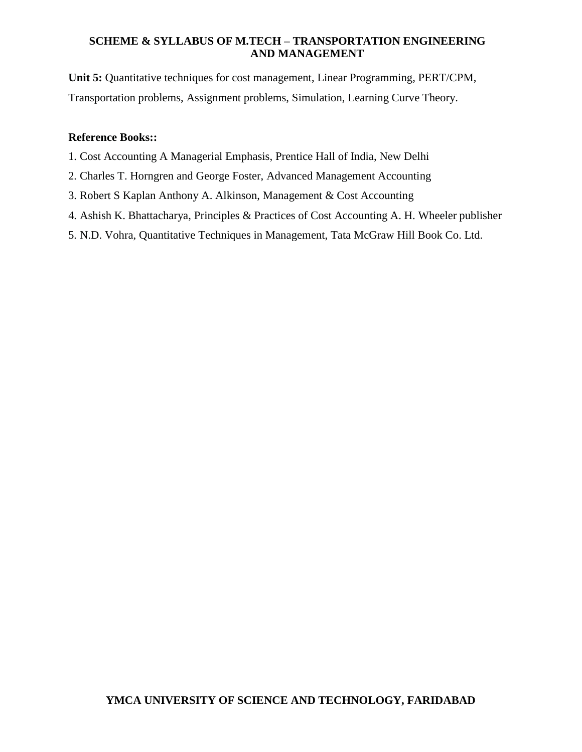**Unit 5:** Quantitative techniques for cost management, Linear Programming, PERT/CPM, Transportation problems, Assignment problems, Simulation, Learning Curve Theory.

**Reference Books::**

1. Cost Accounting A Managerial Emphasis, Prentice Hall of India, New Delhi
2. Charles T. Horngren and George Foster, Advanced Management Accounting
3. Robert S Kaplan Anthony A. Alkinson, Management & Cost Accounting
4. Ashish K. Bhattacharya, Principles & Practices of Cost Accounting A. H. Wheeler publisher
5. N.D. Vohra, Quantitative Techniques in Management, Tata McGraw Hill Book Co. Ltd.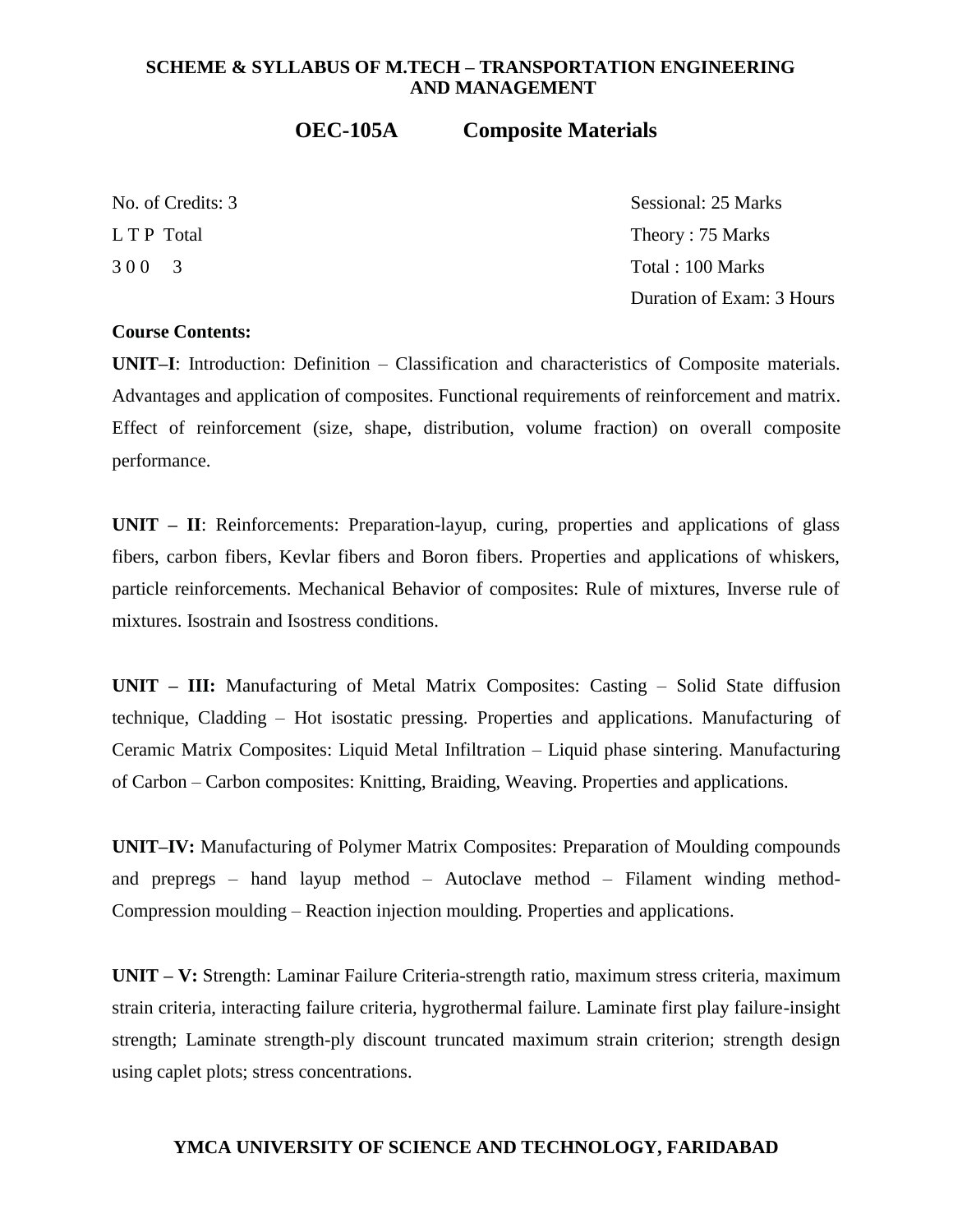**SCHEME & SYLLABUS OF M.TECH – TRANSPORTATION ENGINEERING AND MANAGEMENT**

## OEC-105A Composite Materials

| | |
|---|---|
| No. of Credits: 3 | Sessional: 25 Marks |
| L T P Total | Theory : 75 Marks |
| 3 0 0 3 | Total : 100 Marks |
| | Duration of Exam: 3 Hours |

**Course Contents:**

**UNIT–I**: Introduction: Definition – Classification and characteristics of Composite materials. Advantages and application of composites. Functional requirements of reinforcement and matrix. Effect of reinforcement (size, shape, distribution, volume fraction) on overall composite performance.

**UNIT – II**: Reinforcements: Preparation-layup, curing, properties and applications of glass fibers, carbon fibers, Kevlar fibers and Boron fibers. Properties and applications of whiskers, particle reinforcements. Mechanical Behavior of composites: Rule of mixtures, Inverse rule of mixtures. Isostrain and Isostress conditions.

**UNIT – III:** Manufacturing of Metal Matrix Composites: Casting – Solid State diffusion technique, Cladding – Hot isostatic pressing. Properties and applications. Manufacturing of Ceramic Matrix Composites: Liquid Metal Infiltration – Liquid phase sintering. Manufacturing of Carbon – Carbon composites: Knitting, Braiding, Weaving. Properties and applications.

**UNIT–IV:** Manufacturing of Polymer Matrix Composites: Preparation of Moulding compounds and prepregs – hand layup method – Autoclave method – Filament winding method-Compression moulding – Reaction injection moulding. Properties and applications.

**UNIT – V:** Strength: Laminar Failure Criteria-strength ratio, maximum stress criteria, maximum strain criteria, interacting failure criteria, hygrothermal failure. Laminate first play failure-insight strength; Laminate strength-ply discount truncated maximum strain criterion; strength design using caplet plots; stress concentrations.

**YMCA UNIVERSITY OF SCIENCE AND TECHNOLOGY, FARIDABAD**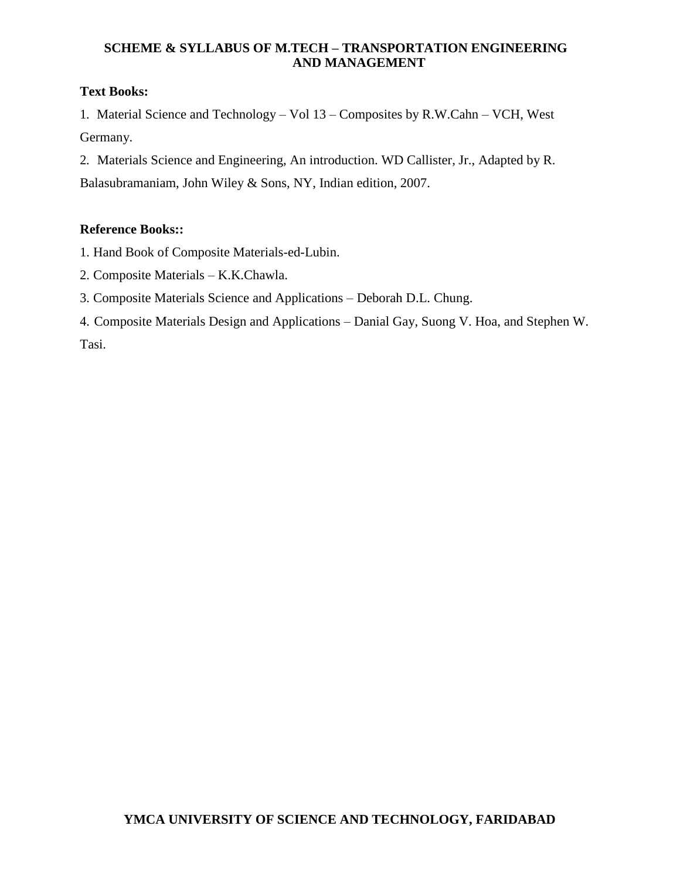**Text Books:**

1. Material Science and Technology – Vol 13 – Composites by R.W.Cahn – VCH, West Germany.
2. Materials Science and Engineering, An introduction. WD Callister, Jr., Adapted by R. Balasubramaniam, John Wiley & Sons, NY, Indian edition, 2007.

**Reference Books::**

1. Hand Book of Composite Materials-ed-Lubin.
2. Composite Materials – K.K.Chawla.
3. Composite Materials Science and Applications – Deborah D.L. Chung.
4. Composite Materials Design and Applications – Danial Gay, Suong V. Hoa, and Stephen W. Tasi.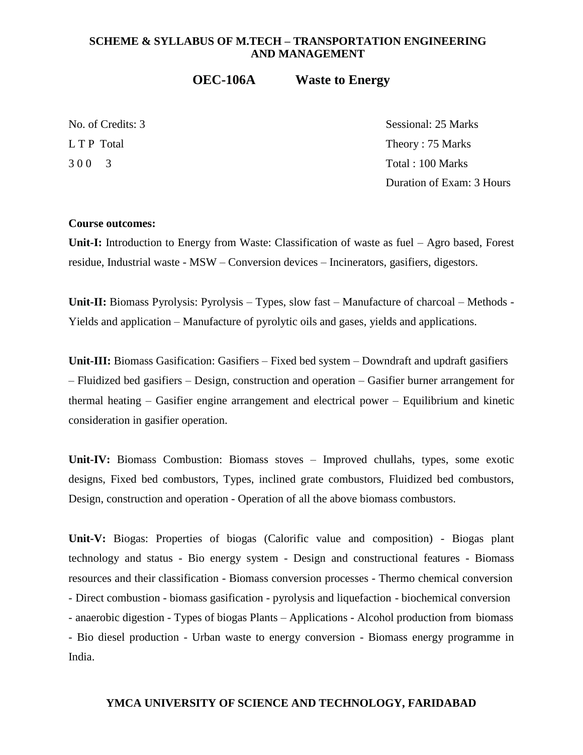**SCHEME & SYLLABUS OF M.TECH – TRANSPORTATION ENGINEERING AND MANAGEMENT**

## OEC-106A Waste to Energy

| | |
|---|---|
| No. of Credits: 3 | Sessional: 25 Marks |
| L T P Total | Theory : 75 Marks |
| 3 0 0 3 | Total : 100 Marks |
| | Duration of Exam: 3 Hours |

**Course outcomes:**

**Unit-I:** Introduction to Energy from Waste: Classification of waste as fuel – Agro based, Forest residue, Industrial waste - MSW – Conversion devices – Incinerators, gasifiers, digestors.

**Unit-II:** Biomass Pyrolysis: Pyrolysis – Types, slow fast – Manufacture of charcoal – Methods - Yields and application – Manufacture of pyrolytic oils and gases, yields and applications.

**Unit-III:** Biomass Gasification: Gasifiers – Fixed bed system – Downdraft and updraft gasifiers – Fluidized bed gasifiers – Design, construction and operation – Gasifier burner arrangement for thermal heating – Gasifier engine arrangement and electrical power – Equilibrium and kinetic consideration in gasifier operation.

**Unit-IV:** Biomass Combustion: Biomass stoves – Improved chullahs, types, some exotic designs, Fixed bed combustors, Types, inclined grate combustors, Fluidized bed combustors, Design, construction and operation - Operation of all the above biomass combustors.

**Unit-V:** Biogas: Properties of biogas (Calorific value and composition) - Biogas plant technology and status - Bio energy system - Design and constructional features - Biomass resources and their classification - Biomass conversion processes - Thermo chemical conversion - Direct combustion - biomass gasification - pyrolysis and liquefaction - biochemical conversion - anaerobic digestion - Types of biogas Plants – Applications - Alcohol production from biomass - Bio diesel production - Urban waste to energy conversion - Biomass energy programme in India.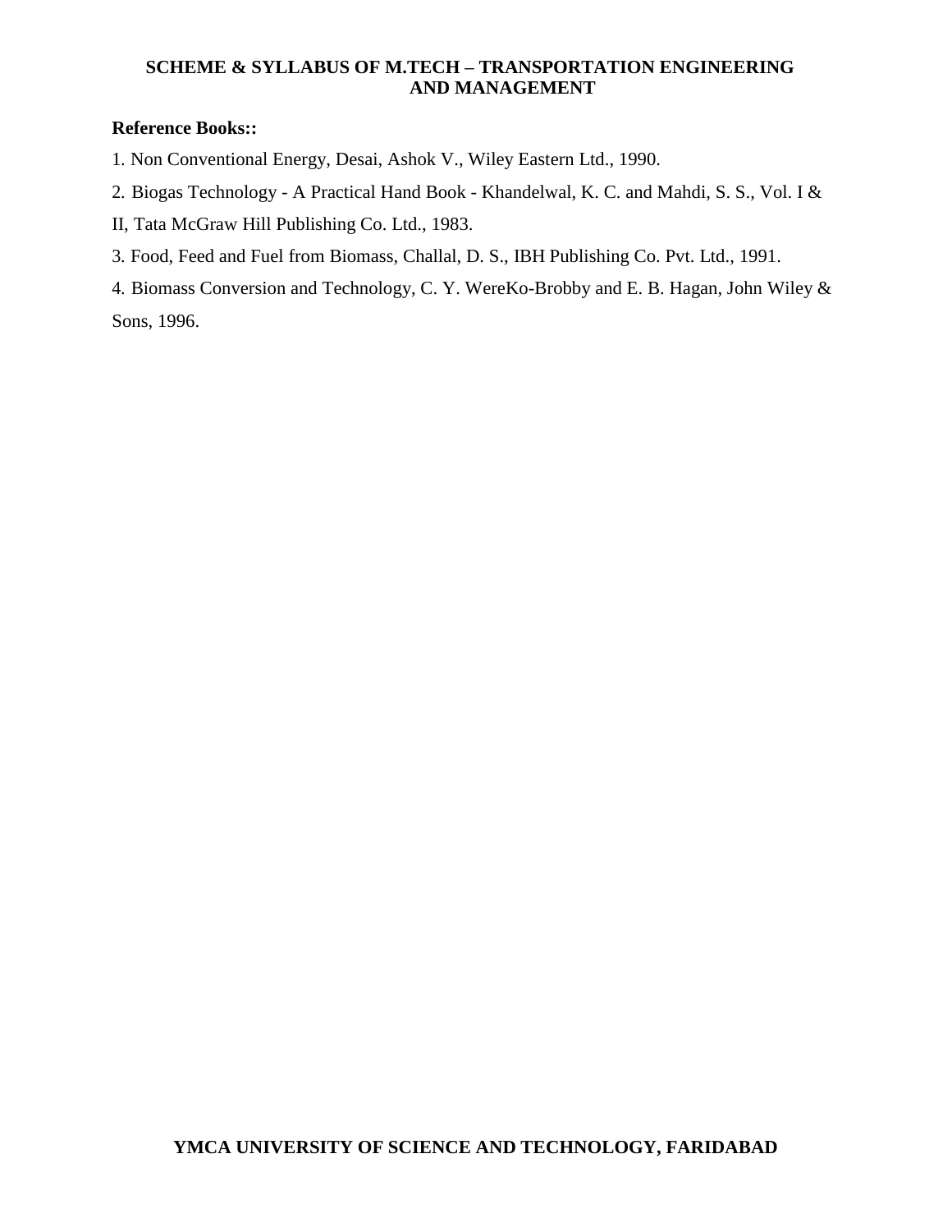**Reference Books::**

1. Non Conventional Energy, Desai, Ashok V., Wiley Eastern Ltd., 1990.
2. Biogas Technology - A Practical Hand Book - Khandelwal, K. C. and Mahdi, S. S., Vol. I & II, Tata McGraw Hill Publishing Co. Ltd., 1983.
3. Food, Feed and Fuel from Biomass, Challal, D. S., IBH Publishing Co. Pvt. Ltd., 1991.
4. Biomass Conversion and Technology, C. Y. WereKo-Brobby and E. B. Hagan, John Wiley & Sons, 1996.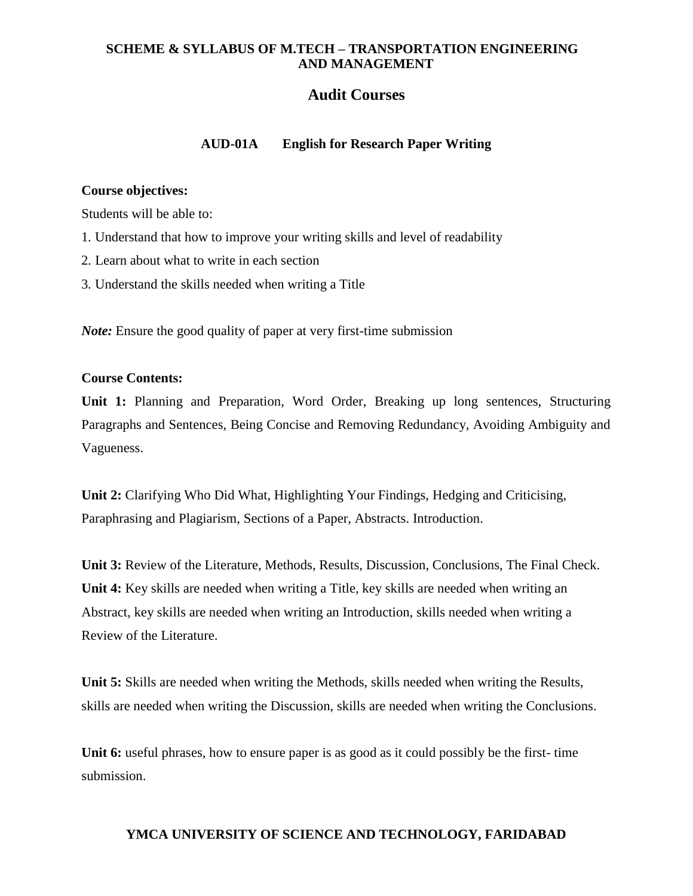## Audit Courses

### AUD-01A English for Research Paper Writing

**Course objectives:**

Students will be able to:

1. Understand that how to improve your writing skills and level of readability
2. Learn about what to write in each section
3. Understand the skills needed when writing a Title

***Note:*** Ensure the good quality of paper at very first-time submission

**Course Contents:**

**Unit 1:** Planning and Preparation, Word Order, Breaking up long sentences, Structuring Paragraphs and Sentences, Being Concise and Removing Redundancy, Avoiding Ambiguity and Vagueness.

**Unit 2:** Clarifying Who Did What, Highlighting Your Findings, Hedging and Criticising, Paraphrasing and Plagiarism, Sections of a Paper, Abstracts. Introduction.

**Unit 3:** Review of the Literature, Methods, Results, Discussion, Conclusions, The Final Check.

**Unit 4:** Key skills are needed when writing a Title, key skills are needed when writing an Abstract, key skills are needed when writing an Introduction, skills needed when writing a Review of the Literature.

**Unit 5:** Skills are needed when writing the Methods, skills needed when writing the Results, skills are needed when writing the Discussion, skills are needed when writing the Conclusions.

**Unit 6:** useful phrases, how to ensure paper is as good as it could possibly be the first- time submission.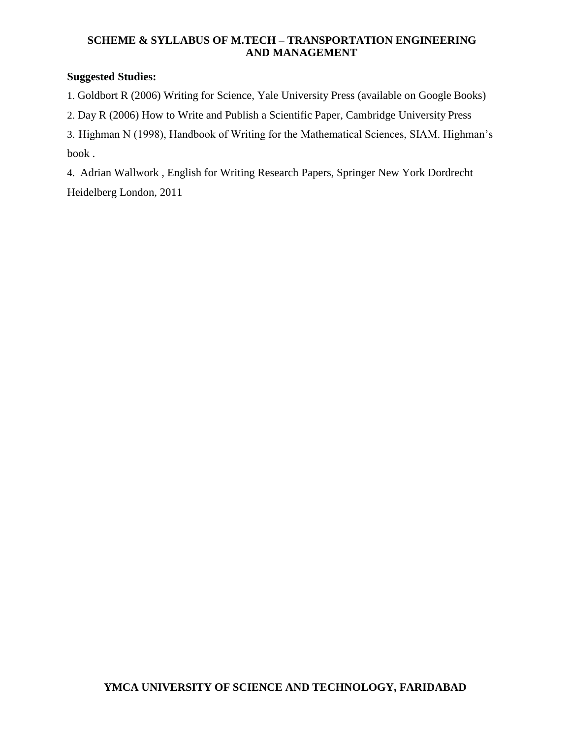**Suggested Studies:**

1. Goldbort R (2006) Writing for Science, Yale University Press (available on Google Books)
2. Day R (2006) How to Write and Publish a Scientific Paper, Cambridge University Press
3. Highman N (1998), Handbook of Writing for the Mathematical Sciences, SIAM. Highman's book .
4. Adrian Wallwork , English for Writing Research Papers, Springer New York Dordrecht Heidelberg London, 2011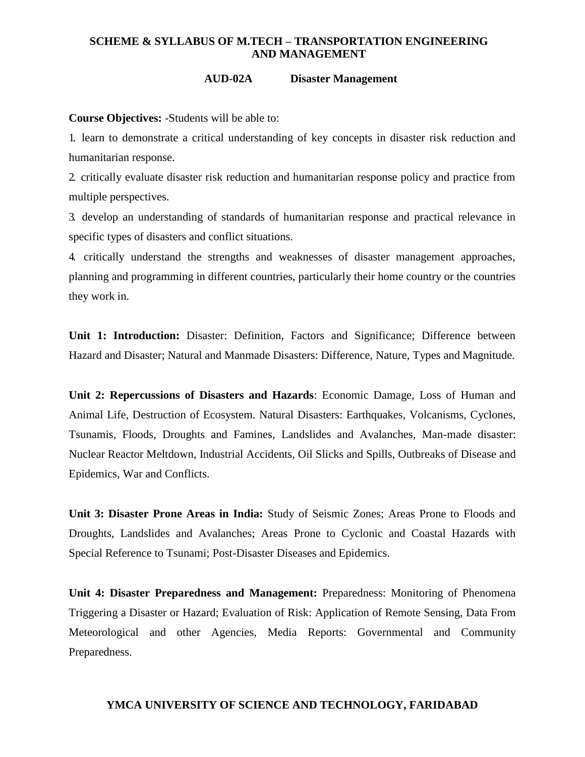# SCHEME & SYLLABUS OF M.TECH – TRANSPORTATION ENGINEERING AND MANAGEMENT

## AUD-02A Disaster Management

**Course Objectives:** -Students will be able to:

1. learn to demonstrate a critical understanding of key concepts in disaster risk reduction and humanitarian response.
2. critically evaluate disaster risk reduction and humanitarian response policy and practice from multiple perspectives.
3. develop an understanding of standards of humanitarian response and practical relevance in specific types of disasters and conflict situations.
4. critically understand the strengths and weaknesses of disaster management approaches, planning and programming in different countries, particularly their home country or the countries they work in.

**Unit 1: Introduction:** Disaster: Definition, Factors and Significance; Difference between Hazard and Disaster; Natural and Manmade Disasters: Difference, Nature, Types and Magnitude.

**Unit 2: Repercussions of Disasters and Hazards**: Economic Damage, Loss of Human and Animal Life, Destruction of Ecosystem. Natural Disasters: Earthquakes, Volcanisms, Cyclones, Tsunamis, Floods, Droughts and Famines, Landslides and Avalanches, Man-made disaster: Nuclear Reactor Meltdown, Industrial Accidents, Oil Slicks and Spills, Outbreaks of Disease and Epidemics, War and Conflicts.

**Unit 3: Disaster Prone Areas in India:** Study of Seismic Zones; Areas Prone to Floods and Droughts, Landslides and Avalanches; Areas Prone to Cyclonic and Coastal Hazards with Special Reference to Tsunami; Post-Disaster Diseases and Epidemics.

**Unit 4: Disaster Preparedness and Management:** Preparedness: Monitoring of Phenomena Triggering a Disaster or Hazard; Evaluation of Risk: Application of Remote Sensing, Data From Meteorological and other Agencies, Media Reports: Governmental and Community Preparedness.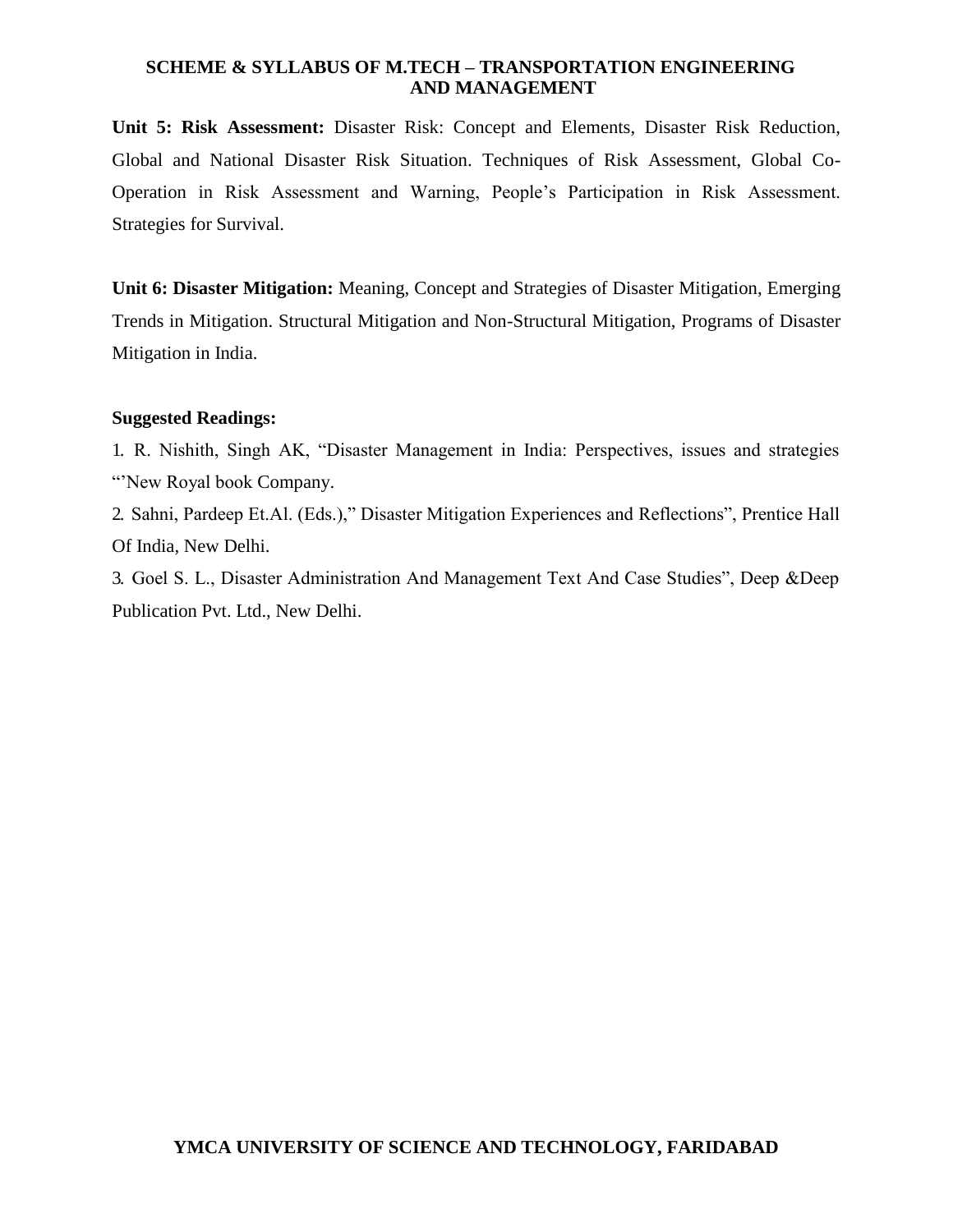**Unit 5: Risk Assessment:** Disaster Risk: Concept and Elements, Disaster Risk Reduction, Global and National Disaster Risk Situation. Techniques of Risk Assessment, Global Co-Operation in Risk Assessment and Warning, People's Participation in Risk Assessment. Strategies for Survival.

**Unit 6: Disaster Mitigation:** Meaning, Concept and Strategies of Disaster Mitigation, Emerging Trends in Mitigation. Structural Mitigation and Non-Structural Mitigation, Programs of Disaster Mitigation in India.

**Suggested Readings:**

1. R. Nishith, Singh AK, "Disaster Management in India: Perspectives, issues and strategies "'New Royal book Company.
2. Sahni, Pardeep Et.Al. (Eds.)," Disaster Mitigation Experiences and Reflections", Prentice Hall Of India, New Delhi.
3. Goel S. L., Disaster Administration And Management Text And Case Studies", Deep &Deep Publication Pvt. Ltd., New Delhi.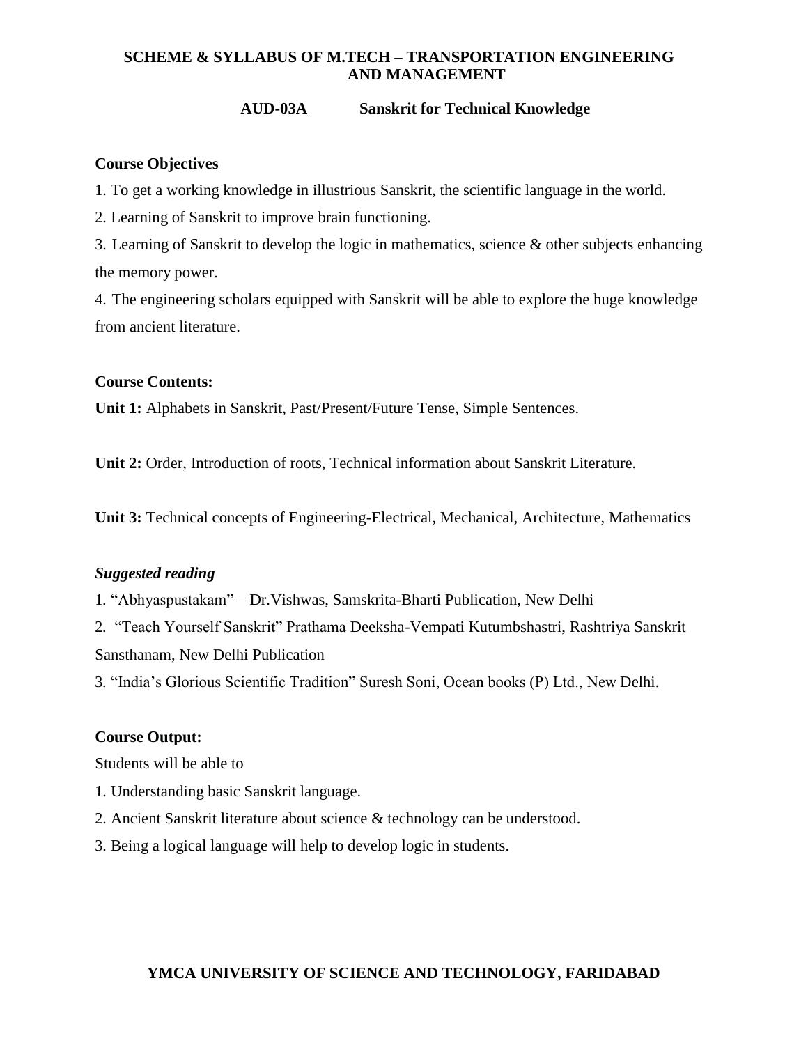## AUD-03A Sanskrit for Technical Knowledge

**Course Objectives**

1. To get a working knowledge in illustrious Sanskrit, the scientific language in the world.
2. Learning of Sanskrit to improve brain functioning.
3. Learning of Sanskrit to develop the logic in mathematics, science & other subjects enhancing the memory power.
4. The engineering scholars equipped with Sanskrit will be able to explore the huge knowledge from ancient literature.

**Course Contents:**

**Unit 1:** Alphabets in Sanskrit, Past/Present/Future Tense, Simple Sentences.

**Unit 2:** Order, Introduction of roots, Technical information about Sanskrit Literature.

**Unit 3:** Technical concepts of Engineering-Electrical, Mechanical, Architecture, Mathematics

***Suggested reading***

1. "Abhyaspustakam" – Dr.Vishwas, Samskrita-Bharti Publication, New Delhi
2. "Teach Yourself Sanskrit" Prathama Deeksha-Vempati Kutumbshastri, Rashtriya Sanskrit Sansthanam, New Delhi Publication
3. "India's Glorious Scientific Tradition" Suresh Soni, Ocean books (P) Ltd., New Delhi.

**Course Output:**

Students will be able to

1. Understanding basic Sanskrit language.
2. Ancient Sanskrit literature about science & technology can be understood.
3. Being a logical language will help to develop logic in students.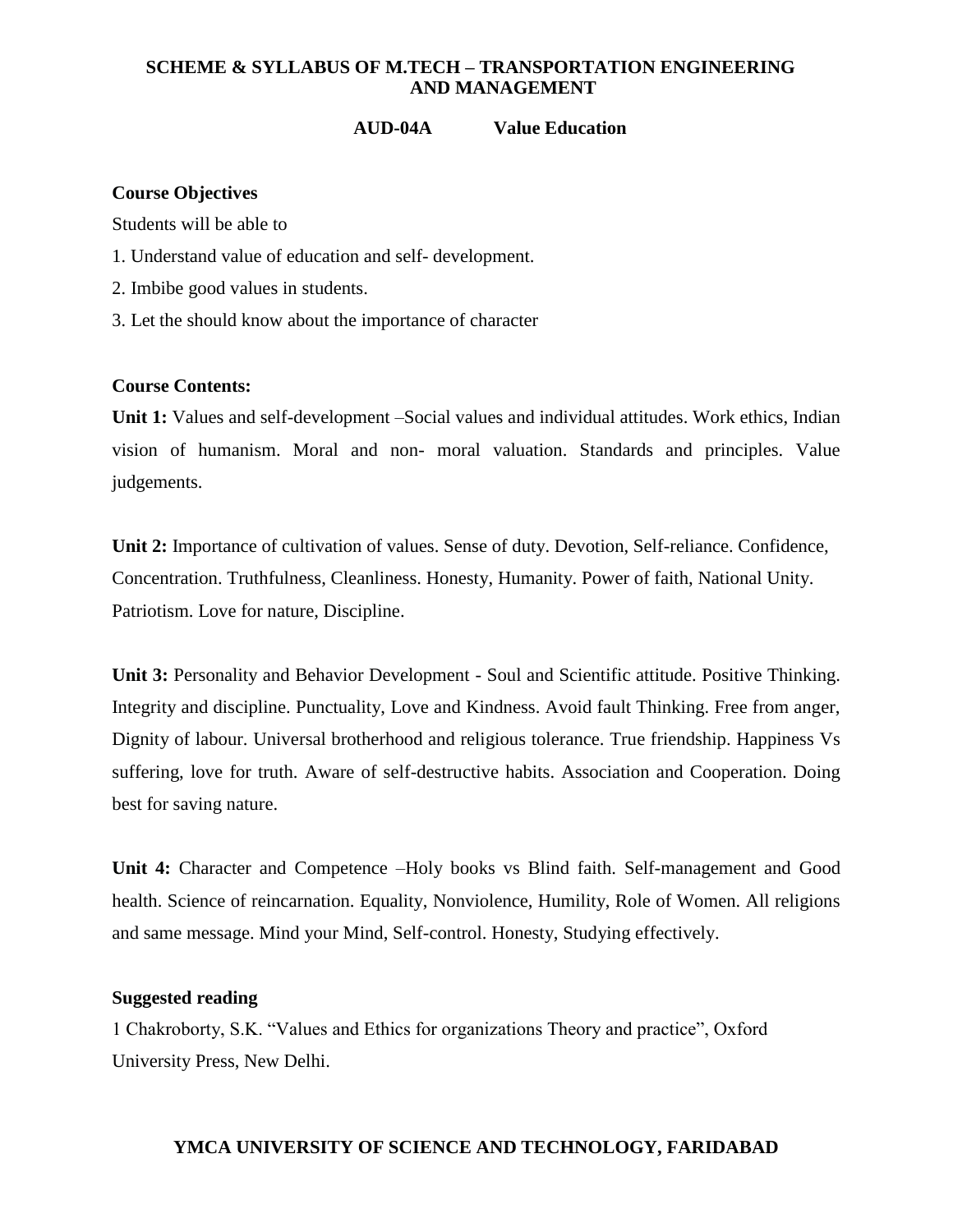## AUD-04A Value Education

**Course Objectives**

Students will be able to

1. Understand value of education and self- development.
2. Imbibe good values in students.
3. Let the should know about the importance of character

**Course Contents:**

**Unit 1:** Values and self-development –Social values and individual attitudes. Work ethics, Indian vision of humanism. Moral and non- moral valuation. Standards and principles. Value judgements.

**Unit 2:** Importance of cultivation of values. Sense of duty. Devotion, Self-reliance. Confidence, Concentration. Truthfulness, Cleanliness. Honesty, Humanity. Power of faith, National Unity. Patriotism. Love for nature, Discipline.

**Unit 3:** Personality and Behavior Development - Soul and Scientific attitude. Positive Thinking. Integrity and discipline. Punctuality, Love and Kindness. Avoid fault Thinking. Free from anger, Dignity of labour. Universal brotherhood and religious tolerance. True friendship. Happiness Vs suffering, love for truth. Aware of self-destructive habits. Association and Cooperation. Doing best for saving nature.

**Unit 4:** Character and Competence –Holy books vs Blind faith. Self-management and Good health. Science of reincarnation. Equality, Nonviolence, Humility, Role of Women. All religions and same message. Mind your Mind, Self-control. Honesty, Studying effectively.

**Suggested reading**

1 Chakroborty, S.K. "Values and Ethics for organizations Theory and practice", Oxford University Press, New Delhi.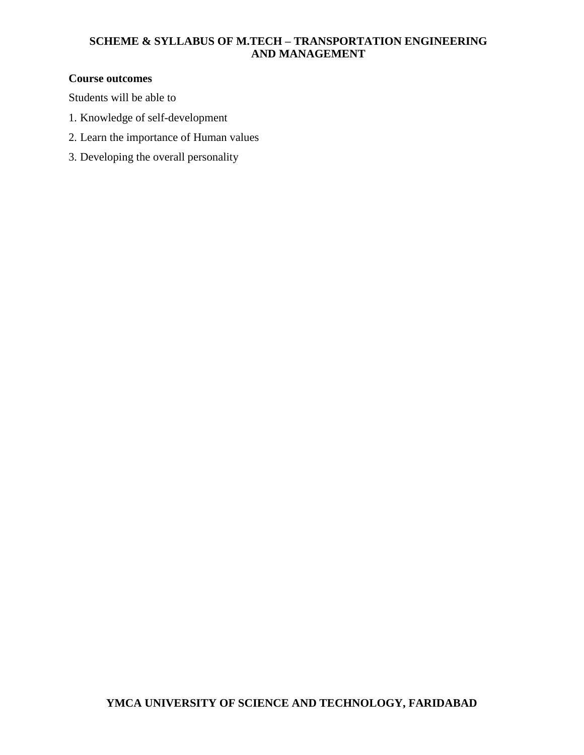**Course outcomes**

Students will be able to

1. Knowledge of self-development
2. Learn the importance of Human values
3. Developing the overall personality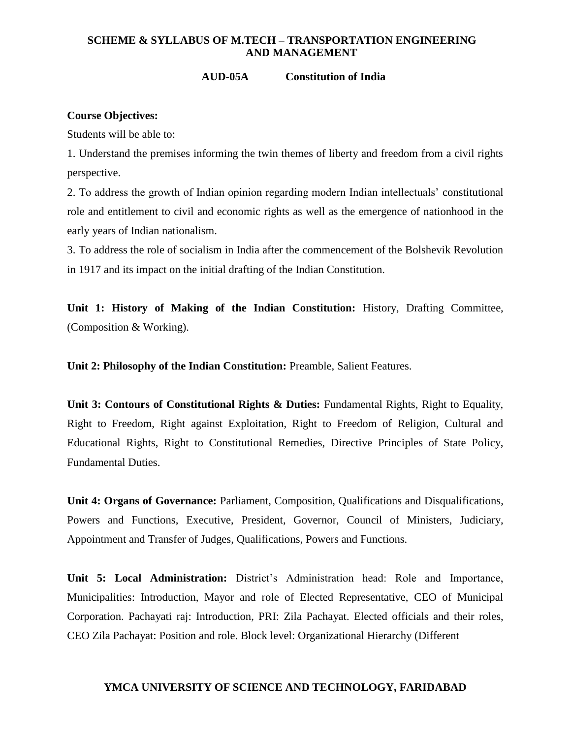## AUD-05A Constitution of India

**Course Objectives:**

Students will be able to:

1. Understand the premises informing the twin themes of liberty and freedom from a civil rights perspective.
2. To address the growth of Indian opinion regarding modern Indian intellectuals' constitutional role and entitlement to civil and economic rights as well as the emergence of nationhood in the early years of Indian nationalism.
3. To address the role of socialism in India after the commencement of the Bolshevik Revolution in 1917 and its impact on the initial drafting of the Indian Constitution.

**Unit 1: History of Making of the Indian Constitution:** History, Drafting Committee, (Composition & Working).

**Unit 2: Philosophy of the Indian Constitution:** Preamble, Salient Features.

**Unit 3: Contours of Constitutional Rights & Duties:** Fundamental Rights, Right to Equality, Right to Freedom, Right against Exploitation, Right to Freedom of Religion, Cultural and Educational Rights, Right to Constitutional Remedies, Directive Principles of State Policy, Fundamental Duties.

**Unit 4: Organs of Governance:** Parliament, Composition, Qualifications and Disqualifications, Powers and Functions, Executive, President, Governor, Council of Ministers, Judiciary, Appointment and Transfer of Judges, Qualifications, Powers and Functions.

**Unit 5: Local Administration:** District's Administration head: Role and Importance, Municipalities: Introduction, Mayor and role of Elected Representative, CEO of Municipal Corporation. Pachayati raj: Introduction, PRI: Zila Pachayat. Elected officials and their roles, CEO Zila Pachayat: Position and role. Block level: Organizational Hierarchy (Different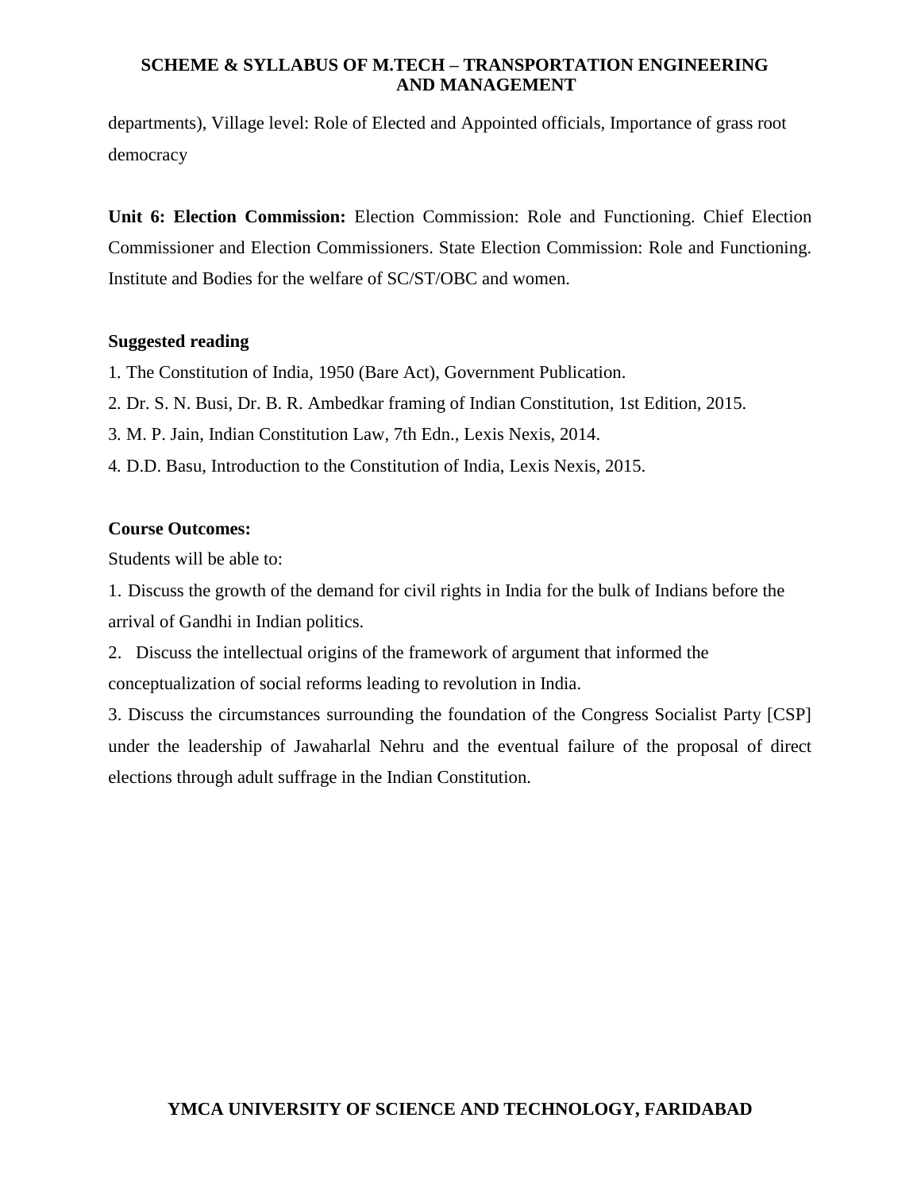departments), Village level: Role of Elected and Appointed officials, Importance of grass root democracy

**Unit 6: Election Commission:** Election Commission: Role and Functioning. Chief Election Commissioner and Election Commissioners. State Election Commission: Role and Functioning. Institute and Bodies for the welfare of SC/ST/OBC and women.

**Suggested reading**

1. The Constitution of India, 1950 (Bare Act), Government Publication.
2. Dr. S. N. Busi, Dr. B. R. Ambedkar framing of Indian Constitution, 1st Edition, 2015.
3. M. P. Jain, Indian Constitution Law, 7th Edn., Lexis Nexis, 2014.
4. D.D. Basu, Introduction to the Constitution of India, Lexis Nexis, 2015.

**Course Outcomes:**

Students will be able to:

1. Discuss the growth of the demand for civil rights in India for the bulk of Indians before the arrival of Gandhi in Indian politics.
2. Discuss the intellectual origins of the framework of argument that informed the conceptualization of social reforms leading to revolution in India.
3. Discuss the circumstances surrounding the foundation of the Congress Socialist Party [CSP] under the leadership of Jawaharlal Nehru and the eventual failure of the proposal of direct elections through adult suffrage in the Indian Constitution.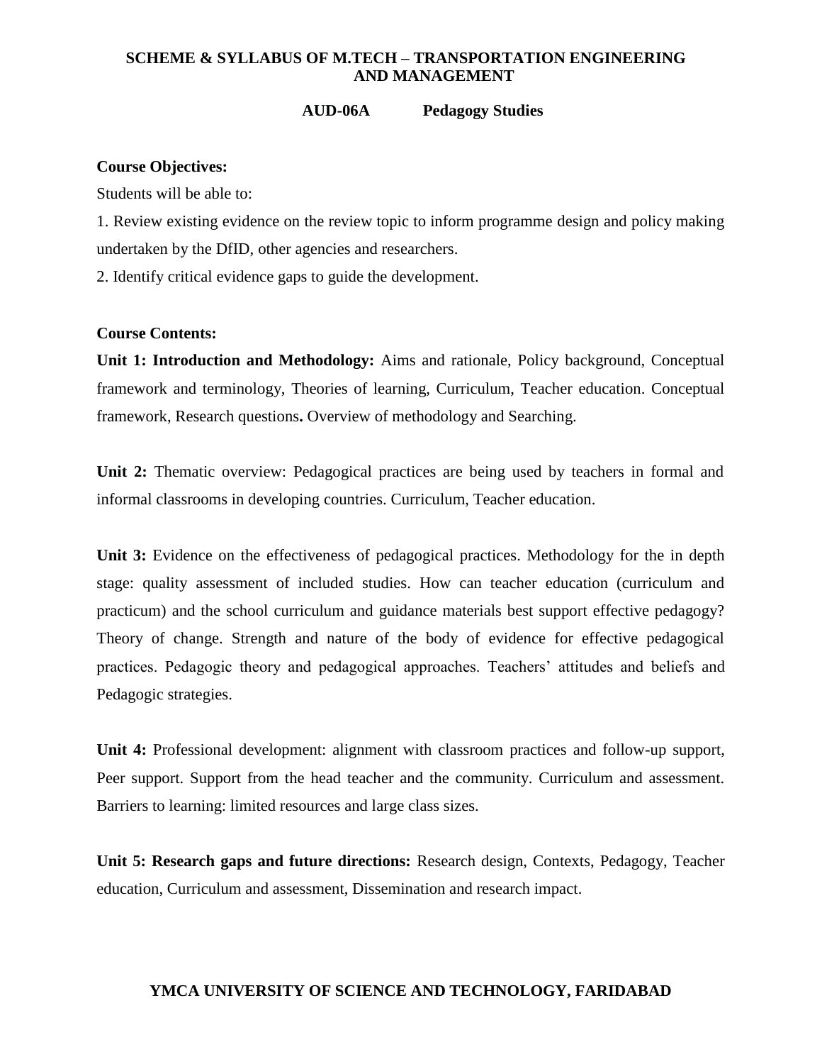## AUD-06A Pedagogy Studies

**Course Objectives:**

Students will be able to:

1. Review existing evidence on the review topic to inform programme design and policy making undertaken by the DfID, other agencies and researchers.
2. Identify critical evidence gaps to guide the development.

**Course Contents:**

**Unit 1: Introduction and Methodology:** Aims and rationale, Policy background, Conceptual framework and terminology, Theories of learning, Curriculum, Teacher education. Conceptual framework, Research questions**.** Overview of methodology and Searching.

**Unit 2:** Thematic overview: Pedagogical practices are being used by teachers in formal and informal classrooms in developing countries. Curriculum, Teacher education.

**Unit 3:** Evidence on the effectiveness of pedagogical practices. Methodology for the in depth stage: quality assessment of included studies. How can teacher education (curriculum and practicum) and the school curriculum and guidance materials best support effective pedagogy? Theory of change. Strength and nature of the body of evidence for effective pedagogical practices. Pedagogic theory and pedagogical approaches. Teachers' attitudes and beliefs and Pedagogic strategies.

**Unit 4:** Professional development: alignment with classroom practices and follow-up support, Peer support. Support from the head teacher and the community. Curriculum and assessment. Barriers to learning: limited resources and large class sizes.

**Unit 5: Research gaps and future directions:** Research design, Contexts, Pedagogy, Teacher education, Curriculum and assessment, Dissemination and research impact.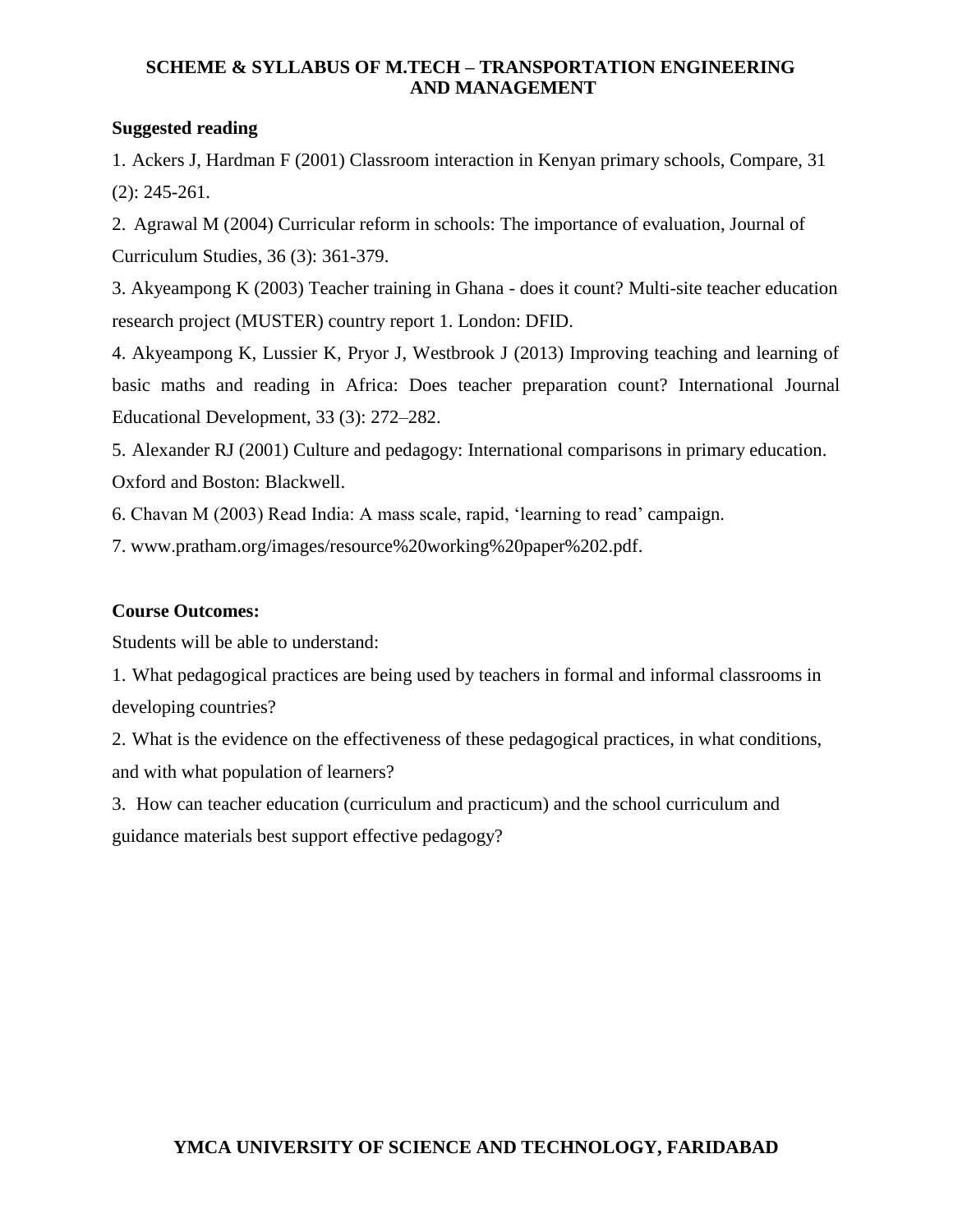**Suggested reading**

1. Ackers J, Hardman F (2001) Classroom interaction in Kenyan primary schools, Compare, 31 (2): 245-261.
2. Agrawal M (2004) Curricular reform in schools: The importance of evaluation, Journal of Curriculum Studies, 36 (3): 361-379.
3. Akyeampong K (2003) Teacher training in Ghana - does it count? Multi-site teacher education research project (MUSTER) country report 1. London: DFID.
4. Akyeampong K, Lussier K, Pryor J, Westbrook J (2013) Improving teaching and learning of basic maths and reading in Africa: Does teacher preparation count? International Journal Educational Development, 33 (3): 272–282.
5. Alexander RJ (2001) Culture and pedagogy: International comparisons in primary education. Oxford and Boston: Blackwell.
6. Chavan M (2003) Read India: A mass scale, rapid, 'learning to read' campaign.
7. www.pratham.org/images/resource%20working%20paper%202.pdf.

**Course Outcomes:**

Students will be able to understand:

1. What pedagogical practices are being used by teachers in formal and informal classrooms in developing countries?
2. What is the evidence on the effectiveness of these pedagogical practices, in what conditions, and with what population of learners?
3. How can teacher education (curriculum and practicum) and the school curriculum and guidance materials best support effective pedagogy?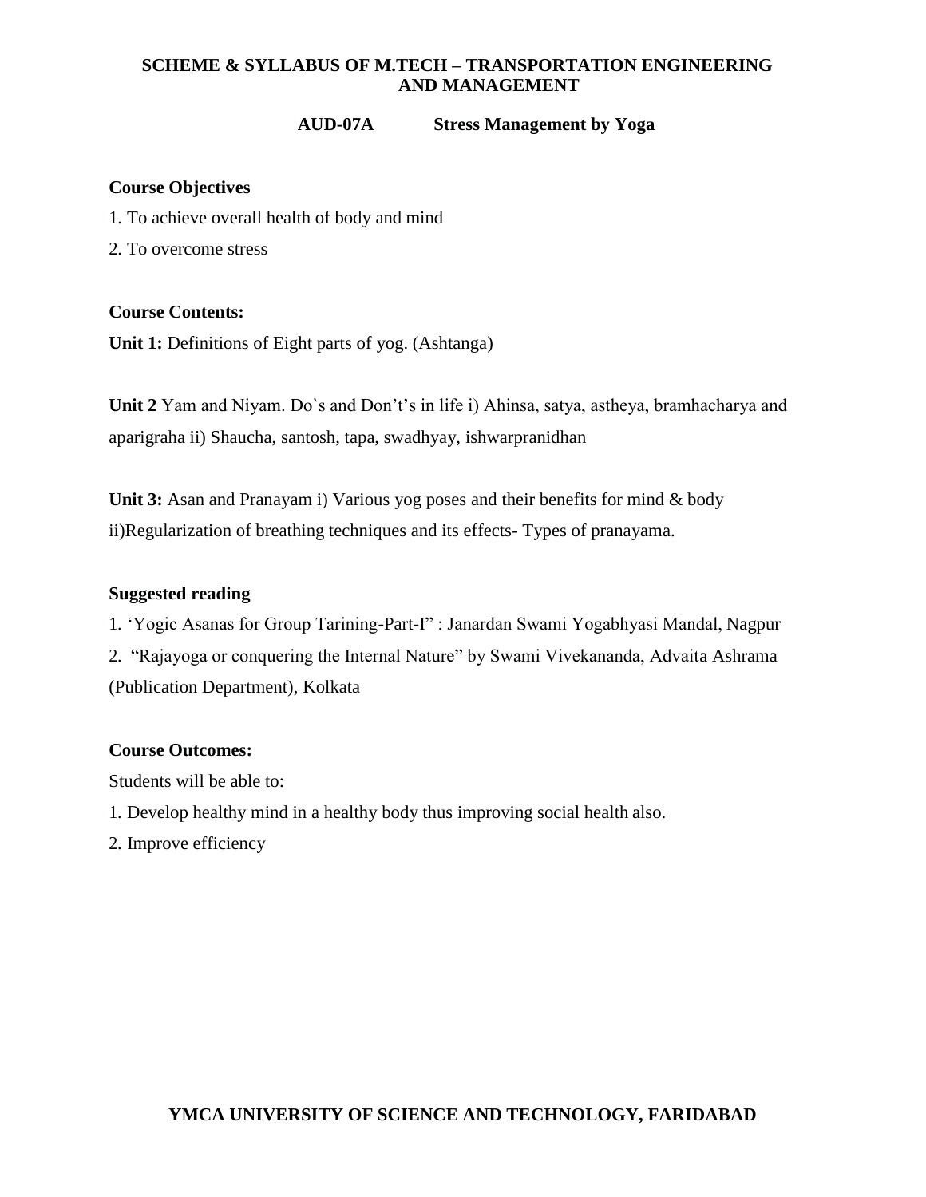## AUD-07A Stress Management by Yoga

**Course Objectives**

1. To achieve overall health of body and mind
2. To overcome stress

**Course Contents:**

**Unit 1:** Definitions of Eight parts of yog. (Ashtanga)

**Unit 2** Yam and Niyam. Do`s and Don't's in life i) Ahinsa, satya, astheya, bramhacharya and aparigraha ii) Shaucha, santosh, tapa, swadhyay, ishwarpranidhan

**Unit 3:** Asan and Pranayam i) Various yog poses and their benefits for mind & body ii)Regularization of breathing techniques and its effects- Types of pranayama.

**Suggested reading**

1. 'Yogic Asanas for Group Tarining-Part-I" : Janardan Swami Yogabhyasi Mandal, Nagpur
2. "Rajayoga or conquering the Internal Nature" by Swami Vivekananda, Advaita Ashrama (Publication Department), Kolkata

**Course Outcomes:**

Students will be able to:

1. Develop healthy mind in a healthy body thus improving social health also.
2. Improve efficiency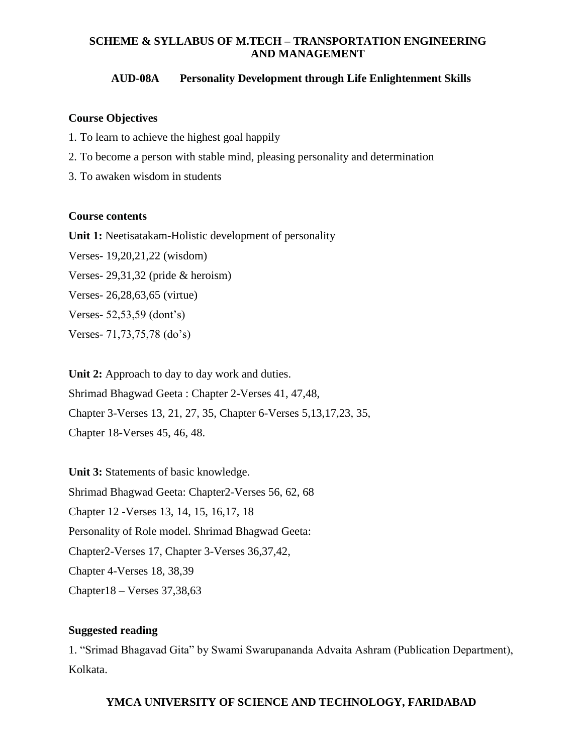# SCHEME & SYLLABUS OF M.TECH – TRANSPORTATION ENGINEERING AND MANAGEMENT

## AUD-08A Personality Development through Life Enlightenment Skills

### Course Objectives

1. To learn to achieve the highest goal happily
2. To become a person with stable mind, pleasing personality and determination
3. To awaken wisdom in students

### Course contents

**Unit 1:** Neetisatakam-Holistic development of personality

Verses- 19,20,21,22 (wisdom)

Verses- 29,31,32 (pride & heroism)

Verses- 26,28,63,65 (virtue)

Verses- 52,53,59 (dont's)

Verses- 71,73,75,78 (do's)

**Unit 2:** Approach to day to day work and duties.

Shrimad Bhagwad Geeta : Chapter 2-Verses 41, 47,48,

Chapter 3-Verses 13, 21, 27, 35, Chapter 6-Verses 5,13,17,23, 35,

Chapter 18-Verses 45, 46, 48.

**Unit 3:** Statements of basic knowledge.

Shrimad Bhagwad Geeta: Chapter2-Verses 56, 62, 68

Chapter 12 -Verses 13, 14, 15, 16,17, 18

Personality of Role model. Shrimad Bhagwad Geeta:

Chapter2-Verses 17, Chapter 3-Verses 36,37,42,

Chapter 4-Verses 18, 38,39

Chapter18 – Verses 37,38,63

### Suggested reading

1. "Srimad Bhagavad Gita" by Swami Swarupananda Advaita Ashram (Publication Department), Kolkata.

**YMCA UNIVERSITY OF SCIENCE AND TECHNOLOGY, FARIDABAD**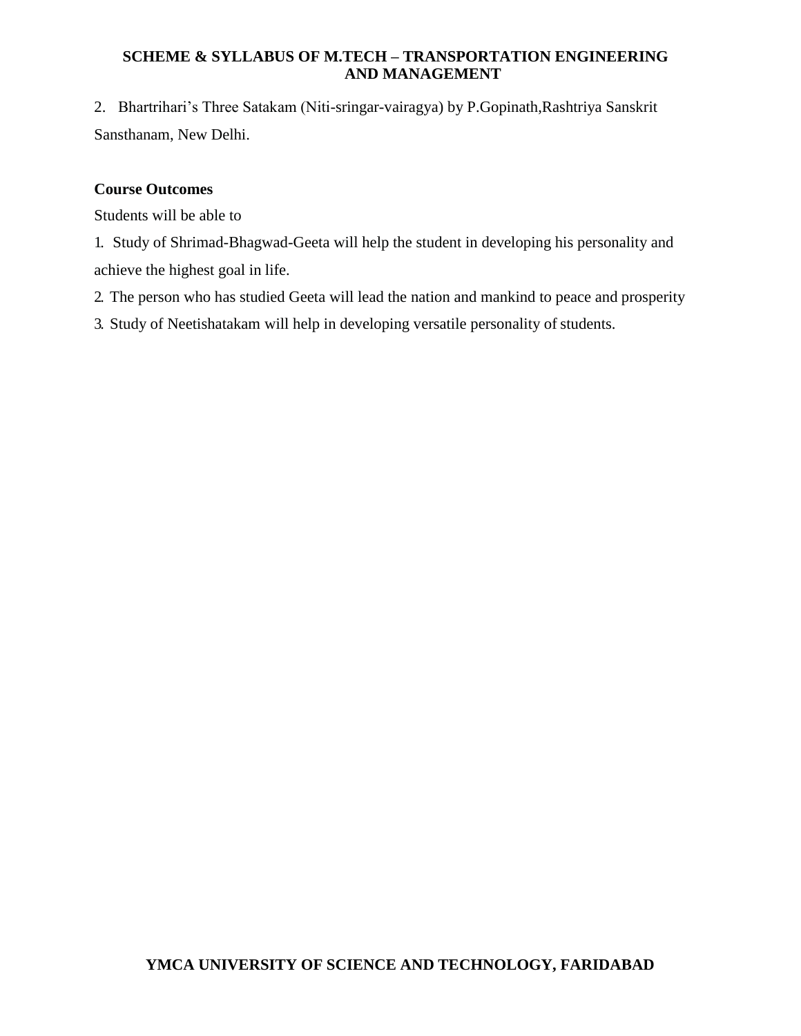2. Bhartrihari's Three Satakam (Niti-sringar-vairagya) by P.Gopinath,Rashtriya Sanskrit Sansthanam, New Delhi.

**Course Outcomes**

Students will be able to

1. Study of Shrimad-Bhagwad-Geeta will help the student in developing his personality and achieve the highest goal in life.
2. The person who has studied Geeta will lead the nation and mankind to peace and prosperity
3. Study of Neetishatakam will help in developing versatile personality of students.